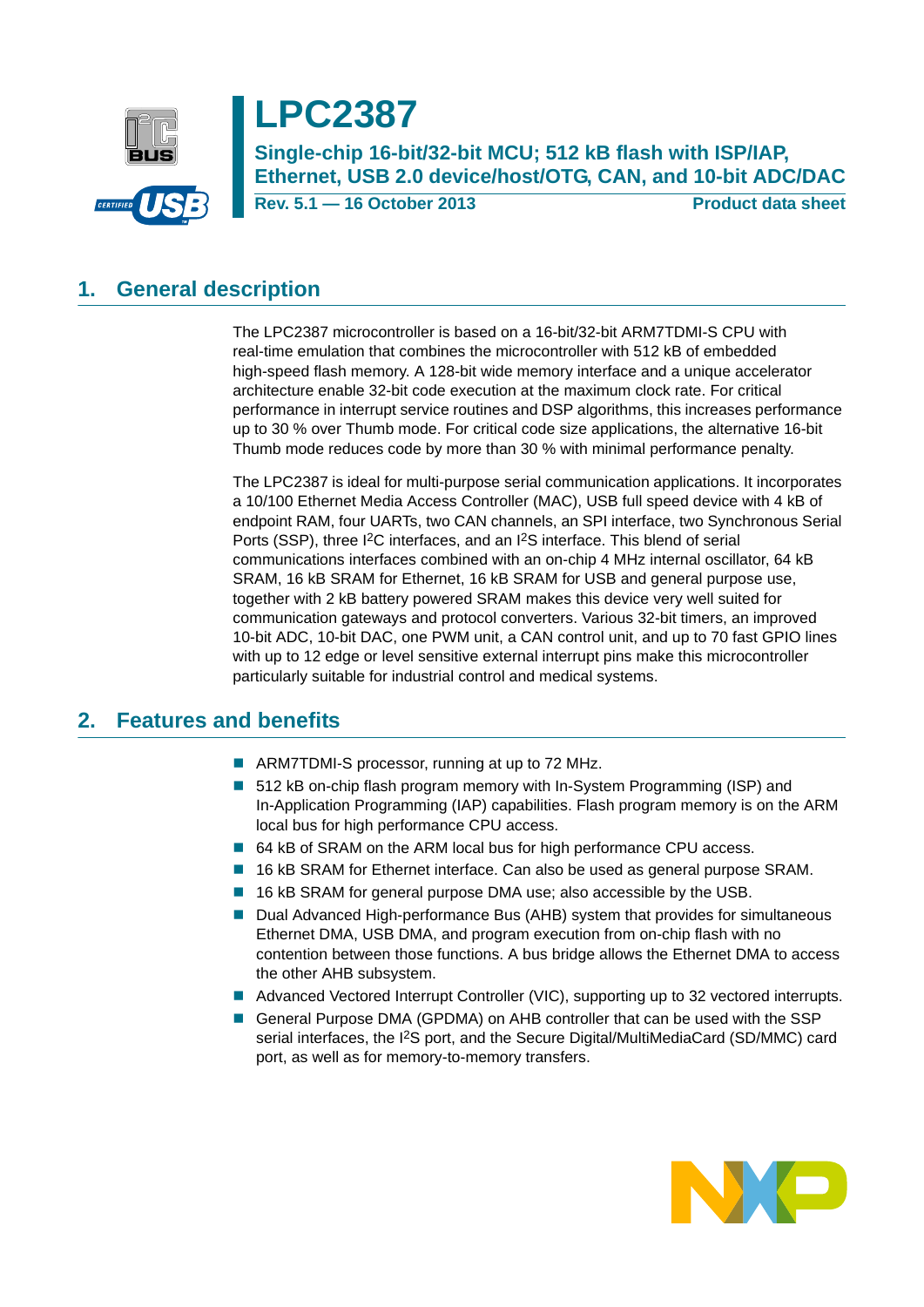# LPC2387

## Single-chip 16-bit/32-bit MCU; 512 kB flash with ISP/IAP, Ethernet, USB 2.0 device/host/OTG, CAN, and 10-bit ADC/DAC

**Rev. 5.1 — 16 October 2013** **Product data sheet**

## 1. General description

The LPC2387 microcontroller is based on a 16-bit/32-bit ARM7TDMI-S CPU with real-time emulation that combines the microcontroller with 512 kB of embedded high-speed flash memory. A 128-bit wide memory interface and a unique accelerator architecture enable 32-bit code execution at the maximum clock rate. For critical performance in interrupt service routines and DSP algorithms, this increases performance up to 30 % over Thumb mode. For critical code size applications, the alternative 16-bit Thumb mode reduces code by more than 30 % with minimal performance penalty.

The LPC2387 is ideal for multi-purpose serial communication applications. It incorporates a 10/100 Ethernet Media Access Controller (MAC), USB full speed device with 4 kB of endpoint RAM, four UARTs, two CAN channels, an SPI interface, two Synchronous Serial Ports (SSP), three I²C interfaces, and an I²S interface. This blend of serial communications interfaces combined with an on-chip 4 MHz internal oscillator, 64 kB SRAM, 16 kB SRAM for Ethernet, 16 kB SRAM for USB and general purpose use, together with 2 kB battery powered SRAM makes this device very well suited for communication gateways and protocol converters. Various 32-bit timers, an improved 10-bit ADC, 10-bit DAC, one PWM unit, a CAN control unit, and up to 70 fast GPIO lines with up to 12 edge or level sensitive external interrupt pins make this microcontroller particularly suitable for industrial control and medical systems.

## 2. Features and benefits

- ARM7TDMI-S processor, running at up to 72 MHz.
- 512 kB on-chip flash program memory with In-System Programming (ISP) and In-Application Programming (IAP) capabilities. Flash program memory is on the ARM local bus for high performance CPU access.
- 64 kB of SRAM on the ARM local bus for high performance CPU access.
- 16 kB SRAM for Ethernet interface. Can also be used as general purpose SRAM.
- 16 kB SRAM for general purpose DMA use; also accessible by the USB.
- Dual Advanced High-performance Bus (AHB) system that provides for simultaneous Ethernet DMA, USB DMA, and program execution from on-chip flash with no contention between those functions. A bus bridge allows the Ethernet DMA to access the other AHB subsystem.
- Advanced Vectored Interrupt Controller (VIC), supporting up to 32 vectored interrupts.
- General Purpose DMA (GPDMA) on AHB controller that can be used with the SSP serial interfaces, the I²S port, and the Secure Digital/MultiMediaCard (SD/MMC) card port, as well as for memory-to-memory transfers.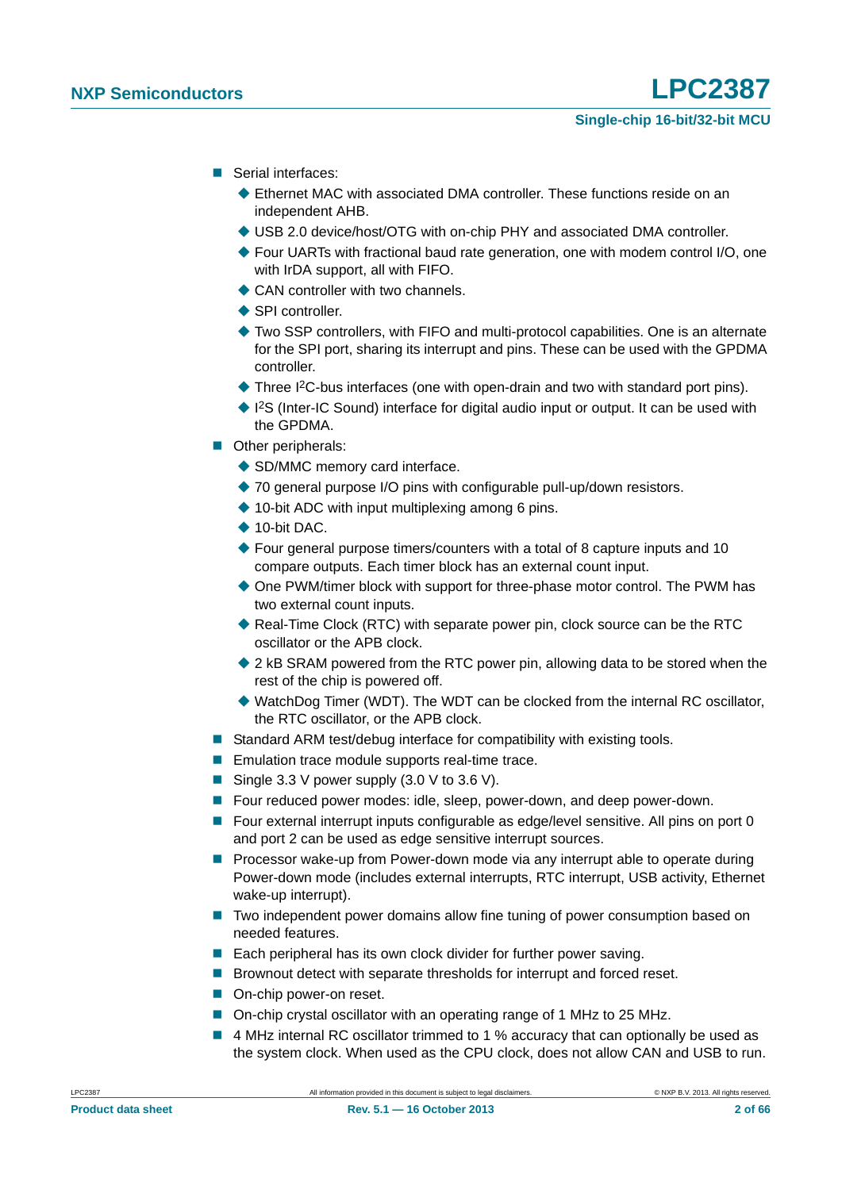- Serial interfaces:
  - Ethernet MAC with associated DMA controller. These functions reside on an independent AHB.
  - USB 2.0 device/host/OTG with on-chip PHY and associated DMA controller.
  - Four UARTs with fractional baud rate generation, one with modem control I/O, one with IrDA support, all with FIFO.
  - CAN controller with two channels.
  - SPI controller.
  - Two SSP controllers, with FIFO and multi-protocol capabilities. One is an alternate for the SPI port, sharing its interrupt and pins. These can be used with the GPDMA controller.
  - Three I$^2$C-bus interfaces (one with open-drain and two with standard port pins).
  - I$^2$S (Inter-IC Sound) interface for digital audio input or output. It can be used with the GPDMA.
- Other peripherals:
  - SD/MMC memory card interface.
  - 70 general purpose I/O pins with configurable pull-up/down resistors.
  - 10-bit ADC with input multiplexing among 6 pins.
  - 10-bit DAC.
  - Four general purpose timers/counters with a total of 8 capture inputs and 10 compare outputs. Each timer block has an external count input.
  - One PWM/timer block with support for three-phase motor control. The PWM has two external count inputs.
  - Real-Time Clock (RTC) with separate power pin, clock source can be the RTC oscillator or the APB clock.
  - 2 kB SRAM powered from the RTC power pin, allowing data to be stored when the rest of the chip is powered off.
  - WatchDog Timer (WDT). The WDT can be clocked from the internal RC oscillator, the RTC oscillator, or the APB clock.
- Standard ARM test/debug interface for compatibility with existing tools.
- Emulation trace module supports real-time trace.
- Single 3.3 V power supply (3.0 V to 3.6 V).
- Four reduced power modes: idle, sleep, power-down, and deep power-down.
- Four external interrupt inputs configurable as edge/level sensitive. All pins on port 0 and port 2 can be used as edge sensitive interrupt sources.
- Processor wake-up from Power-down mode via any interrupt able to operate during Power-down mode (includes external interrupts, RTC interrupt, USB activity, Ethernet wake-up interrupt).
- Two independent power domains allow fine tuning of power consumption based on needed features.
- Each peripheral has its own clock divider for further power saving.
- Brownout detect with separate thresholds for interrupt and forced reset.
- On-chip power-on reset.
- On-chip crystal oscillator with an operating range of 1 MHz to 25 MHz.
- 4 MHz internal RC oscillator trimmed to 1 % accuracy that can optionally be used as the system clock. When used as the CPU clock, does not allow CAN and USB to run.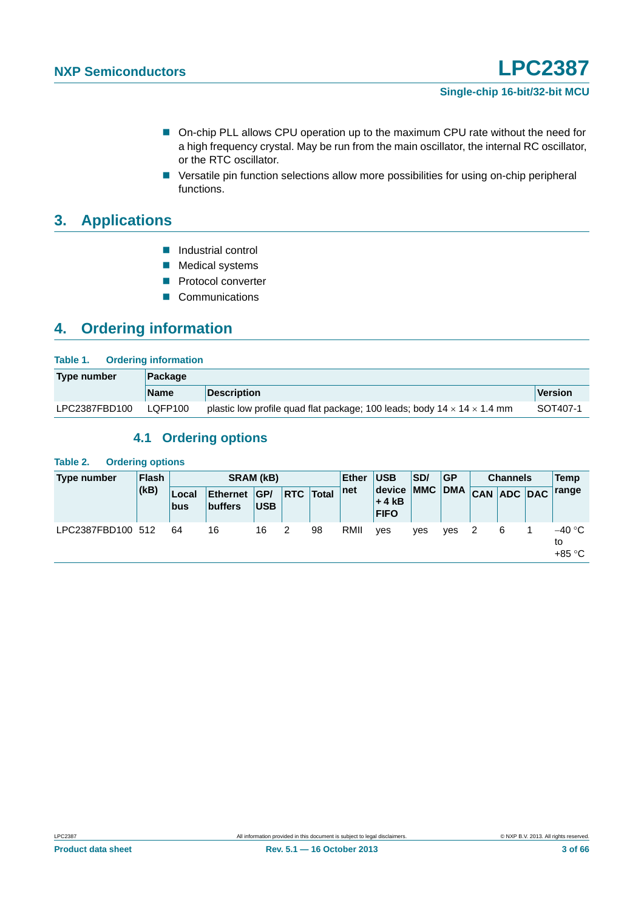- On-chip PLL allows CPU operation up to the maximum CPU rate without the need for a high frequency crystal. May be run from the main oscillator, the internal RC oscillator, or the RTC oscillator.
- Versatile pin function selections allow more possibilities for using on-chip peripheral functions.

## 3. Applications

- Industrial control
- Medical systems
- Protocol converter
- Communications

## 4. Ordering information

**Table 1. Ordering information**

| Type number | Package | | |
|---|---|---|---|
| | Name | Description | Version |
| LPC2387FBD100 | LQFP100 | plastic low profile quad flat package; 100 leads; body 14 × 14 × 1.4 mm | SOT407-1 |

### 4.1 Ordering options

**Table 2. Ordering options**

| Type number | Flash (kB) | SRAM (kB) | | | | | Ether net | USB device + 4 kB FIFO | SD/ MMC | GP DMA | Channels | | | Temp range |
|---|---|---|---|---|---|---|---|---|---|---|---|---|---|---|
| | | Local bus | Ethernet buffers | GP/ USB | RTC | Total | | | | | CAN | ADC | DAC | |
| LPC2387FBD100 | 512 | 64 | 16 | 16 | 2 | 98 | RMII | yes | yes | yes | 2 | 6 | 1 | −40 °C to +85 °C |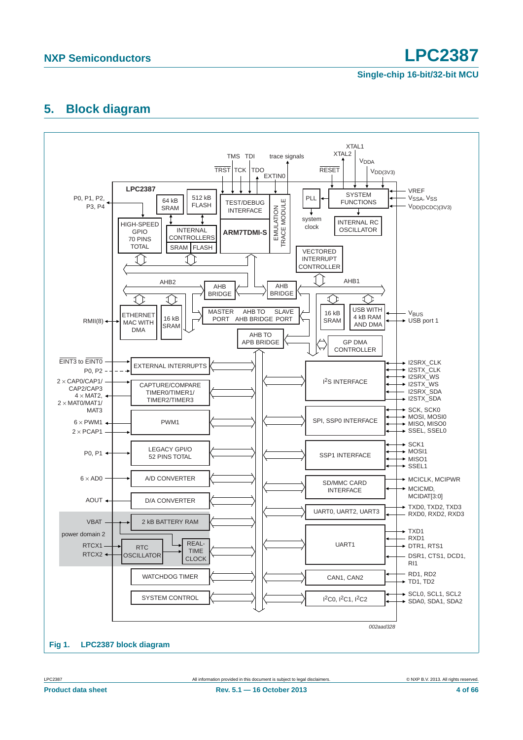## 5. Block diagram

002aad328

**Fig 1. LPC2387 block diagram**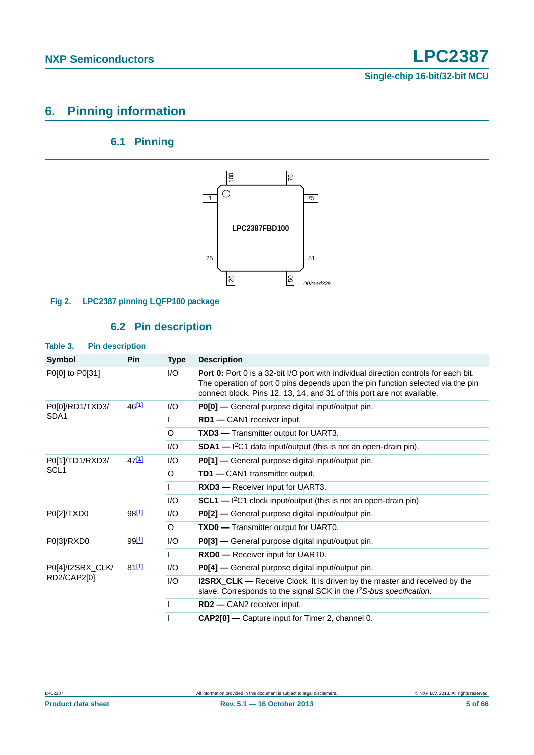# 6. Pinning information

## 6.1 Pinning

LPC2387FBD100

1, 25, 26, 50, 51, 75, 76, 100

002aad329

**Fig 2. LPC2387 pinning LQFP100 package**

## 6.2 Pin description

**Table 3. Pin description**

| Symbol | Pin | Type | Description |
|---|---|---|---|
| P0[0] to P0[31] | | I/O | **Port 0:** Port 0 is a 32-bit I/O port with individual direction controls for each bit. The operation of port 0 pins depends upon the pin function selected via the pin connect block. Pins 12, 13, 14, and 31 of this port are not available. |
| P0[0]/RD1/TXD3/ SDA1 | 46[1] | I/O | **P0[0] —** General purpose digital input/output pin. |
| | | I | **RD1 —** CAN1 receiver input. |
| | | O | **TXD3 —** Transmitter output for UART3. |
| | | I/O | **SDA1 —** $I^2C1$ data input/output (this is not an open-drain pin). |
| P0[1]/TD1/RXD3/ SCL1 | 47[1] | I/O | **P0[1] —** General purpose digital input/output pin. |
| | | O | **TD1 —** CAN1 transmitter output. |
| | | I | **RXD3 —** Receiver input for UART3. |
| | | I/O | **SCL1 —** $I^2C1$ clock input/output (this is not an open-drain pin). |
| P0[2]/TXD0 | 98[1] | I/O | **P0[2] —** General purpose digital input/output pin. |
| | | O | **TXD0 —** Transmitter output for UART0. |
| P0[3]/RXD0 | 99[1] | I/O | **P0[3] —** General purpose digital input/output pin. |
| | | I | **RXD0 —** Receiver input for UART0. |
| P0[4]/I2SRX_CLK/ RD2/CAP2[0] | 81[1] | I/O | **P0[4] —** General purpose digital input/output pin. |
| | | I/O | **I2SRX_CLK —** Receive Clock. It is driven by the master and received by the slave. Corresponds to the signal SCK in the *$I^2S$-bus specification*. |
| | | I | **RD2 —** CAN2 receiver input. |
| | | I | **CAP2[0] —** Capture input for Timer 2, channel 0. |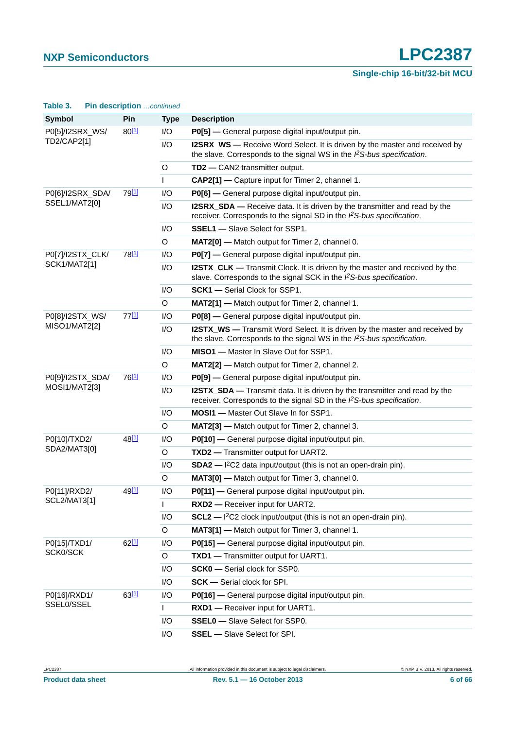**Table 3. Pin description** *...continued*

| Symbol | Pin | Type | Description |
|---|---|---|---|
| P0[5]/I2SRX_WS/ TD2/CAP2[1] | 80[1] | I/O | **P0[5]** — General purpose digital input/output pin. |
| | | I/O | **I2SRX_WS** — Receive Word Select. It is driven by the master and received by the slave. Corresponds to the signal WS in the *I²S-bus specification*. |
| | | O | **TD2** — CAN2 transmitter output. |
| | | I | **CAP2[1]** — Capture input for Timer 2, channel 1. |
| P0[6]/I2SRX_SDA/ SSEL1/MAT2[0] | 79[1] | I/O | **P0[6]** — General purpose digital input/output pin. |
| | | I/O | **I2SRX_SDA** — Receive data. It is driven by the transmitter and read by the receiver. Corresponds to the signal SD in the *I²S-bus specification*. |
| | | I/O | **SSEL1** — Slave Select for SSP1. |
| | | O | **MAT2[0]** — Match output for Timer 2, channel 0. |
| P0[7]/I2STX_CLK/ SCK1/MAT2[1] | 78[1] | I/O | **P0[7]** — General purpose digital input/output pin. |
| | | I/O | **I2STX_CLK** — Transmit Clock. It is driven by the master and received by the slave. Corresponds to the signal SCK in the *I²S-bus specification*. |
| | | I/O | **SCK1** — Serial Clock for SSP1. |
| | | O | **MAT2[1]** — Match output for Timer 2, channel 1. |
| P0[8]/I2STX_WS/ MISO1/MAT2[2] | 77[1] | I/O | **P0[8]** — General purpose digital input/output pin. |
| | | I/O | **I2STX_WS** — Transmit Word Select. It is driven by the master and received by the slave. Corresponds to the signal WS in the *I²S-bus specification*. |
| | | I/O | **MISO1** — Master In Slave Out for SSP1. |
| | | O | **MAT2[2]** — Match output for Timer 2, channel 2. |
| P0[9]/I2STX_SDA/ MOSI1/MAT2[3] | 76[1] | I/O | **P0[9]** — General purpose digital input/output pin. |
| | | I/O | **I2STX_SDA** — Transmit data. It is driven by the transmitter and read by the receiver. Corresponds to the signal SD in the *I²S-bus specification*. |
| | | I/O | **MOSI1** — Master Out Slave In for SSP1. |
| | | O | **MAT2[3]** — Match output for Timer 2, channel 3. |
| P0[10]/TXD2/ SDA2/MAT3[0] | 48[1] | I/O | **P0[10]** — General purpose digital input/output pin. |
| | | O | **TXD2** — Transmitter output for UART2. |
| | | I/O | **SDA2** — I²C2 data input/output (this is not an open-drain pin). |
| | | O | **MAT3[0]** — Match output for Timer 3, channel 0. |
| P0[11]/RXD2/ SCL2/MAT3[1] | 49[1] | I/O | **P0[11]** — General purpose digital input/output pin. |
| | | I | **RXD2** — Receiver input for UART2. |
| | | I/O | **SCL2** — I²C2 clock input/output (this is not an open-drain pin). |
| | | O | **MAT3[1]** — Match output for Timer 3, channel 1. |
| P0[15]/TXD1/ SCK0/SCK | 62[1] | I/O | **P0[15]** — General purpose digital input/output pin. |
| | | O | **TXD1** — Transmitter output for UART1. |
| | | I/O | **SCK0** — Serial clock for SSP0. |
| | | I/O | **SCK** — Serial clock for SPI. |
| P0[16]/RXD1/ SSEL0/SSEL | 63[1] | I/O | **P0[16]** — General purpose digital input/output pin. |
| | | I | **RXD1** — Receiver input for UART1. |
| | | I/O | **SSEL0** — Slave Select for SSP0. |
| | | I/O | **SSEL** — Slave Select for SPI. |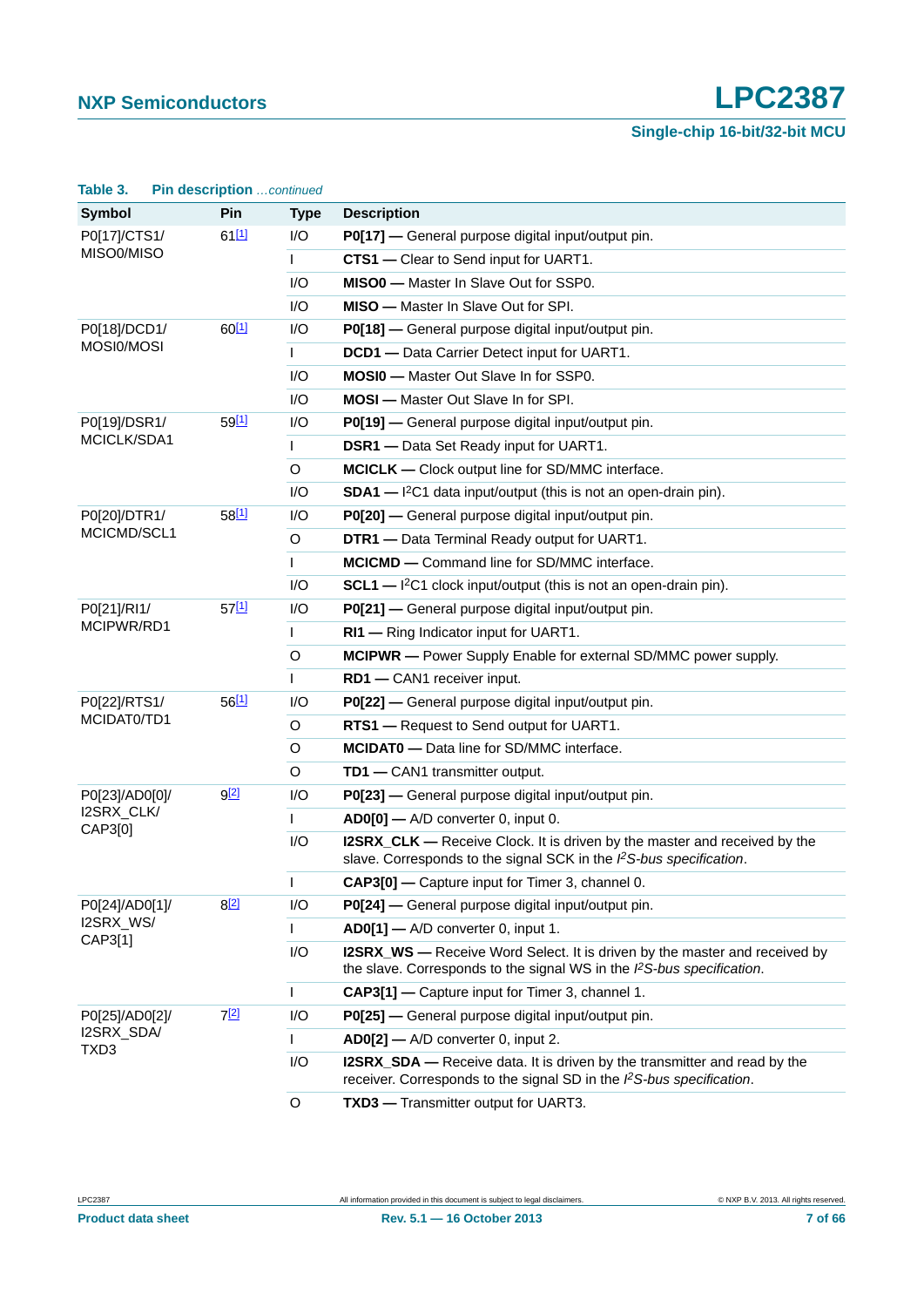**Table 3. Pin description** *...continued*

| Symbol | Pin | Type | Description |
|---|---|---|---|
| P0[17]/CTS1/ MISO0/MISO | 61[1] | I/O | **P0[17] —** General purpose digital input/output pin. |
| | | I | **CTS1 —** Clear to Send input for UART1. |
| | | I/O | **MISO0 —** Master In Slave Out for SSP0. |
| | | I/O | **MISO —** Master In Slave Out for SPI. |
| P0[18]/DCD1/ MOSI0/MOSI | 60[1] | I/O | **P0[18] —** General purpose digital input/output pin. |
| | | I | **DCD1 —** Data Carrier Detect input for UART1. |
| | | I/O | **MOSI0 —** Master Out Slave In for SSP0. |
| | | I/O | **MOSI —** Master Out Slave In for SPI. |
| P0[19]/DSR1/ MCICLK/SDA1 | 59[1] | I/O | **P0[19] —** General purpose digital input/output pin. |
| | | I | **DSR1 —** Data Set Ready input for UART1. |
| | | O | **MCICLK —** Clock output line for SD/MMC interface. |
| | | I/O | **SDA1 —** $I^2C1$ data input/output (this is not an open-drain pin). |
| P0[20]/DTR1/ MCICMD/SCL1 | 58[1] | I/O | **P0[20] —** General purpose digital input/output pin. |
| | | O | **DTR1 —** Data Terminal Ready output for UART1. |
| | | I | **MCICMD —** Command line for SD/MMC interface. |
| | | I/O | **SCL1 —** $I^2C1$ clock input/output (this is not an open-drain pin). |
| P0[21]/RI1/ MCIPWR/RD1 | 57[1] | I/O | **P0[21] —** General purpose digital input/output pin. |
| | | I | **RI1 —** Ring Indicator input for UART1. |
| | | O | **MCIPWR —** Power Supply Enable for external SD/MMC power supply. |
| | | I | **RD1 —** CAN1 receiver input. |
| P0[22]/RTS1/ MCIDAT0/TD1 | 56[1] | I/O | **P0[22] —** General purpose digital input/output pin. |
| | | O | **RTS1 —** Request to Send output for UART1. |
| | | O | **MCIDAT0 —** Data line for SD/MMC interface. |
| | | O | **TD1 —** CAN1 transmitter output. |
| P0[23]/AD0[0]/ I2SRX_CLK/ CAP3[0] | 9[2] | I/O | **P0[23] —** General purpose digital input/output pin. |
| | | I | **AD0[0] —** A/D converter 0, input 0. |
| | | I/O | **I2SRX_CLK —** Receive Clock. It is driven by the master and received by the slave. Corresponds to the signal SCK in the *$I^2S$-bus specification*. |
| | | I | **CAP3[0] —** Capture input for Timer 3, channel 0. |
| P0[24]/AD0[1]/ I2SRX_WS/ CAP3[1] | 8[2] | I/O | **P0[24] —** General purpose digital input/output pin. |
| | | I | **AD0[1] —** A/D converter 0, input 1. |
| | | I/O | **I2SRX_WS —** Receive Word Select. It is driven by the master and received by the slave. Corresponds to the signal WS in the *$I^2S$-bus specification*. |
| | | I | **CAP3[1] —** Capture input for Timer 3, channel 1. |
| P0[25]/AD0[2]/ I2SRX_SDA/ TXD3 | 7[2] | I/O | **P0[25] —** General purpose digital input/output pin. |
| | | I | **AD0[2] —** A/D converter 0, input 2. |
| | | I/O | **I2SRX_SDA —** Receive data. It is driven by the transmitter and read by the receiver. Corresponds to the signal SD in the *$I^2S$-bus specification*. |
| | | O | **TXD3 —** Transmitter output for UART3. |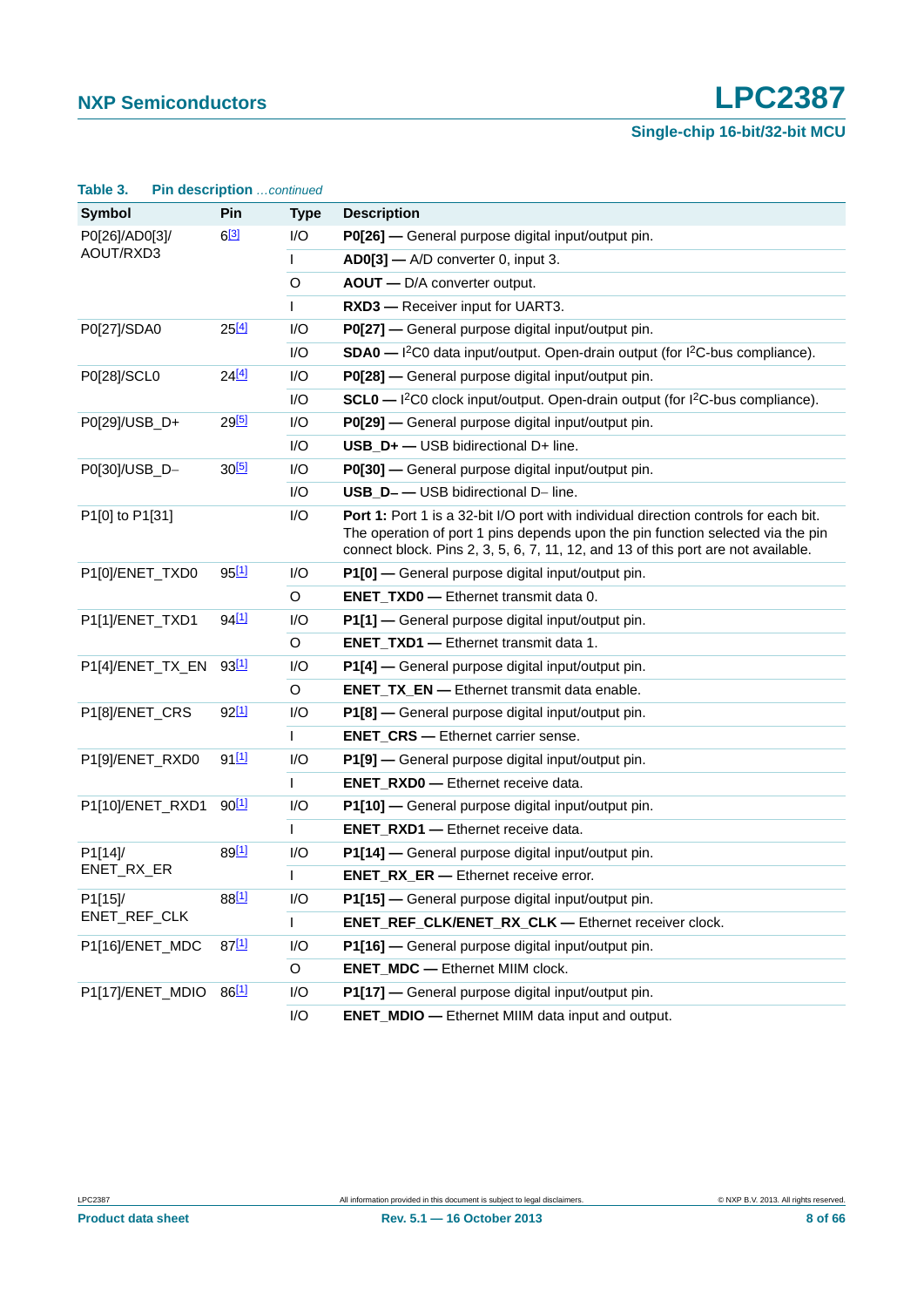**Table 3. Pin description** *...continued*

| Symbol | Pin | Type | Description |
|---|---|---|---|
| P0[26]/AD0[3]/ AOUT/RXD3 | 6[3] | I/O | **P0[26] —** General purpose digital input/output pin. |
| | | I | **AD0[3] —** A/D converter 0, input 3. |
| | | O | **AOUT —** D/A converter output. |
| | | I | **RXD3 —** Receiver input for UART3. |
| P0[27]/SDA0 | 25[4] | I/O | **P0[27] —** General purpose digital input/output pin. |
| | | I/O | **SDA0 —** I$^2$C0 data input/output. Open-drain output (for I$^2$C-bus compliance). |
| P0[28]/SCL0 | 24[4] | I/O | **P0[28] —** General purpose digital input/output pin. |
| | | I/O | **SCL0 —** I$^2$C0 clock input/output. Open-drain output (for I$^2$C-bus compliance). |
| P0[29]/USB_D+ | 29[5] | I/O | **P0[29] —** General purpose digital input/output pin. |
| | | I/O | **USB_D+ —** USB bidirectional D+ line. |
| P0[30]/USB_D− | 30[5] | I/O | **P0[30] —** General purpose digital input/output pin. |
| | | I/O | **USB_D− —** USB bidirectional D− line. |
| P1[0] to P1[31] | | I/O | **Port 1:** Port 1 is a 32-bit I/O port with individual direction controls for each bit. The operation of port 1 pins depends upon the pin function selected via the pin connect block. Pins 2, 3, 5, 6, 7, 11, 12, and 13 of this port are not available. |
| P1[0]/ENET_TXD0 | 95[1] | I/O | **P1[0] —** General purpose digital input/output pin. |
| | | O | **ENET_TXD0 —** Ethernet transmit data 0. |
| P1[1]/ENET_TXD1 | 94[1] | I/O | **P1[1] —** General purpose digital input/output pin. |
| | | O | **ENET_TXD1 —** Ethernet transmit data 1. |
| P1[4]/ENET_TX_EN | 93[1] | I/O | **P1[4] —** General purpose digital input/output pin. |
| | | O | **ENET_TX_EN —** Ethernet transmit data enable. |
| P1[8]/ENET_CRS | 92[1] | I/O | **P1[8] —** General purpose digital input/output pin. |
| | | I | **ENET_CRS —** Ethernet carrier sense. |
| P1[9]/ENET_RXD0 | 91[1] | I/O | **P1[9] —** General purpose digital input/output pin. |
| | | I | **ENET_RXD0 —** Ethernet receive data. |
| P1[10]/ENET_RXD1 | 90[1] | I/O | **P1[10] —** General purpose digital input/output pin. |
| | | I | **ENET_RXD1 —** Ethernet receive data. |
| P1[14]/ ENET_RX_ER | 89[1] | I/O | **P1[14] —** General purpose digital input/output pin. |
| | | I | **ENET_RX_ER —** Ethernet receive error. |
| P1[15]/ ENET_REF_CLK | 88[1] | I/O | **P1[15] —** General purpose digital input/output pin. |
| | | I | **ENET_REF_CLK/ENET_RX_CLK —** Ethernet receiver clock. |
| P1[16]/ENET_MDC | 87[1] | I/O | **P1[16] —** General purpose digital input/output pin. |
| | | O | **ENET_MDC —** Ethernet MIIM clock. |
| P1[17]/ENET_MDIO | 86[1] | I/O | **P1[17] —** General purpose digital input/output pin. |
| | | I/O | **ENET_MDIO —** Ethernet MIIM data input and output. |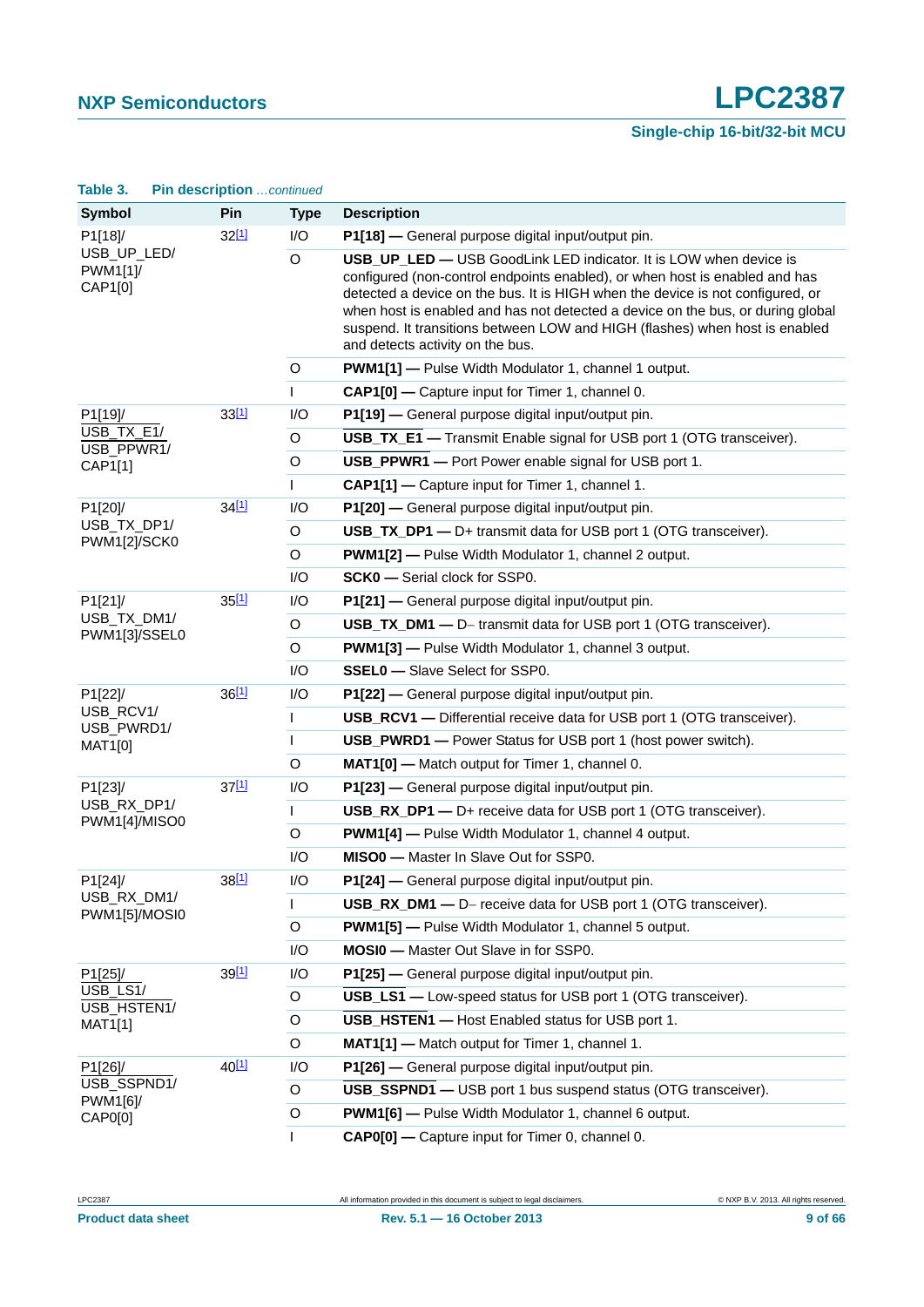**Table 3. Pin description** *...continued*

| Symbol | Pin | Type | Description |
|---|---|---|---|
| P1[18]/ USB_UP_LED/ PWM1[1]/ CAP1[0] | 32[1] | I/O | **P1[18] —** General purpose digital input/output pin. |
| | | O | **USB_UP_LED —** USB GoodLink LED indicator. It is LOW when device is configured (non-control endpoints enabled), or when host is enabled and has detected a device on the bus. It is HIGH when the device is not configured, or when host is enabled and has not detected a device on the bus, or during global suspend. It transitions between LOW and HIGH (flashes) when host is enabled and detects activity on the bus. |
| | | O | **PWM1[1] —** Pulse Width Modulator 1, channel 1 output. |
| | | I | **CAP1[0] —** Capture input for Timer 1, channel 0. |
| P1[19]/ USB_TX_E1/ USB_PPWR1/ CAP1[1] | 33[1] | I/O | **P1[19] —** General purpose digital input/output pin. |
| | | O | **USB_TX_E1 —** Transmit Enable signal for USB port 1 (OTG transceiver). |
| | | O | **USB_PPWR1 —** Port Power enable signal for USB port 1. |
| | | I | **CAP1[1] —** Capture input for Timer 1, channel 1. |
| P1[20]/ USB_TX_DP1/ PWM1[2]/SCK0 | 34[1] | I/O | **P1[20] —** General purpose digital input/output pin. |
| | | O | **USB_TX_DP1 —** D+ transmit data for USB port 1 (OTG transceiver). |
| | | O | **PWM1[2] —** Pulse Width Modulator 1, channel 2 output. |
| | | I/O | **SCK0 —** Serial clock for SSP0. |
| P1[21]/ USB_TX_DM1/ PWM1[3]/SSEL0 | 35[1] | I/O | **P1[21] —** General purpose digital input/output pin. |
| | | O | **USB_TX_DM1 —** D− transmit data for USB port 1 (OTG transceiver). |
| | | O | **PWM1[3] —** Pulse Width Modulator 1, channel 3 output. |
| | | I/O | **SSEL0 —** Slave Select for SSP0. |
| P1[22]/ USB_RCV1/ USB_PWRD1/ MAT1[0] | 36[1] | I/O | **P1[22] —** General purpose digital input/output pin. |
| | | I | **USB_RCV1 —** Differential receive data for USB port 1 (OTG transceiver). |
| | | I | **USB_PWRD1 —** Power Status for USB port 1 (host power switch). |
| | | O | **MAT1[0] —** Match output for Timer 1, channel 0. |
| P1[23]/ USB_RX_DP1/ PWM1[4]/MISO0 | 37[1] | I/O | **P1[23] —** General purpose digital input/output pin. |
| | | I | **USB_RX_DP1 —** D+ receive data for USB port 1 (OTG transceiver). |
| | | O | **PWM1[4] —** Pulse Width Modulator 1, channel 4 output. |
| | | I/O | **MISO0 —** Master In Slave Out for SSP0. |
| P1[24]/ USB_RX_DM1/ PWM1[5]/MOSI0 | 38[1] | I/O | **P1[24] —** General purpose digital input/output pin. |
| | | I | **USB_RX_DM1 —** D− receive data for USB port 1 (OTG transceiver). |
| | | O | **PWM1[5] —** Pulse Width Modulator 1, channel 5 output. |
| | | I/O | **MOSI0 —** Master Out Slave in for SSP0. |
| P1[25]/ USB_LS1/ USB_HSTEN1/ MAT1[1] | 39[1] | I/O | **P1[25] —** General purpose digital input/output pin. |
| | | O | **USB_LS1 —** Low-speed status for USB port 1 (OTG transceiver). |
| | | O | **USB_HSTEN1 —** Host Enabled status for USB port 1. |
| | | O | **MAT1[1] —** Match output for Timer 1, channel 1. |
| P1[26]/ USB_SSPND1/ PWM1[6]/ CAP0[0] | 40[1] | I/O | **P1[26] —** General purpose digital input/output pin. |
| | | O | **USB_SSPND1 —** USB port 1 bus suspend status (OTG transceiver). |
| | | O | **PWM1[6] —** Pulse Width Modulator 1, channel 6 output. |
| | | I | **CAP0[0] —** Capture input for Timer 0, channel 0. |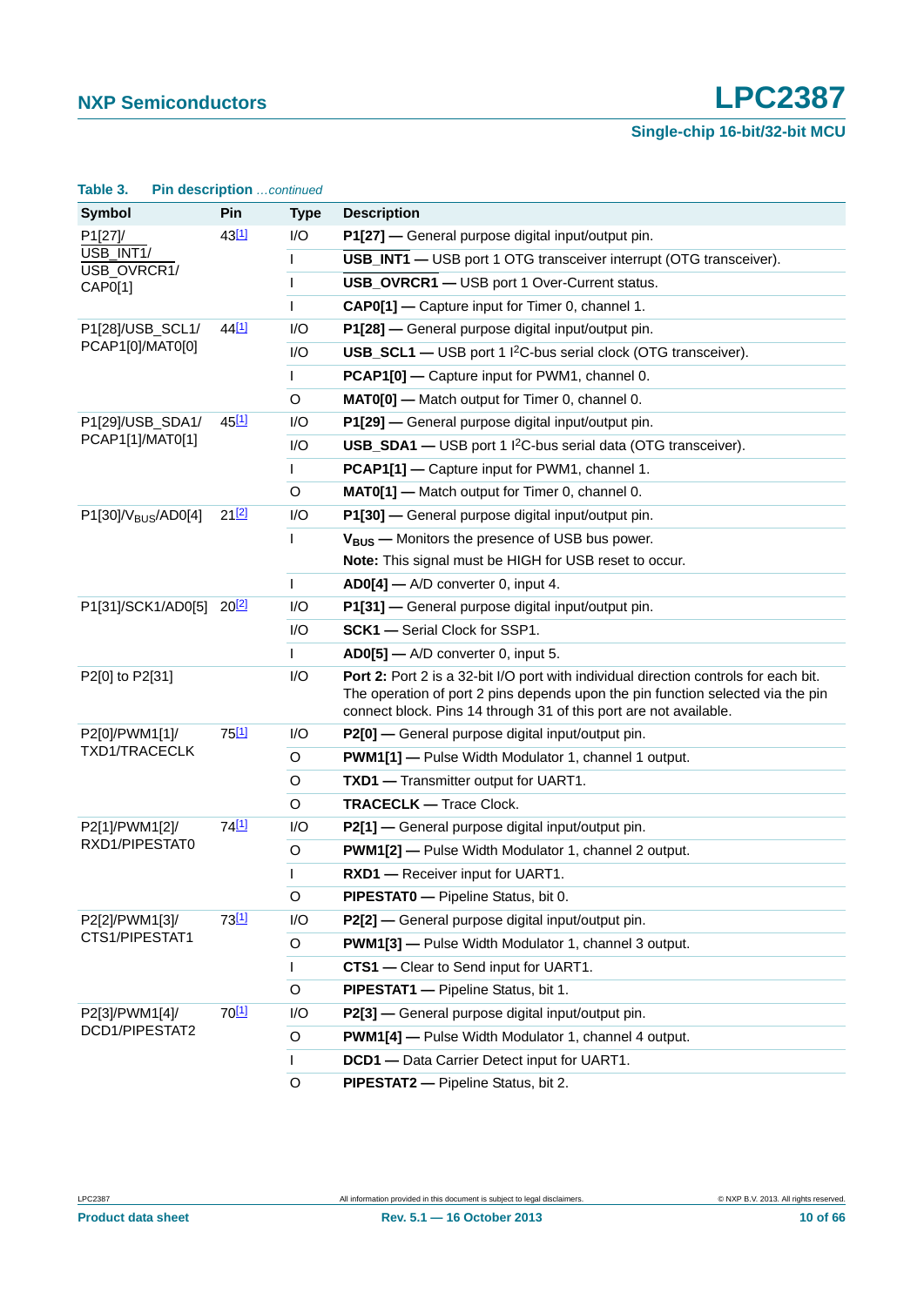**Table 3. Pin description** *...continued*

| Symbol | Pin | Type | Description |
|---|---|---|---|
| P1[27]/ USB_INT1/ USB_OVRCR1/ CAP0[1] | 43[1] | I/O | **P1[27] —** General purpose digital input/output pin. |
| | | I | **USB_INT1 —** USB port 1 OTG transceiver interrupt (OTG transceiver). |
| | | I | **USB_OVRCR1 —** USB port 1 Over-Current status. |
| | | I | **CAP0[1] —** Capture input for Timer 0, channel 1. |
| P1[28]/USB_SCL1/ PCAP1[0]/MAT0[0] | 44[1] | I/O | **P1[28] —** General purpose digital input/output pin. |
| | | I/O | **USB_SCL1 —** USB port 1 $I^2C$-bus serial clock (OTG transceiver). |
| | | I | **PCAP1[0] —** Capture input for PWM1, channel 0. |
| | | O | **MAT0[0] —** Match output for Timer 0, channel 0. |
| P1[29]/USB_SDA1/ PCAP1[1]/MAT0[1] | 45[1] | I/O | **P1[29] —** General purpose digital input/output pin. |
| | | I/O | **USB_SDA1 —** USB port 1 $I^2C$-bus serial data (OTG transceiver). |
| | | I | **PCAP1[1] —** Capture input for PWM1, channel 1. |
| | | O | **MAT0[1] —** Match output for Timer 0, channel 0. |
| P1[30]/$V_{BUS}$/AD0[4] | 21[2] | I/O | **P1[30] —** General purpose digital input/output pin. |
| | | I | **$V_{BUS}$ —** Monitors the presence of USB bus power. **Note:** This signal must be HIGH for USB reset to occur. |
| | | I | **AD0[4] —** A/D converter 0, input 4. |
| P1[31]/SCK1/AD0[5] | 20[2] | I/O | **P1[31] —** General purpose digital input/output pin. |
| | | I/O | **SCK1 —** Serial Clock for SSP1. |
| | | I | **AD0[5] —** A/D converter 0, input 5. |
| P2[0] to P2[31] | | I/O | **Port 2:** Port 2 is a 32-bit I/O port with individual direction controls for each bit. The operation of port 2 pins depends upon the pin function selected via the pin connect block. Pins 14 through 31 of this port are not available. |
| P2[0]/PWM1[1]/ TXD1/TRACECLK | 75[1] | I/O | **P2[0] —** General purpose digital input/output pin. |
| | | O | **PWM1[1] —** Pulse Width Modulator 1, channel 1 output. |
| | | O | **TXD1 —** Transmitter output for UART1. |
| | | O | **TRACECLK —** Trace Clock. |
| P2[1]/PWM1[2]/ RXD1/PIPESTAT0 | 74[1] | I/O | **P2[1] —** General purpose digital input/output pin. |
| | | O | **PWM1[2] —** Pulse Width Modulator 1, channel 2 output. |
| | | I | **RXD1 —** Receiver input for UART1. |
| | | O | **PIPESTAT0 —** Pipeline Status, bit 0. |
| P2[2]/PWM1[3]/ CTS1/PIPESTAT1 | 73[1] | I/O | **P2[2] —** General purpose digital input/output pin. |
| | | O | **PWM1[3] —** Pulse Width Modulator 1, channel 3 output. |
| | | I | **CTS1 —** Clear to Send input for UART1. |
| | | O | **PIPESTAT1 —** Pipeline Status, bit 1. |
| P2[3]/PWM1[4]/ DCD1/PIPESTAT2 | 70[1] | I/O | **P2[3] —** General purpose digital input/output pin. |
| | | O | **PWM1[4] —** Pulse Width Modulator 1, channel 4 output. |
| | | I | **DCD1 —** Data Carrier Detect input for UART1. |
| | | O | **PIPESTAT2 —** Pipeline Status, bit 2. |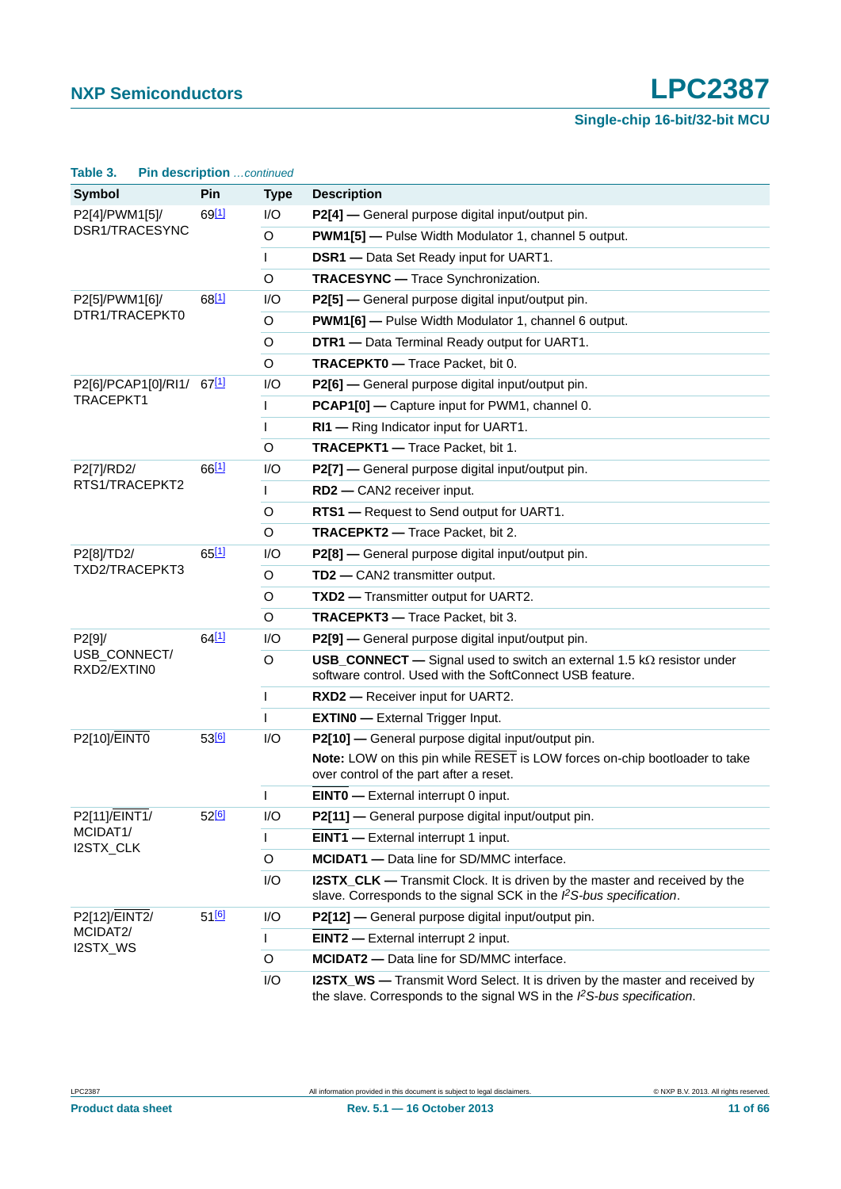**Table 3. Pin description** *...continued*

| Symbol | Pin | Type | Description |
|---|---|---|---|
| P2[4]/PWM1[5]/ DSR1/TRACESYNC | 69[1] | I/O | **P2[4] —** General purpose digital input/output pin. |
| | | O | **PWM1[5] —** Pulse Width Modulator 1, channel 5 output. |
| | | I | **DSR1 —** Data Set Ready input for UART1. |
| | | O | **TRACESYNC —** Trace Synchronization. |
| P2[5]/PWM1[6]/ DTR1/TRACEPKT0 | 68[1] | I/O | **P2[5] —** General purpose digital input/output pin. |
| | | O | **PWM1[6] —** Pulse Width Modulator 1, channel 6 output. |
| | | O | **DTR1 —** Data Terminal Ready output for UART1. |
| | | O | **TRACEPKT0 —** Trace Packet, bit 0. |
| P2[6]/PCAP1[0]/RI1/ TRACEPKT1 | 67[1] | I/O | **P2[6] —** General purpose digital input/output pin. |
| | | I | **PCAP1[0] —** Capture input for PWM1, channel 0. |
| | | I | **RI1 —** Ring Indicator input for UART1. |
| | | O | **TRACEPKT1 —** Trace Packet, bit 1. |
| P2[7]/RD2/ RTS1/TRACEPKT2 | 66[1] | I/O | **P2[7] —** General purpose digital input/output pin. |
| | | I | **RD2 —** CAN2 receiver input. |
| | | O | **RTS1 —** Request to Send output for UART1. |
| | | O | **TRACEPKT2 —** Trace Packet, bit 2. |
| P2[8]/TD2/ TXD2/TRACEPKT3 | 65[1] | I/O | **P2[8] —** General purpose digital input/output pin. |
| | | O | **TD2 —** CAN2 transmitter output. |
| | | O | **TXD2 —** Transmitter output for UART2. |
| | | O | **TRACEPKT3 —** Trace Packet, bit 3. |
| P2[9]/ USB_CONNECT/ RXD2/EXTIN0 | 64[1] | I/O | **P2[9] —** General purpose digital input/output pin. |
| | | O | **USB_CONNECT —** Signal used to switch an external 1.5 kΩ resistor under software control. Used with the SoftConnect USB feature. |
| | | I | **RXD2 —** Receiver input for UART2. |
| | | I | **EXTIN0 —** External Trigger Input. |
| P2[10]/$\overline{\text{EINT0}}$ | 53[6] | I/O | **P2[10] —** General purpose digital input/output pin. **Note:** LOW on this pin while $\overline{\text{RESET}}$ is LOW forces on-chip bootloader to take over control of the part after a reset. |
| | | I | **$\overline{\text{EINT0}}$ —** External interrupt 0 input. |
| P2[11]/$\overline{\text{EINT1}}$/ MCIDAT1/ I2STX_CLK | 52[6] | I/O | **P2[11] —** General purpose digital input/output pin. |
| | | I | **$\overline{\text{EINT1}}$ —** External interrupt 1 input. |
| | | O | **MCIDAT1 —** Data line for SD/MMC interface. |
| | | I/O | **I2STX_CLK —** Transmit Clock. It is driven by the master and received by the slave. Corresponds to the signal SCK in the *I²S-bus specification*. |
| P2[12]/$\overline{\text{EINT2}}$/ MCIDAT2/ I2STX_WS | 51[6] | I/O | **P2[12] —** General purpose digital input/output pin. |
| | | I | **$\overline{\text{EINT2}}$ —** External interrupt 2 input. |
| | | O | **MCIDAT2 —** Data line for SD/MMC interface. |
| | | I/O | **I2STX_WS —** Transmit Word Select. It is driven by the master and received by the slave. Corresponds to the signal WS in the *I²S-bus specification*. |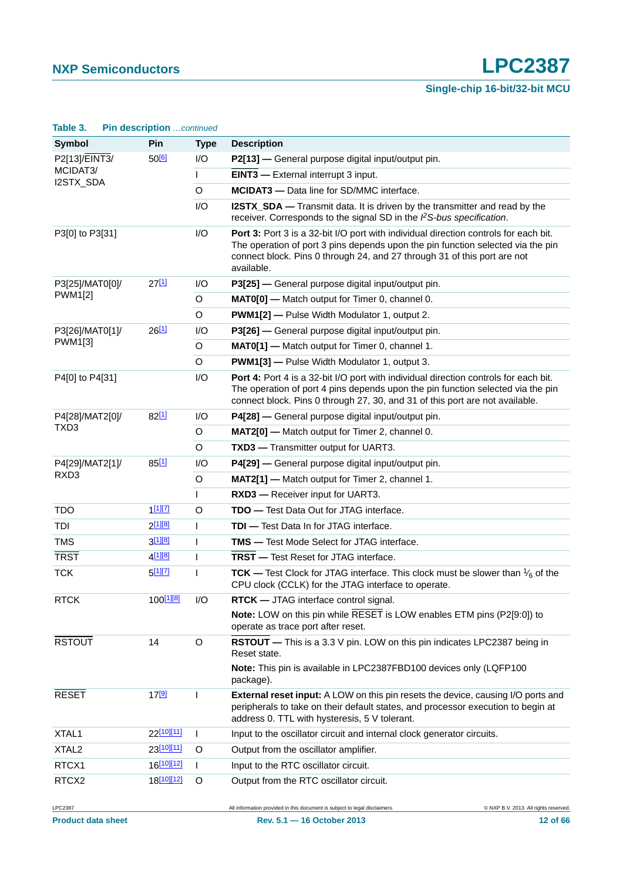**Table 3. Pin description** *...continued*

| Symbol | Pin | Type | Description |
|---|---|---|---|
| P2[13]/EINT3/ MCIDAT3/ I2STX_SDA | 50[6] | I/O | **P2[13]** — General purpose digital input/output pin. |
| | | I | **EINT3** — External interrupt 3 input. |
| | | O | **MCIDAT3** — Data line for SD/MMC interface. |
| | | I/O | **I2STX_SDA** — Transmit data. It is driven by the transmitter and read by the receiver. Corresponds to the signal SD in the *I²S-bus specification*. |
| P3[0] to P3[31] | | I/O | **Port 3:** Port 3 is a 32-bit I/O port with individual direction controls for each bit. The operation of port 3 pins depends upon the pin function selected via the pin connect block. Pins 0 through 24, and 27 through 31 of this port are not available. |
| P3[25]/MAT0[0]/ PWM1[2] | 27[1] | I/O | **P3[25]** — General purpose digital input/output pin. |
| | | O | **MAT0[0]** — Match output for Timer 0, channel 0. |
| | | O | **PWM1[2]** — Pulse Width Modulator 1, output 2. |
| P3[26]/MAT0[1]/ PWM1[3] | 26[1] | I/O | **P3[26]** — General purpose digital input/output pin. |
| | | O | **MAT0[1]** — Match output for Timer 0, channel 1. |
| | | O | **PWM1[3]** — Pulse Width Modulator 1, output 3. |
| P4[0] to P4[31] | | I/O | **Port 4:** Port 4 is a 32-bit I/O port with individual direction controls for each bit. The operation of port 4 pins depends upon the pin function selected via the pin connect block. Pins 0 through 27, 30, and 31 of this port are not available. |
| P4[28]/MAT2[0]/ TXD3 | 82[1] | I/O | **P4[28]** — General purpose digital input/output pin. |
| | | O | **MAT2[0]** — Match output for Timer 2, channel 0. |
| | | O | **TXD3** — Transmitter output for UART3. |
| P4[29]/MAT2[1]/ RXD3 | 85[1] | I/O | **P4[29]** — General purpose digital input/output pin. |
| | | O | **MAT2[1]** — Match output for Timer 2, channel 1. |
| | | I | **RXD3** — Receiver input for UART3. |
| TDO | 1[1][7] | O | **TDO** — Test Data Out for JTAG interface. |
| TDI | 2[1][8] | I | **TDI** — Test Data In for JTAG interface. |
| TMS | 3[1][8] | I | **TMS** — Test Mode Select for JTAG interface. |
| $\overline{\text{TRST}}$ | 4[1][8] | I | **$\overline{\text{TRST}}$** — Test Reset for JTAG interface. |
| TCK | 5[1][7] | I | **TCK** — Test Clock for JTAG interface. This clock must be slower than $\frac{1}{6}$ of the CPU clock (CCLK) for the JTAG interface to operate. |
| RTCK | 100[1][8] | I/O | **RTCK** — JTAG interface control signal. **Note:** LOW on this pin while $\overline{\text{RESET}}$ is LOW enables ETM pins (P2[9:0]) to operate as trace port after reset. |
| $\overline{\text{RSTOUT}}$ | 14 | O | **$\overline{\text{RSTOUT}}$** — This is a 3.3 V pin. LOW on this pin indicates LPC2387 being in Reset state. **Note:** This pin is available in LPC2387FBD100 devices only (LQFP100 package). |
| $\overline{\text{RESET}}$ | 17[9] | I | **External reset input:** A LOW on this pin resets the device, causing I/O ports and peripherals to take on their default states, and processor execution to begin at address 0. TTL with hysteresis, 5 V tolerant. |
| XTAL1 | 22[10][11] | I | Input to the oscillator circuit and internal clock generator circuits. |
| XTAL2 | 23[10][11] | O | Output from the oscillator amplifier. |
| RTCX1 | 16[10][12] | I | Input to the RTC oscillator circuit. |
| RTCX2 | 18[10][12] | O | Output from the RTC oscillator circuit. |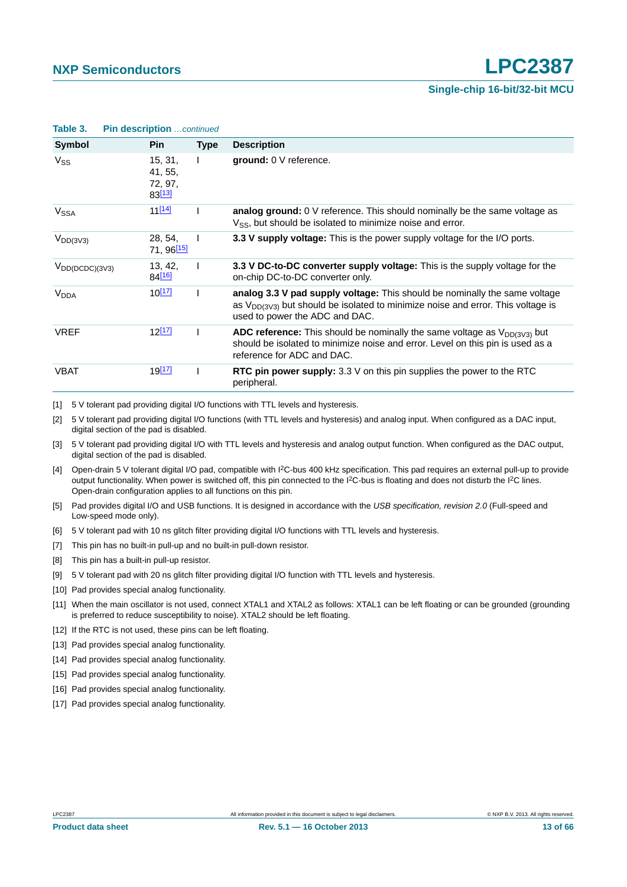**Table 3. Pin description** *...continued*

| Symbol | Pin | Type | Description |
|---|---|---|---|
| $V_{SS}$ | 15, 31, 41, 55, 72, 97, 83[13] | I | **ground:** 0 V reference. |
| $V_{SSA}$ | 11[14] | I | **analog ground:** 0 V reference. This should nominally be the same voltage as $V_{SS}$, but should be isolated to minimize noise and error. |
| $V_{DD(3V3)}$ | 28, 54, 71, 96[15] | I | **3.3 V supply voltage:** This is the power supply voltage for the I/O ports. |
| $V_{DD(DCDC)(3V3)}$ | 13, 42, 84[16] | I | **3.3 V DC-to-DC converter supply voltage:** This is the supply voltage for the on-chip DC-to-DC converter only. |
| $V_{DDA}$ | 10[17] | I | **analog 3.3 V pad supply voltage:** This should be nominally the same voltage as $V_{DD(3V3)}$ but should be isolated to minimize noise and error. This voltage is used to power the ADC and DAC. |
| VREF | 12[17] | I | **ADC reference:** This should be nominally the same voltage as $V_{DD(3V3)}$ but should be isolated to minimize noise and error. Level on this pin is used as a reference for ADC and DAC. |
| VBAT | 19[17] | I | **RTC pin power supply:** 3.3 V on this pin supplies the power to the RTC peripheral. |

[1] 5 V tolerant pad providing digital I/O functions with TTL levels and hysteresis.

[2] 5 V tolerant pad providing digital I/O functions (with TTL levels and hysteresis) and analog input. When configured as a DAC input, digital section of the pad is disabled.

[3] 5 V tolerant pad providing digital I/O with TTL levels and hysteresis and analog output function. When configured as the DAC output, digital section of the pad is disabled.

[4] Open-drain 5 V tolerant digital I/O pad, compatible with $I^2C$-bus 400 kHz specification. This pad requires an external pull-up to provide output functionality. When power is switched off, this pin connected to the $I^2C$-bus is floating and does not disturb the $I^2C$ lines. Open-drain configuration applies to all functions on this pin.

[5] Pad provides digital I/O and USB functions. It is designed in accordance with the *USB specification, revision 2.0* (Full-speed and Low-speed mode only).

[6] 5 V tolerant pad with 10 ns glitch filter providing digital I/O functions with TTL levels and hysteresis.

[7] This pin has no built-in pull-up and no built-in pull-down resistor.

[8] This pin has a built-in pull-up resistor.

[9] 5 V tolerant pad with 20 ns glitch filter providing digital I/O function with TTL levels and hysteresis.

[10] Pad provides special analog functionality.

[11] When the main oscillator is not used, connect XTAL1 and XTAL2 as follows: XTAL1 can be left floating or can be grounded (grounding is preferred to reduce susceptibility to noise). XTAL2 should be left floating.

[12] If the RTC is not used, these pins can be left floating.

[13] Pad provides special analog functionality.

[14] Pad provides special analog functionality.

[15] Pad provides special analog functionality.

[16] Pad provides special analog functionality.

[17] Pad provides special analog functionality.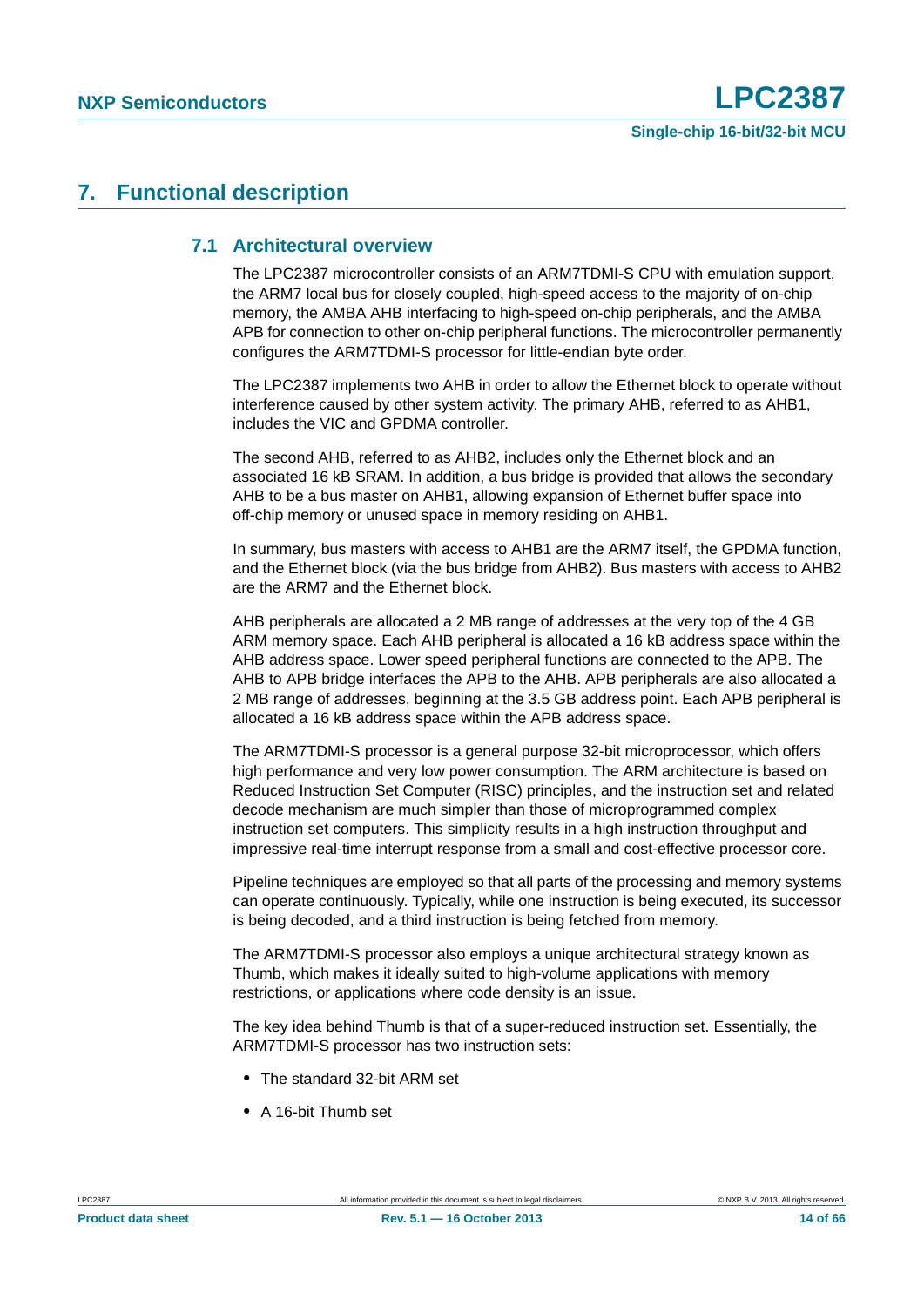# 7. Functional description

## 7.1 Architectural overview

The LPC2387 microcontroller consists of an ARM7TDMI-S CPU with emulation support, the ARM7 local bus for closely coupled, high-speed access to the majority of on-chip memory, the AMBA AHB interfacing to high-speed on-chip peripherals, and the AMBA APB for connection to other on-chip peripheral functions. The microcontroller permanently configures the ARM7TDMI-S processor for little-endian byte order.

The LPC2387 implements two AHB in order to allow the Ethernet block to operate without interference caused by other system activity. The primary AHB, referred to as AHB1, includes the VIC and GPDMA controller.

The second AHB, referred to as AHB2, includes only the Ethernet block and an associated 16 kB SRAM. In addition, a bus bridge is provided that allows the secondary AHB to be a bus master on AHB1, allowing expansion of Ethernet buffer space into off-chip memory or unused space in memory residing on AHB1.

In summary, bus masters with access to AHB1 are the ARM7 itself, the GPDMA function, and the Ethernet block (via the bus bridge from AHB2). Bus masters with access to AHB2 are the ARM7 and the Ethernet block.

AHB peripherals are allocated a 2 MB range of addresses at the very top of the 4 GB ARM memory space. Each AHB peripheral is allocated a 16 kB address space within the AHB address space. Lower speed peripheral functions are connected to the APB. The AHB to APB bridge interfaces the APB to the AHB. APB peripherals are also allocated a 2 MB range of addresses, beginning at the 3.5 GB address point. Each APB peripheral is allocated a 16 kB address space within the APB address space.

The ARM7TDMI-S processor is a general purpose 32-bit microprocessor, which offers high performance and very low power consumption. The ARM architecture is based on Reduced Instruction Set Computer (RISC) principles, and the instruction set and related decode mechanism are much simpler than those of microprogrammed complex instruction set computers. This simplicity results in a high instruction throughput and impressive real-time interrupt response from a small and cost-effective processor core.

Pipeline techniques are employed so that all parts of the processing and memory systems can operate continuously. Typically, while one instruction is being executed, its successor is being decoded, and a third instruction is being fetched from memory.

The ARM7TDMI-S processor also employs a unique architectural strategy known as Thumb, which makes it ideally suited to high-volume applications with memory restrictions, or applications where code density is an issue.

The key idea behind Thumb is that of a super-reduced instruction set. Essentially, the ARM7TDMI-S processor has two instruction sets:

- The standard 32-bit ARM set
- A 16-bit Thumb set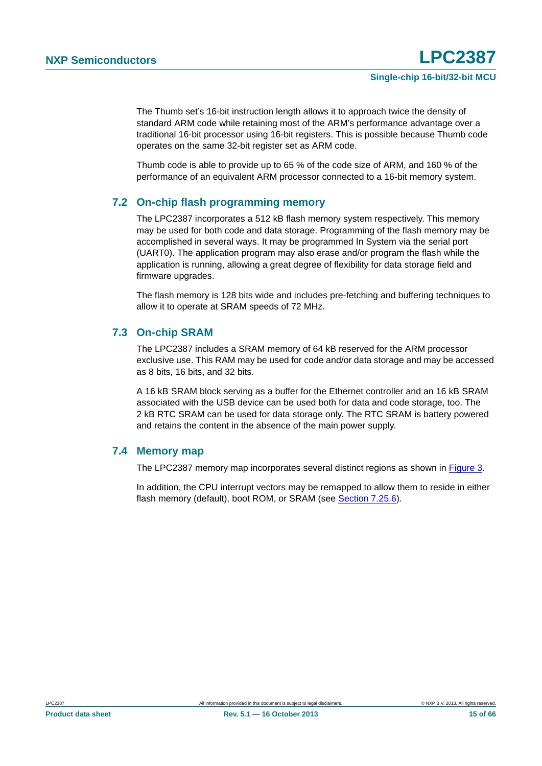The Thumb set's 16-bit instruction length allows it to approach twice the density of standard ARM code while retaining most of the ARM's performance advantage over a traditional 16-bit processor using 16-bit registers. This is possible because Thumb code operates on the same 32-bit register set as ARM code.

Thumb code is able to provide up to 65 % of the code size of ARM, and 160 % of the performance of an equivalent ARM processor connected to a 16-bit memory system.

## 7.2 On-chip flash programming memory

The LPC2387 incorporates a 512 kB flash memory system respectively. This memory may be used for both code and data storage. Programming of the flash memory may be accomplished in several ways. It may be programmed In System via the serial port (UART0). The application program may also erase and/or program the flash while the application is running, allowing a great degree of flexibility for data storage field and firmware upgrades.

The flash memory is 128 bits wide and includes pre-fetching and buffering techniques to allow it to operate at SRAM speeds of 72 MHz.

## 7.3 On-chip SRAM

The LPC2387 includes a SRAM memory of 64 kB reserved for the ARM processor exclusive use. This RAM may be used for code and/or data storage and may be accessed as 8 bits, 16 bits, and 32 bits.

A 16 kB SRAM block serving as a buffer for the Ethernet controller and an 16 kB SRAM associated with the USB device can be used both for data and code storage, too. The 2 kB RTC SRAM can be used for data storage only. The RTC SRAM is battery powered and retains the content in the absence of the main power supply.

## 7.4 Memory map

The LPC2387 memory map incorporates several distinct regions as shown in Figure 3.

In addition, the CPU interrupt vectors may be remapped to allow them to reside in either flash memory (default), boot ROM, or SRAM (see Section 7.25.6).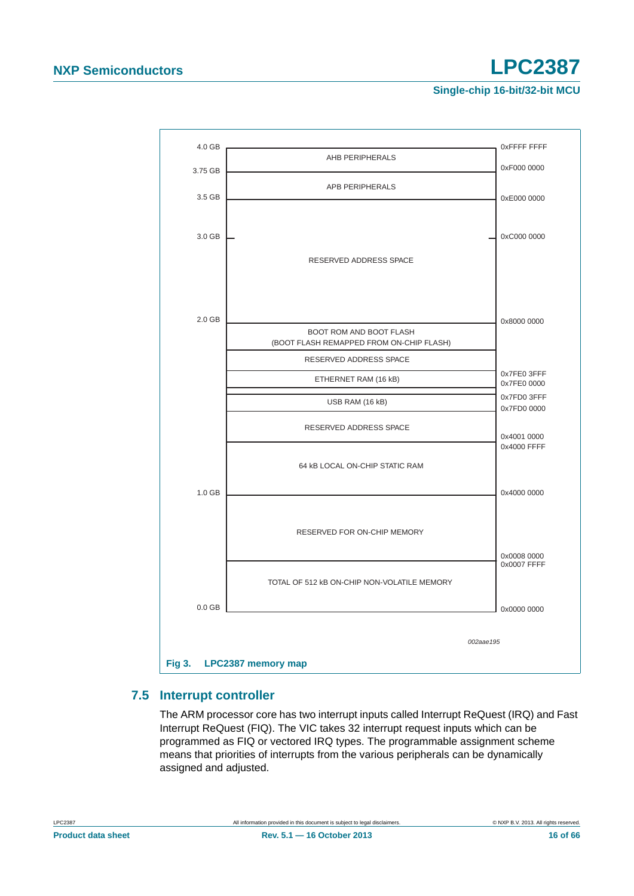| GB | Region | Address |
|---|---|---|
| 4.0 GB | | 0xFFFF FFFF |
| | AHB PERIPHERALS | |
| 3.75 GB | | 0xF000 0000 |
| | APB PERIPHERALS | |
| 3.5 GB | | 0xE000 0000 |
| 3.0 GB | | 0xC000 0000 |
| | RESERVED ADDRESS SPACE | |
| 2.0 GB | | 0x8000 0000 |
| | BOOT ROM AND BOOT FLASH (BOOT FLASH REMAPPED FROM ON-CHIP FLASH) | |
| | RESERVED ADDRESS SPACE | |
| | | 0x7FE0 3FFF |
| | ETHERNET RAM (16 kB) | |
| | | 0x7FE0 0000 |
| | | 0x7FD0 3FFF |
| | USB RAM (16 kB) | |
| | | 0x7FD0 0000 |
| | RESERVED ADDRESS SPACE | |
| | | 0x4001 0000 |
| | | 0x4000 FFFF |
| | 64 kB LOCAL ON-CHIP STATIC RAM | |
| 1.0 GB | | 0x4000 0000 |
| | RESERVED FOR ON-CHIP MEMORY | |
| | | 0x0008 0000 |
| | | 0x0007 FFFF |
| | TOTAL OF 512 kB ON-CHIP NON-VOLATILE MEMORY | |
| 0.0 GB | | 0x0000 0000 |

002aae195

**Fig 3. LPC2387 memory map**

## 7.5 Interrupt controller

The ARM processor core has two interrupt inputs called Interrupt ReQuest (IRQ) and Fast Interrupt ReQuest (FIQ). The VIC takes 32 interrupt request inputs which can be programmed as FIQ or vectored IRQ types. The programmable assignment scheme means that priorities of interrupts from the various peripherals can be dynamically assigned and adjusted.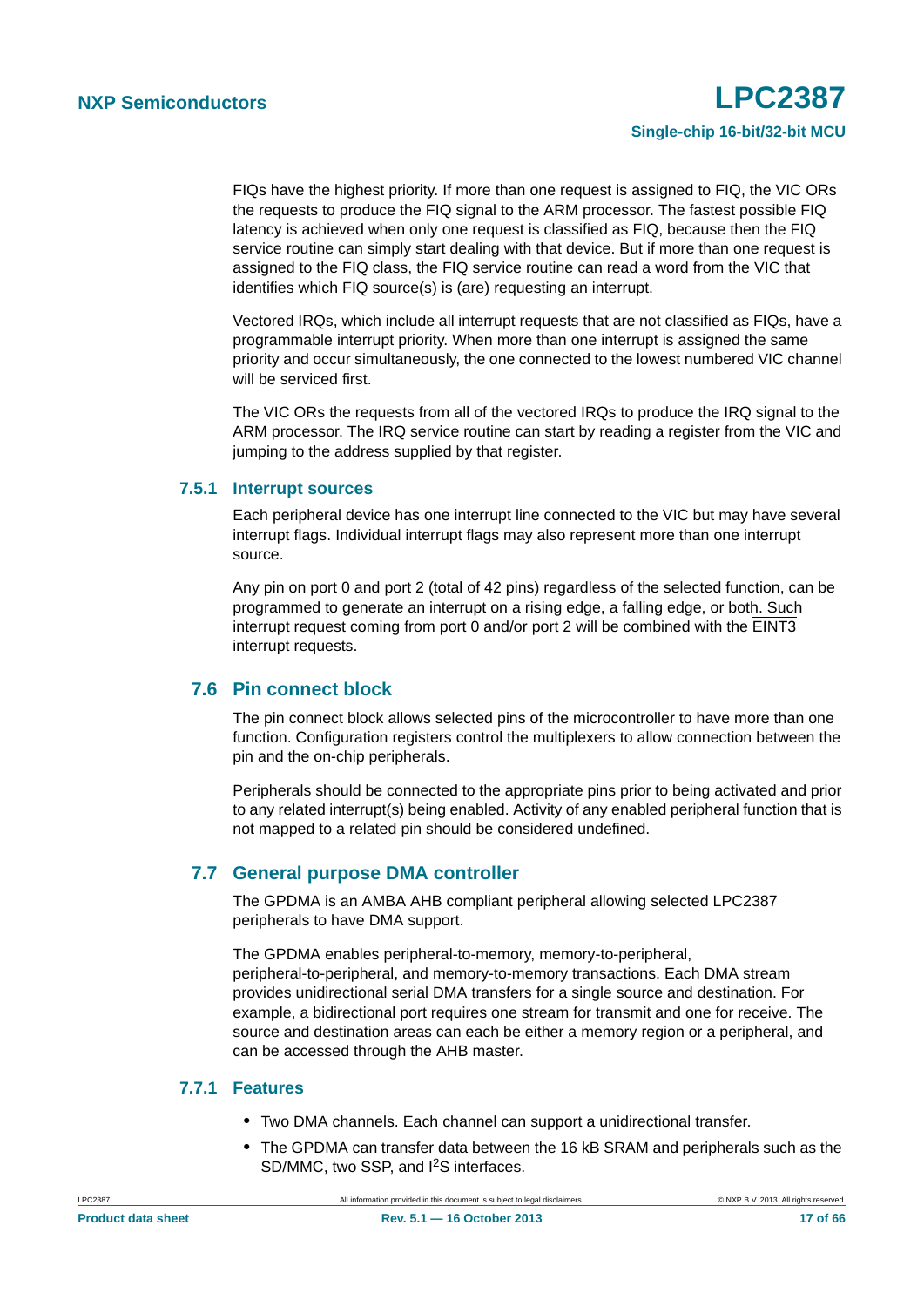FIQs have the highest priority. If more than one request is assigned to FIQ, the VIC ORs the requests to produce the FIQ signal to the ARM processor. The fastest possible FIQ latency is achieved when only one request is classified as FIQ, because then the FIQ service routine can simply start dealing with that device. But if more than one request is assigned to the FIQ class, the FIQ service routine can read a word from the VIC that identifies which FIQ source(s) is (are) requesting an interrupt.

Vectored IRQs, which include all interrupt requests that are not classified as FIQs, have a programmable interrupt priority. When more than one interrupt is assigned the same priority and occur simultaneously, the one connected to the lowest numbered VIC channel will be serviced first.

The VIC ORs the requests from all of the vectored IRQs to produce the IRQ signal to the ARM processor. The IRQ service routine can start by reading a register from the VIC and jumping to the address supplied by that register.

### 7.5.1 Interrupt sources

Each peripheral device has one interrupt line connected to the VIC but may have several interrupt flags. Individual interrupt flags may also represent more than one interrupt source.

Any pin on port 0 and port 2 (total of 42 pins) regardless of the selected function, can be programmed to generate an interrupt on a rising edge, a falling edge, or both. Such interrupt request coming from port 0 and/or port 2 will be combined with the $\overline{\text{EINT3}}$ interrupt requests.

## 7.6 Pin connect block

The pin connect block allows selected pins of the microcontroller to have more than one function. Configuration registers control the multiplexers to allow connection between the pin and the on-chip peripherals.

Peripherals should be connected to the appropriate pins prior to being activated and prior to any related interrupt(s) being enabled. Activity of any enabled peripheral function that is not mapped to a related pin should be considered undefined.

## 7.7 General purpose DMA controller

The GPDMA is an AMBA AHB compliant peripheral allowing selected LPC2387 peripherals to have DMA support.

The GPDMA enables peripheral-to-memory, memory-to-peripheral, peripheral-to-peripheral, and memory-to-memory transactions. Each DMA stream provides unidirectional serial DMA transfers for a single source and destination. For example, a bidirectional port requires one stream for transmit and one for receive. The source and destination areas can each be either a memory region or a peripheral, and can be accessed through the AHB master.

### 7.7.1 Features

- Two DMA channels. Each channel can support a unidirectional transfer.
- The GPDMA can transfer data between the 16 kB SRAM and peripherals such as the SD/MMC, two SSP, and $I^2S$ interfaces.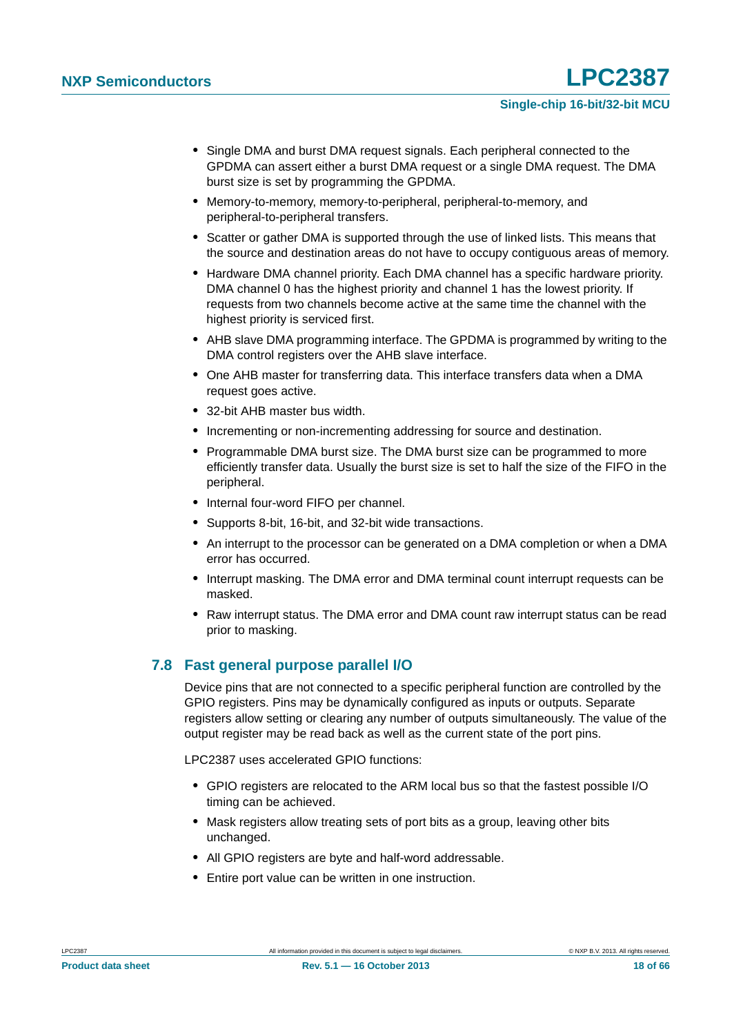- Single DMA and burst DMA request signals. Each peripheral connected to the GPDMA can assert either a burst DMA request or a single DMA request. The DMA burst size is set by programming the GPDMA.
- Memory-to-memory, memory-to-peripheral, peripheral-to-memory, and peripheral-to-peripheral transfers.
- Scatter or gather DMA is supported through the use of linked lists. This means that the source and destination areas do not have to occupy contiguous areas of memory.
- Hardware DMA channel priority. Each DMA channel has a specific hardware priority. DMA channel 0 has the highest priority and channel 1 has the lowest priority. If requests from two channels become active at the same time the channel with the highest priority is serviced first.
- AHB slave DMA programming interface. The GPDMA is programmed by writing to the DMA control registers over the AHB slave interface.
- One AHB master for transferring data. This interface transfers data when a DMA request goes active.
- 32-bit AHB master bus width.
- Incrementing or non-incrementing addressing for source and destination.
- Programmable DMA burst size. The DMA burst size can be programmed to more efficiently transfer data. Usually the burst size is set to half the size of the FIFO in the peripheral.
- Internal four-word FIFO per channel.
- Supports 8-bit, 16-bit, and 32-bit wide transactions.
- An interrupt to the processor can be generated on a DMA completion or when a DMA error has occurred.
- Interrupt masking. The DMA error and DMA terminal count interrupt requests can be masked.
- Raw interrupt status. The DMA error and DMA count raw interrupt status can be read prior to masking.

## 7.8 Fast general purpose parallel I/O

Device pins that are not connected to a specific peripheral function are controlled by the GPIO registers. Pins may be dynamically configured as inputs or outputs. Separate registers allow setting or clearing any number of outputs simultaneously. The value of the output register may be read back as well as the current state of the port pins.

LPC2387 uses accelerated GPIO functions:

- GPIO registers are relocated to the ARM local bus so that the fastest possible I/O timing can be achieved.
- Mask registers allow treating sets of port bits as a group, leaving other bits unchanged.
- All GPIO registers are byte and half-word addressable.
- Entire port value can be written in one instruction.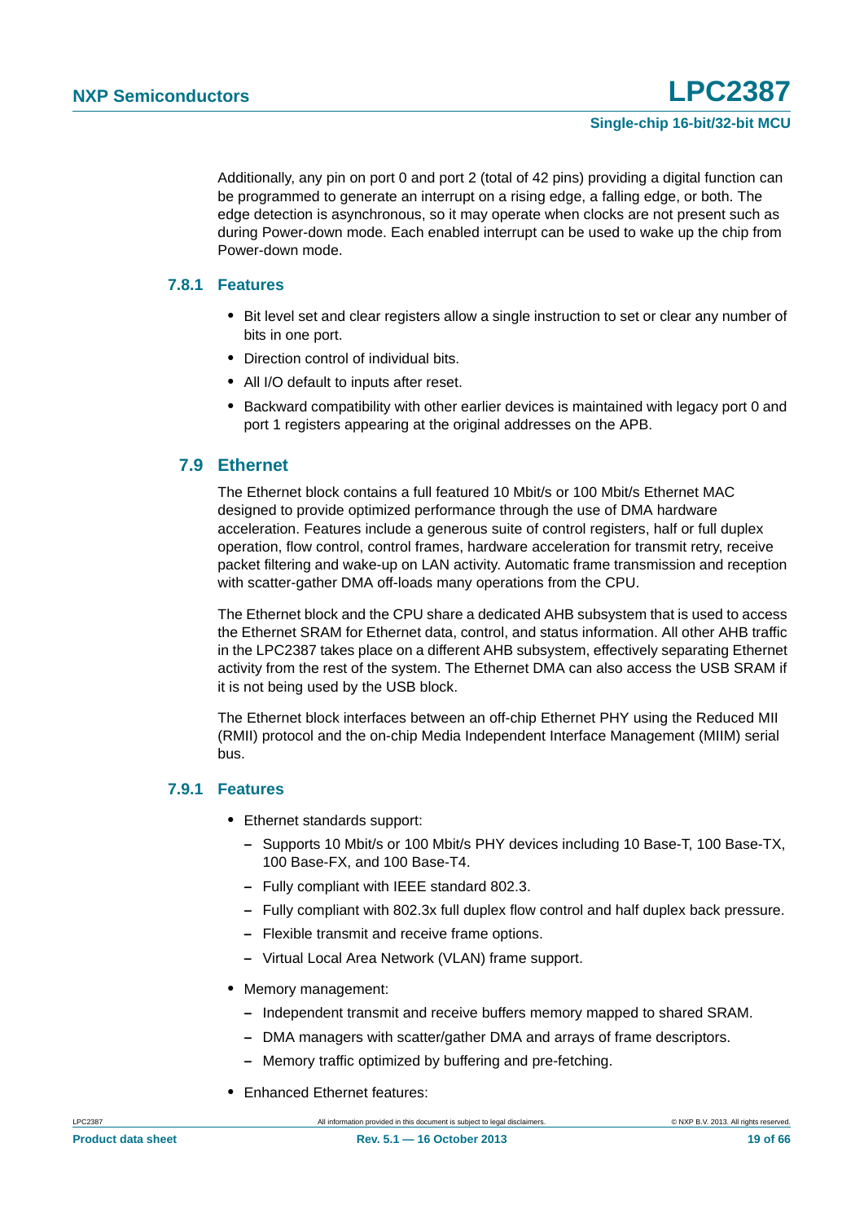Additionally, any pin on port 0 and port 2 (total of 42 pins) providing a digital function can be programmed to generate an interrupt on a rising edge, a falling edge, or both. The edge detection is asynchronous, so it may operate when clocks are not present such as during Power-down mode. Each enabled interrupt can be used to wake up the chip from Power-down mode.

### 7.8.1 Features

- Bit level set and clear registers allow a single instruction to set or clear any number of bits in one port.
- Direction control of individual bits.
- All I/O default to inputs after reset.
- Backward compatibility with other earlier devices is maintained with legacy port 0 and port 1 registers appearing at the original addresses on the APB.

## 7.9 Ethernet

The Ethernet block contains a full featured 10 Mbit/s or 100 Mbit/s Ethernet MAC designed to provide optimized performance through the use of DMA hardware acceleration. Features include a generous suite of control registers, half or full duplex operation, flow control, control frames, hardware acceleration for transmit retry, receive packet filtering and wake-up on LAN activity. Automatic frame transmission and reception with scatter-gather DMA off-loads many operations from the CPU.

The Ethernet block and the CPU share a dedicated AHB subsystem that is used to access the Ethernet SRAM for Ethernet data, control, and status information. All other AHB traffic in the LPC2387 takes place on a different AHB subsystem, effectively separating Ethernet activity from the rest of the system. The Ethernet DMA can also access the USB SRAM if it is not being used by the USB block.

The Ethernet block interfaces between an off-chip Ethernet PHY using the Reduced MII (RMII) protocol and the on-chip Media Independent Interface Management (MIIM) serial bus.

### 7.9.1 Features

- Ethernet standards support:
  - Supports 10 Mbit/s or 100 Mbit/s PHY devices including 10 Base-T, 100 Base-TX, 100 Base-FX, and 100 Base-T4.
  - Fully compliant with IEEE standard 802.3.
  - Fully compliant with 802.3x full duplex flow control and half duplex back pressure.
  - Flexible transmit and receive frame options.
  - Virtual Local Area Network (VLAN) frame support.
- Memory management:
  - Independent transmit and receive buffers memory mapped to shared SRAM.
  - DMA managers with scatter/gather DMA and arrays of frame descriptors.
  - Memory traffic optimized by buffering and pre-fetching.
- Enhanced Ethernet features: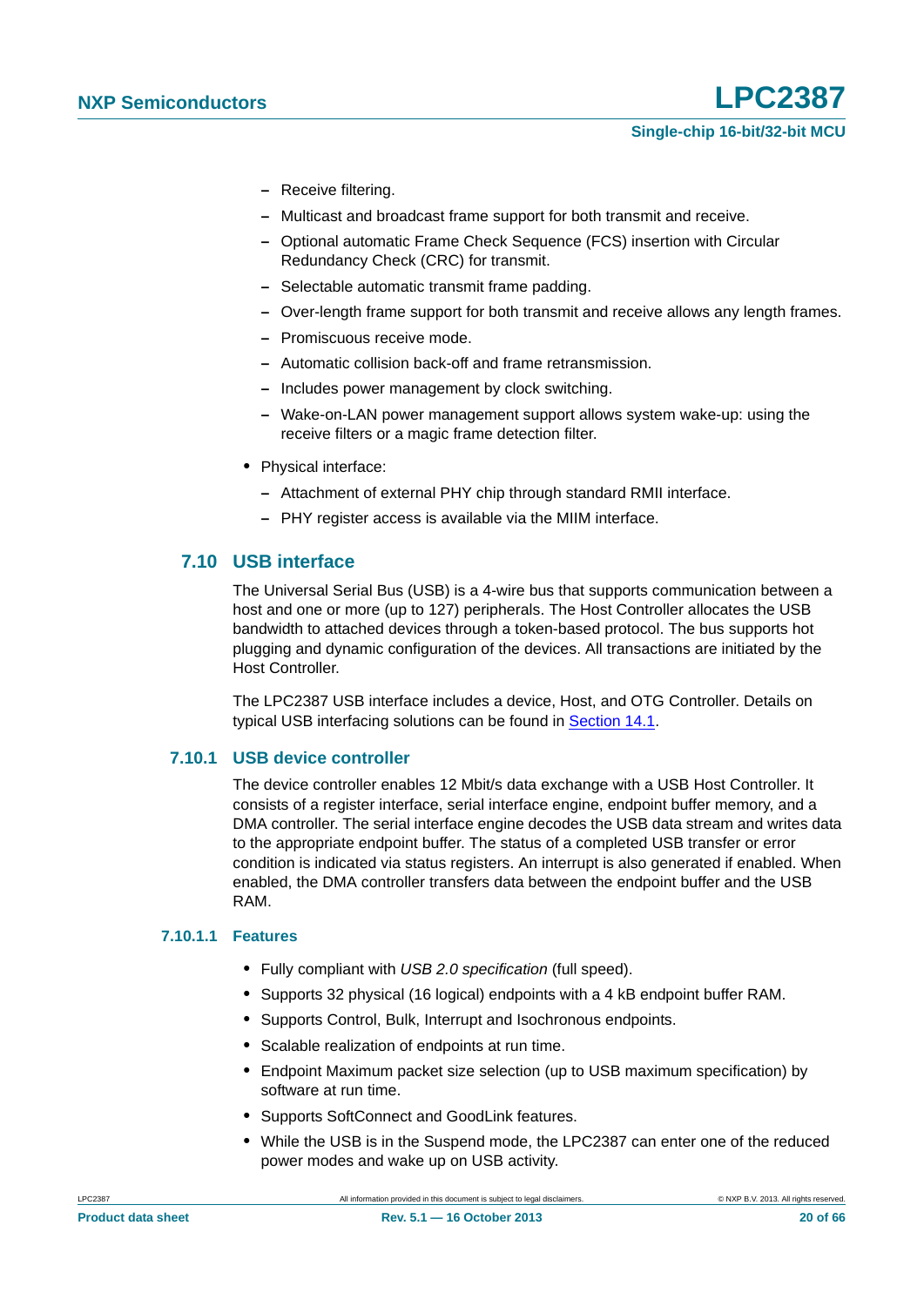- Receive filtering.
  - Multicast and broadcast frame support for both transmit and receive.
  - Optional automatic Frame Check Sequence (FCS) insertion with Circular Redundancy Check (CRC) for transmit.
  - Selectable automatic transmit frame padding.
  - Over-length frame support for both transmit and receive allows any length frames.
  - Promiscuous receive mode.
  - Automatic collision back-off and frame retransmission.
  - Includes power management by clock switching.
  - Wake-on-LAN power management support allows system wake-up: using the receive filters or a magic frame detection filter.
- Physical interface:
  - Attachment of external PHY chip through standard RMII interface.
  - PHY register access is available via the MIIM interface.

## 7.10 USB interface

The Universal Serial Bus (USB) is a 4-wire bus that supports communication between a host and one or more (up to 127) peripherals. The Host Controller allocates the USB bandwidth to attached devices through a token-based protocol. The bus supports hot plugging and dynamic configuration of the devices. All transactions are initiated by the Host Controller.

The LPC2387 USB interface includes a device, Host, and OTG Controller. Details on typical USB interfacing solutions can be found in Section 14.1.

### 7.10.1 USB device controller

The device controller enables 12 Mbit/s data exchange with a USB Host Controller. It consists of a register interface, serial interface engine, endpoint buffer memory, and a DMA controller. The serial interface engine decodes the USB data stream and writes data to the appropriate endpoint buffer. The status of a completed USB transfer or error condition is indicated via status registers. An interrupt is also generated if enabled. When enabled, the DMA controller transfers data between the endpoint buffer and the USB RAM.

#### 7.10.1.1 Features

- Fully compliant with *USB 2.0 specification* (full speed).
- Supports 32 physical (16 logical) endpoints with a 4 kB endpoint buffer RAM.
- Supports Control, Bulk, Interrupt and Isochronous endpoints.
- Scalable realization of endpoints at run time.
- Endpoint Maximum packet size selection (up to USB maximum specification) by software at run time.
- Supports SoftConnect and GoodLink features.
- While the USB is in the Suspend mode, the LPC2387 can enter one of the reduced power modes and wake up on USB activity.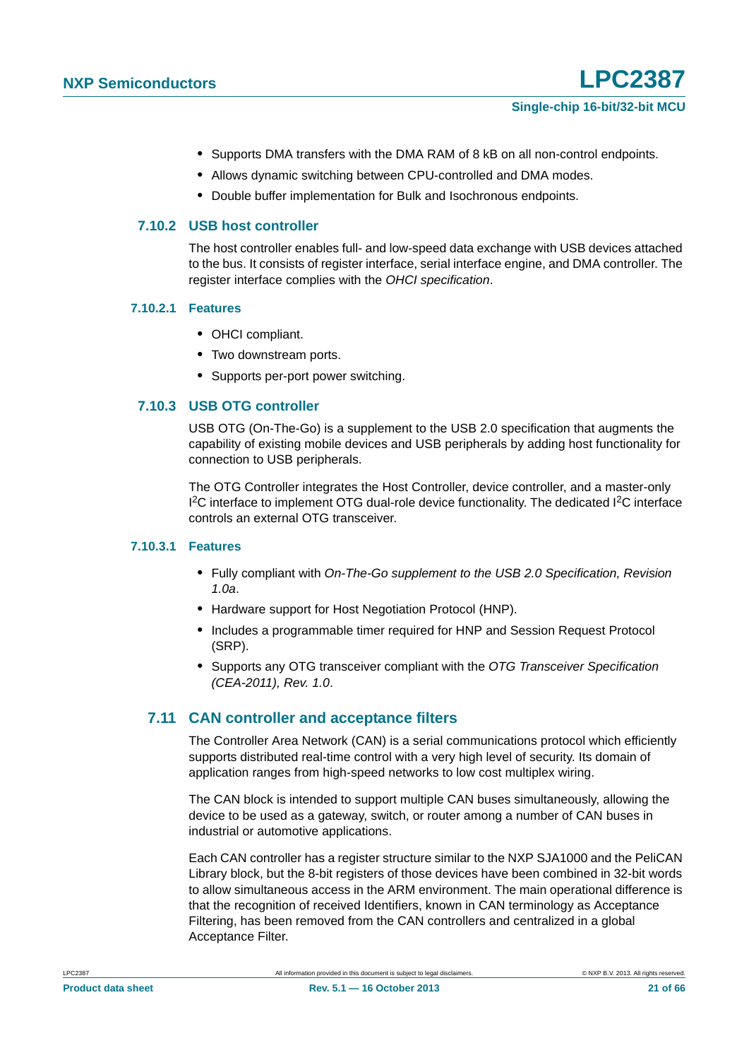- Supports DMA transfers with the DMA RAM of 8 kB on all non-control endpoints.
- Allows dynamic switching between CPU-controlled and DMA modes.
- Double buffer implementation for Bulk and Isochronous endpoints.

### 7.10.2 USB host controller

The host controller enables full- and low-speed data exchange with USB devices attached to the bus. It consists of register interface, serial interface engine, and DMA controller. The register interface complies with the *OHCI specification*.

#### 7.10.2.1 Features

- OHCI compliant.
- Two downstream ports.
- Supports per-port power switching.

### 7.10.3 USB OTG controller

USB OTG (On-The-Go) is a supplement to the USB 2.0 specification that augments the capability of existing mobile devices and USB peripherals by adding host functionality for connection to USB peripherals.

The OTG Controller integrates the Host Controller, device controller, and a master-only $I^2C$ interface to implement OTG dual-role device functionality. The dedicated $I^2C$ interface controls an external OTG transceiver.

#### 7.10.3.1 Features

- Fully compliant with *On-The-Go supplement to the USB 2.0 Specification, Revision 1.0a*.
- Hardware support for Host Negotiation Protocol (HNP).
- Includes a programmable timer required for HNP and Session Request Protocol (SRP).
- Supports any OTG transceiver compliant with the *OTG Transceiver Specification (CEA-2011), Rev. 1.0*.

## 7.11 CAN controller and acceptance filters

The Controller Area Network (CAN) is a serial communications protocol which efficiently supports distributed real-time control with a very high level of security. Its domain of application ranges from high-speed networks to low cost multiplex wiring.

The CAN block is intended to support multiple CAN buses simultaneously, allowing the device to be used as a gateway, switch, or router among a number of CAN buses in industrial or automotive applications.

Each CAN controller has a register structure similar to the NXP SJA1000 and the PeliCAN Library block, but the 8-bit registers of those devices have been combined in 32-bit words to allow simultaneous access in the ARM environment. The main operational difference is that the recognition of received Identifiers, known in CAN terminology as Acceptance Filtering, has been removed from the CAN controllers and centralized in a global Acceptance Filter.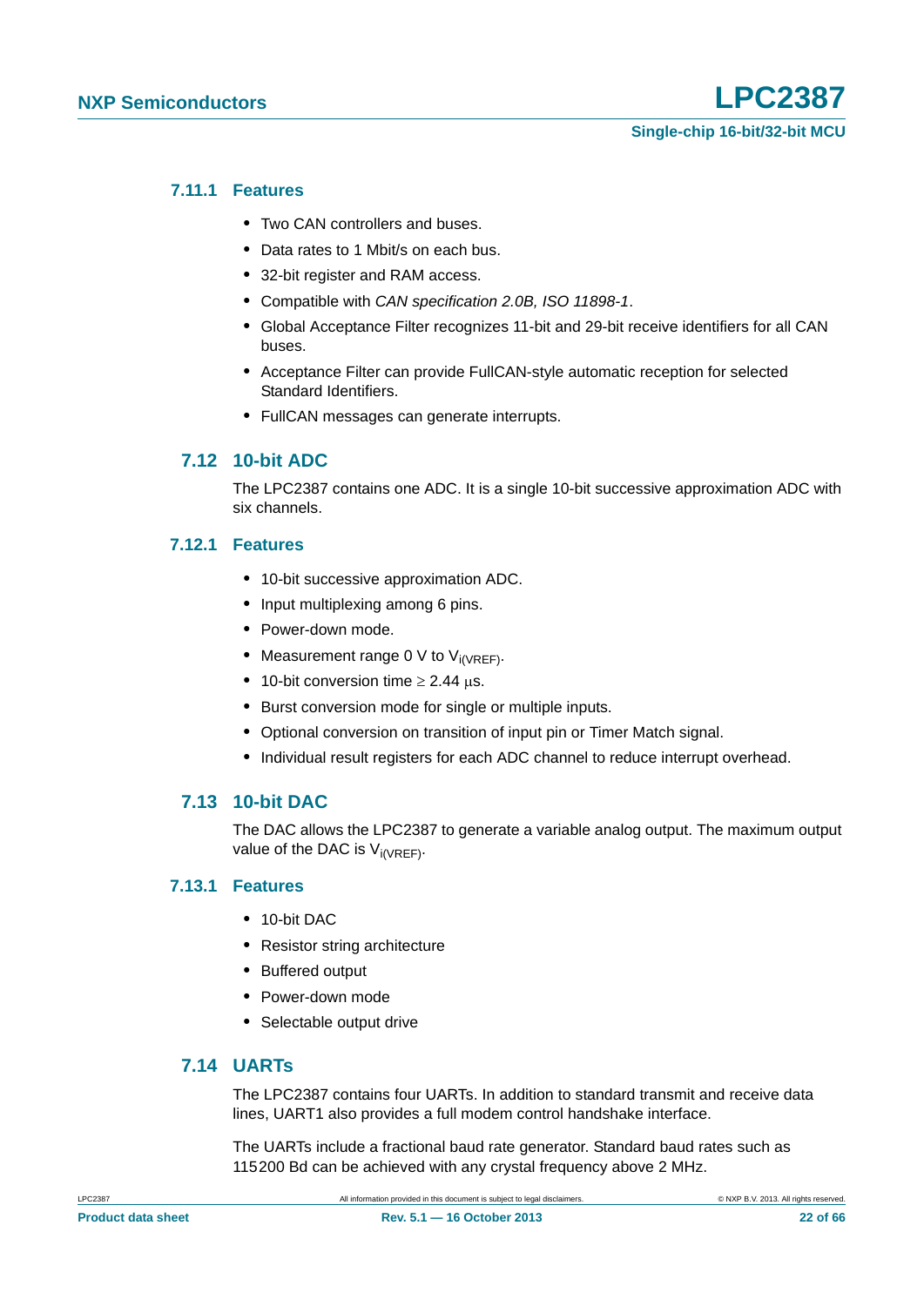### 7.11.1 Features

- Two CAN controllers and buses.
- Data rates to 1 Mbit/s on each bus.
- 32-bit register and RAM access.
- Compatible with *CAN specification 2.0B, ISO 11898-1*.
- Global Acceptance Filter recognizes 11-bit and 29-bit receive identifiers for all CAN buses.
- Acceptance Filter can provide FullCAN-style automatic reception for selected Standard Identifiers.
- FullCAN messages can generate interrupts.

## 7.12 10-bit ADC

The LPC2387 contains one ADC. It is a single 10-bit successive approximation ADC with six channels.

### 7.12.1 Features

- 10-bit successive approximation ADC.
- Input multiplexing among 6 pins.
- Power-down mode.
- Measurement range 0 V to $V_{i(VREF)}$.
- 10-bit conversion time $\geq$ 2.44 $\mu$s.
- Burst conversion mode for single or multiple inputs.
- Optional conversion on transition of input pin or Timer Match signal.
- Individual result registers for each ADC channel to reduce interrupt overhead.

## 7.13 10-bit DAC

The DAC allows the LPC2387 to generate a variable analog output. The maximum output value of the DAC is $V_{i(VREF)}$.

### 7.13.1 Features

- 10-bit DAC
- Resistor string architecture
- Buffered output
- Power-down mode
- Selectable output drive

## 7.14 UARTs

The LPC2387 contains four UARTs. In addition to standard transmit and receive data lines, UART1 also provides a full modem control handshake interface.

The UARTs include a fractional baud rate generator. Standard baud rates such as 115200 Bd can be achieved with any crystal frequency above 2 MHz.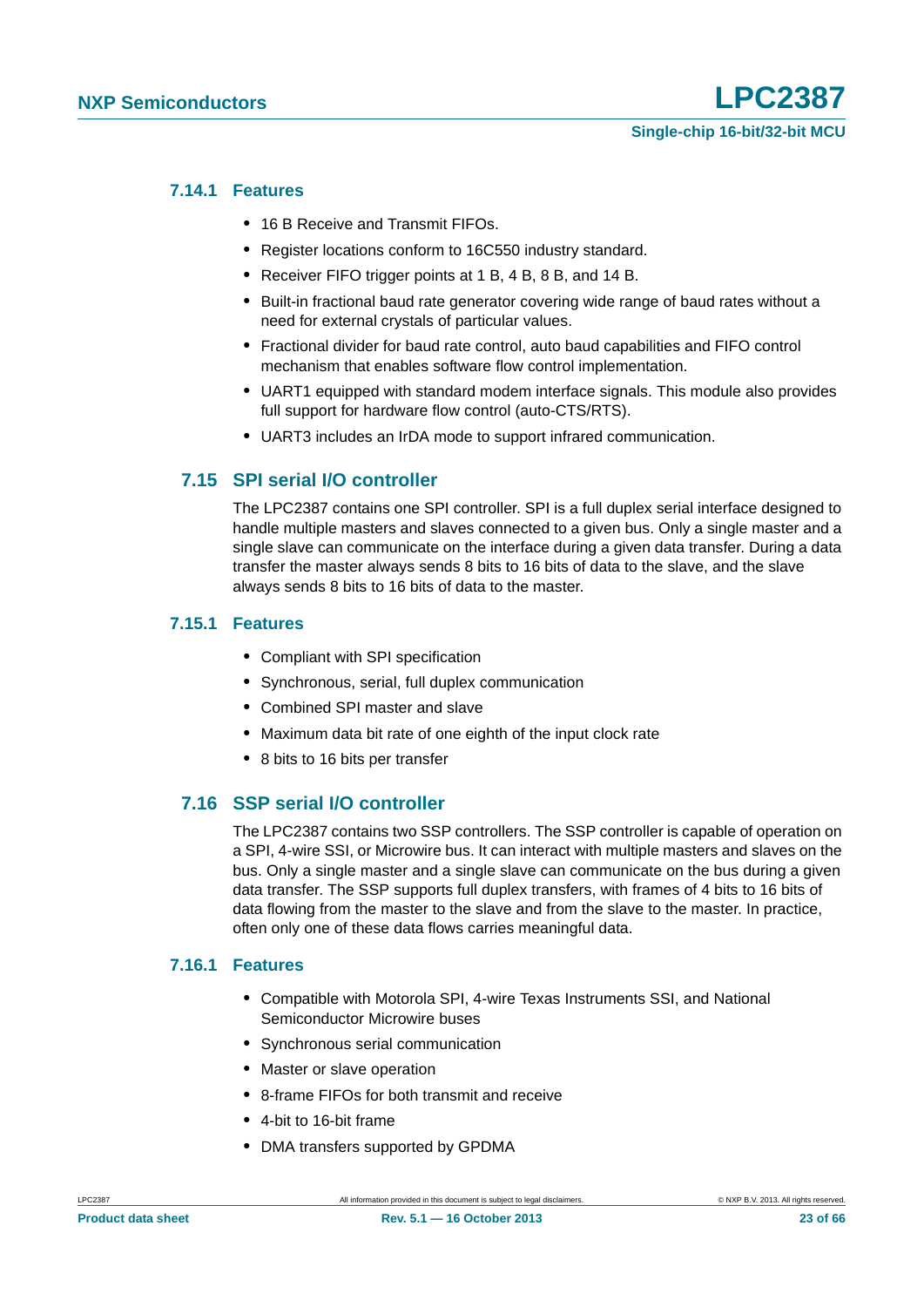#### 7.14.1 Features

- 16 B Receive and Transmit FIFOs.
- Register locations conform to 16C550 industry standard.
- Receiver FIFO trigger points at 1 B, 4 B, 8 B, and 14 B.
- Built-in fractional baud rate generator covering wide range of baud rates without a need for external crystals of particular values.
- Fractional divider for baud rate control, auto baud capabilities and FIFO control mechanism that enables software flow control implementation.
- UART1 equipped with standard modem interface signals. This module also provides full support for hardware flow control (auto-CTS/RTS).
- UART3 includes an IrDA mode to support infrared communication.

### 7.15 SPI serial I/O controller

The LPC2387 contains one SPI controller. SPI is a full duplex serial interface designed to handle multiple masters and slaves connected to a given bus. Only a single master and a single slave can communicate on the interface during a given data transfer. During a data transfer the master always sends 8 bits to 16 bits of data to the slave, and the slave always sends 8 bits to 16 bits of data to the master.

#### 7.15.1 Features

- Compliant with SPI specification
- Synchronous, serial, full duplex communication
- Combined SPI master and slave
- Maximum data bit rate of one eighth of the input clock rate
- 8 bits to 16 bits per transfer

### 7.16 SSP serial I/O controller

The LPC2387 contains two SSP controllers. The SSP controller is capable of operation on a SPI, 4-wire SSI, or Microwire bus. It can interact with multiple masters and slaves on the bus. Only a single master and a single slave can communicate on the bus during a given data transfer. The SSP supports full duplex transfers, with frames of 4 bits to 16 bits of data flowing from the master to the slave and from the slave to the master. In practice, often only one of these data flows carries meaningful data.

#### 7.16.1 Features

- Compatible with Motorola SPI, 4-wire Texas Instruments SSI, and National Semiconductor Microwire buses
- Synchronous serial communication
- Master or slave operation
- 8-frame FIFOs for both transmit and receive
- 4-bit to 16-bit frame
- DMA transfers supported by GPDMA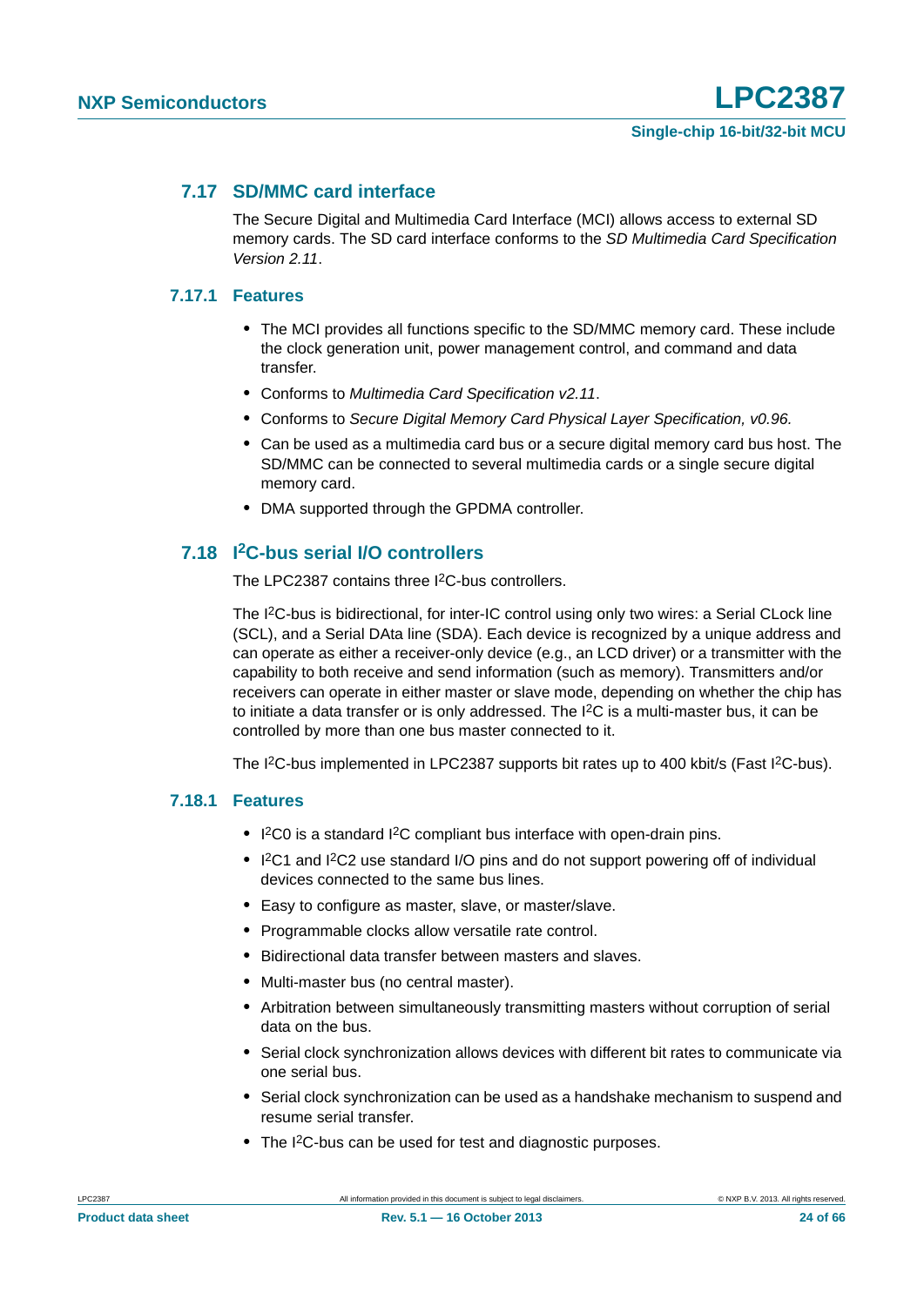## 7.17 SD/MMC card interface

The Secure Digital and Multimedia Card Interface (MCI) allows access to external SD memory cards. The SD card interface conforms to the *SD Multimedia Card Specification Version 2.11*.

### 7.17.1 Features

- The MCI provides all functions specific to the SD/MMC memory card. These include the clock generation unit, power management control, and command and data transfer.
- Conforms to *Multimedia Card Specification v2.11*.
- Conforms to *Secure Digital Memory Card Physical Layer Specification, v0.96*.
- Can be used as a multimedia card bus or a secure digital memory card bus host. The SD/MMC can be connected to several multimedia cards or a single secure digital memory card.
- DMA supported through the GPDMA controller.

## 7.18 I$^2$C-bus serial I/O controllers

The LPC2387 contains three I$^2$C-bus controllers.

The I$^2$C-bus is bidirectional, for inter-IC control using only two wires: a Serial CLock line (SCL), and a Serial DAta line (SDA). Each device is recognized by a unique address and can operate as either a receiver-only device (e.g., an LCD driver) or a transmitter with the capability to both receive and send information (such as memory). Transmitters and/or receivers can operate in either master or slave mode, depending on whether the chip has to initiate a data transfer or is only addressed. The I$^2$C is a multi-master bus, it can be controlled by more than one bus master connected to it.

The I$^2$C-bus implemented in LPC2387 supports bit rates up to 400 kbit/s (Fast I$^2$C-bus).

### 7.18.1 Features

- I$^2$C0 is a standard I$^2$C compliant bus interface with open-drain pins.
- I$^2$C1 and I$^2$C2 use standard I/O pins and do not support powering off of individual devices connected to the same bus lines.
- Easy to configure as master, slave, or master/slave.
- Programmable clocks allow versatile rate control.
- Bidirectional data transfer between masters and slaves.
- Multi-master bus (no central master).
- Arbitration between simultaneously transmitting masters without corruption of serial data on the bus.
- Serial clock synchronization allows devices with different bit rates to communicate via one serial bus.
- Serial clock synchronization can be used as a handshake mechanism to suspend and resume serial transfer.
- The I$^2$C-bus can be used for test and diagnostic purposes.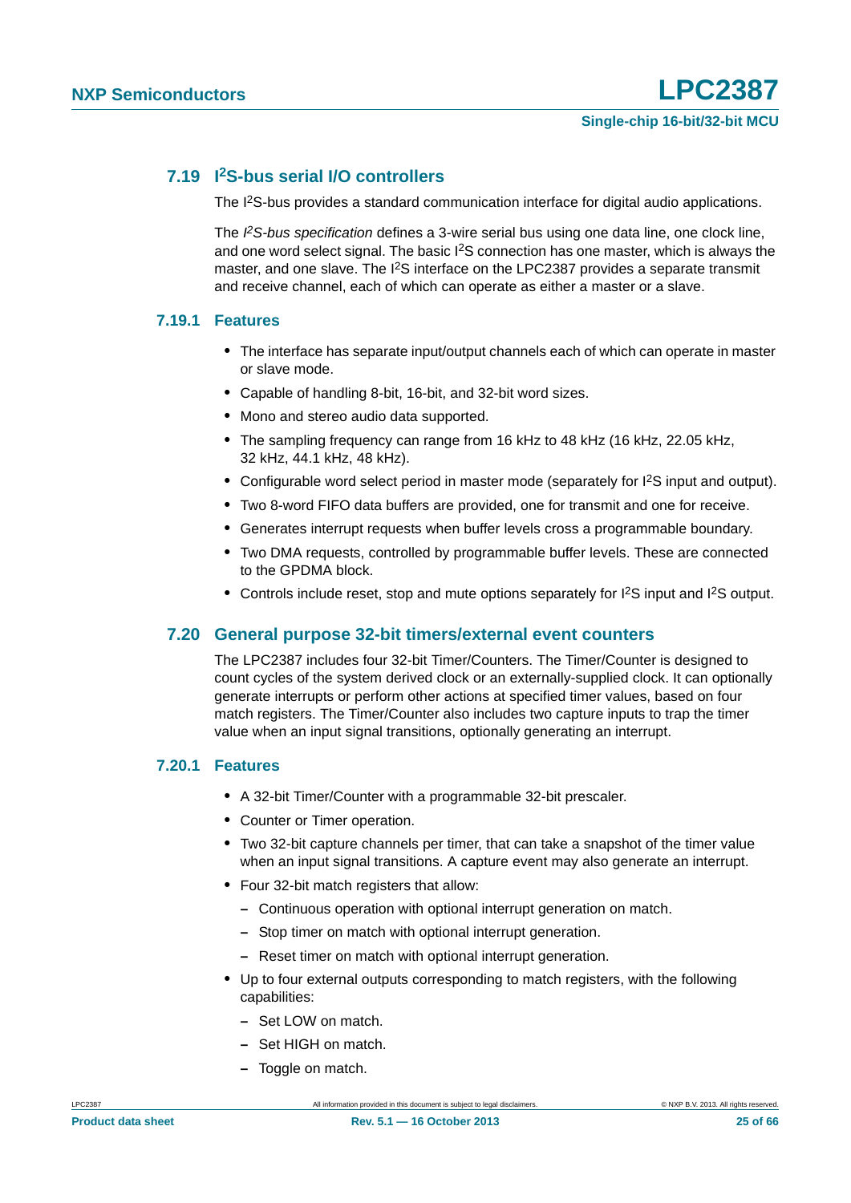### 7.19 I²S-bus serial I/O controllers

The I²S-bus provides a standard communication interface for digital audio applications.

The *I²S-bus specification* defines a 3-wire serial bus using one data line, one clock line, and one word select signal. The basic I²S connection has one master, which is always the master, and one slave. The I²S interface on the LPC2387 provides a separate transmit and receive channel, each of which can operate as either a master or a slave.

#### 7.19.1 Features

- The interface has separate input/output channels each of which can operate in master or slave mode.
- Capable of handling 8-bit, 16-bit, and 32-bit word sizes.
- Mono and stereo audio data supported.
- The sampling frequency can range from 16 kHz to 48 kHz (16 kHz, 22.05 kHz, 32 kHz, 44.1 kHz, 48 kHz).
- Configurable word select period in master mode (separately for I²S input and output).
- Two 8-word FIFO data buffers are provided, one for transmit and one for receive.
- Generates interrupt requests when buffer levels cross a programmable boundary.
- Two DMA requests, controlled by programmable buffer levels. These are connected to the GPDMA block.
- Controls include reset, stop and mute options separately for I²S input and I²S output.

### 7.20 General purpose 32-bit timers/external event counters

The LPC2387 includes four 32-bit Timer/Counters. The Timer/Counter is designed to count cycles of the system derived clock or an externally-supplied clock. It can optionally generate interrupts or perform other actions at specified timer values, based on four match registers. The Timer/Counter also includes two capture inputs to trap the timer value when an input signal transitions, optionally generating an interrupt.

#### 7.20.1 Features

- A 32-bit Timer/Counter with a programmable 32-bit prescaler.
- Counter or Timer operation.
- Two 32-bit capture channels per timer, that can take a snapshot of the timer value when an input signal transitions. A capture event may also generate an interrupt.
- Four 32-bit match registers that allow:
  - Continuous operation with optional interrupt generation on match.
  - Stop timer on match with optional interrupt generation.
  - Reset timer on match with optional interrupt generation.
- Up to four external outputs corresponding to match registers, with the following capabilities:
  - Set LOW on match.
  - Set HIGH on match.
  - Toggle on match.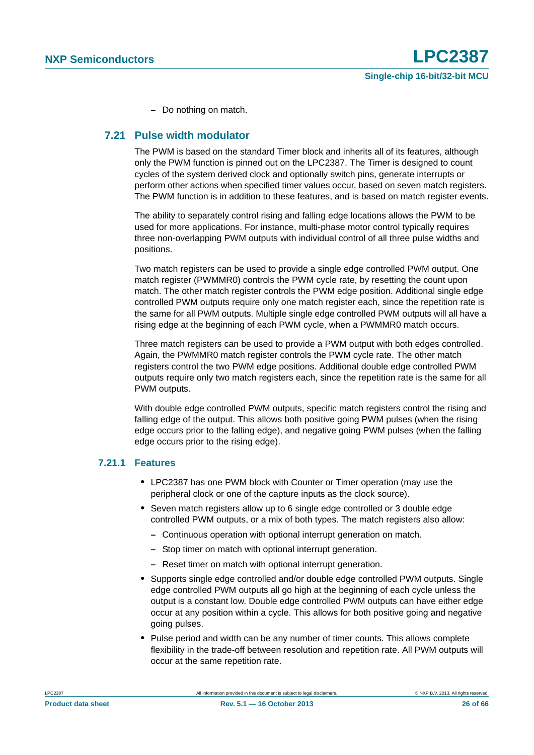– Do nothing on match.

## 7.21 Pulse width modulator

The PWM is based on the standard Timer block and inherits all of its features, although only the PWM function is pinned out on the LPC2387. The Timer is designed to count cycles of the system derived clock and optionally switch pins, generate interrupts or perform other actions when specified timer values occur, based on seven match registers. The PWM function is in addition to these features, and is based on match register events.

The ability to separately control rising and falling edge locations allows the PWM to be used for more applications. For instance, multi-phase motor control typically requires three non-overlapping PWM outputs with individual control of all three pulse widths and positions.

Two match registers can be used to provide a single edge controlled PWM output. One match register (PWMMR0) controls the PWM cycle rate, by resetting the count upon match. The other match register controls the PWM edge position. Additional single edge controlled PWM outputs require only one match register each, since the repetition rate is the same for all PWM outputs. Multiple single edge controlled PWM outputs will all have a rising edge at the beginning of each PWM cycle, when a PWMMR0 match occurs.

Three match registers can be used to provide a PWM output with both edges controlled. Again, the PWMMR0 match register controls the PWM cycle rate. The other match registers control the two PWM edge positions. Additional double edge controlled PWM outputs require only two match registers each, since the repetition rate is the same for all PWM outputs.

With double edge controlled PWM outputs, specific match registers control the rising and falling edge of the output. This allows both positive going PWM pulses (when the rising edge occurs prior to the falling edge), and negative going PWM pulses (when the falling edge occurs prior to the rising edge).

### 7.21.1 Features

- LPC2387 has one PWM block with Counter or Timer operation (may use the peripheral clock or one of the capture inputs as the clock source).
- Seven match registers allow up to 6 single edge controlled or 3 double edge controlled PWM outputs, or a mix of both types. The match registers also allow:
  - Continuous operation with optional interrupt generation on match.
  - Stop timer on match with optional interrupt generation.
  - Reset timer on match with optional interrupt generation.
- Supports single edge controlled and/or double edge controlled PWM outputs. Single edge controlled PWM outputs all go high at the beginning of each cycle unless the output is a constant low. Double edge controlled PWM outputs can have either edge occur at any position within a cycle. This allows for both positive going and negative going pulses.
- Pulse period and width can be any number of timer counts. This allows complete flexibility in the trade-off between resolution and repetition rate. All PWM outputs will occur at the same repetition rate.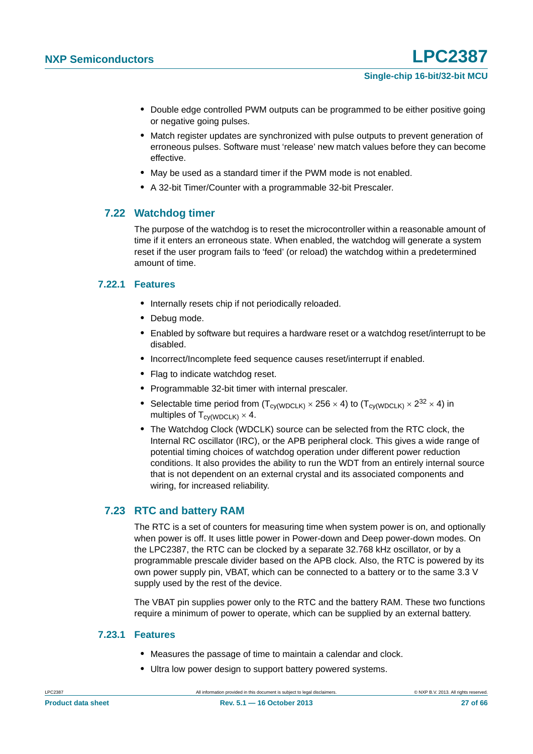- Double edge controlled PWM outputs can be programmed to be either positive going or negative going pulses.
- Match register updates are synchronized with pulse outputs to prevent generation of erroneous pulses. Software must 'release' new match values before they can become effective.
- May be used as a standard timer if the PWM mode is not enabled.
- A 32-bit Timer/Counter with a programmable 32-bit Prescaler.

## 7.22 Watchdog timer

The purpose of the watchdog is to reset the microcontroller within a reasonable amount of time if it enters an erroneous state. When enabled, the watchdog will generate a system reset if the user program fails to 'feed' (or reload) the watchdog within a predetermined amount of time.

### 7.22.1 Features

- Internally resets chip if not periodically reloaded.
- Debug mode.
- Enabled by software but requires a hardware reset or a watchdog reset/interrupt to be disabled.
- Incorrect/Incomplete feed sequence causes reset/interrupt if enabled.
- Flag to indicate watchdog reset.
- Programmable 32-bit timer with internal prescaler.
- Selectable time period from ($T_{cy(WDCLK)} \times 256 \times 4$) to ($T_{cy(WDCLK)} \times 2^{32} \times 4$) in multiples of $T_{cy(WDCLK)} \times 4$.
- The Watchdog Clock (WDCLK) source can be selected from the RTC clock, the Internal RC oscillator (IRC), or the APB peripheral clock. This gives a wide range of potential timing choices of watchdog operation under different power reduction conditions. It also provides the ability to run the WDT from an entirely internal source that is not dependent on an external crystal and its associated components and wiring, for increased reliability.

## 7.23 RTC and battery RAM

The RTC is a set of counters for measuring time when system power is on, and optionally when power is off. It uses little power in Power-down and Deep power-down modes. On the LPC2387, the RTC can be clocked by a separate 32.768 kHz oscillator, or by a programmable prescale divider based on the APB clock. Also, the RTC is powered by its own power supply pin, VBAT, which can be connected to a battery or to the same 3.3 V supply used by the rest of the device.

The VBAT pin supplies power only to the RTC and the battery RAM. These two functions require a minimum of power to operate, which can be supplied by an external battery.

### 7.23.1 Features

- Measures the passage of time to maintain a calendar and clock.
- Ultra low power design to support battery powered systems.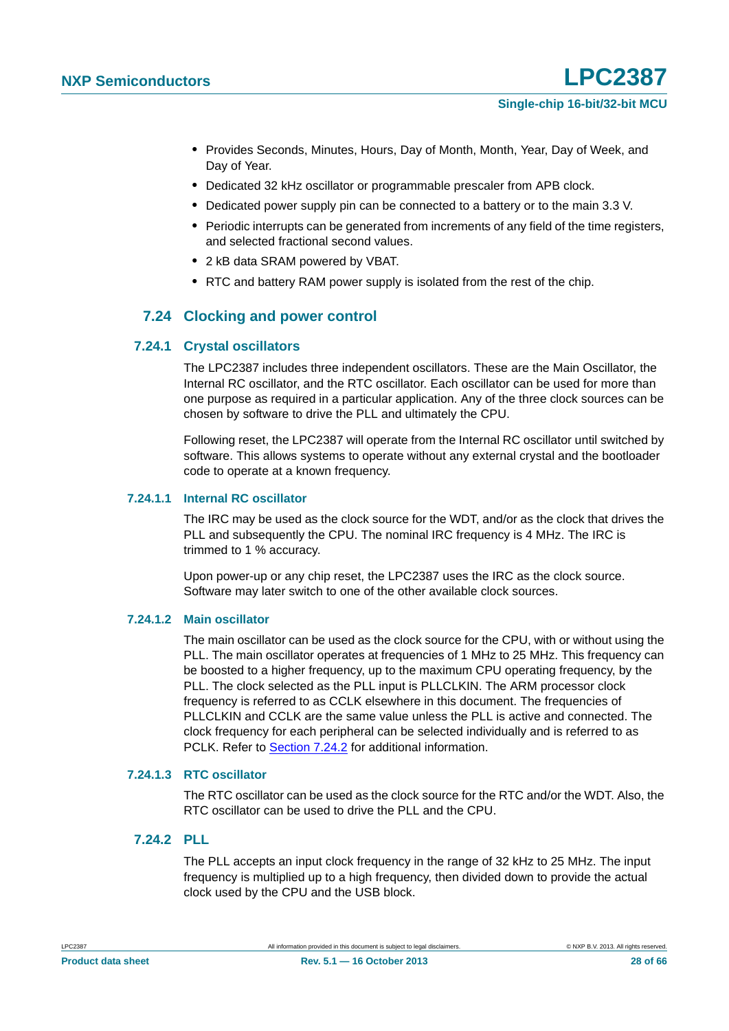- Provides Seconds, Minutes, Hours, Day of Month, Month, Year, Day of Week, and Day of Year.
- Dedicated 32 kHz oscillator or programmable prescaler from APB clock.
- Dedicated power supply pin can be connected to a battery or to the main 3.3 V.
- Periodic interrupts can be generated from increments of any field of the time registers, and selected fractional second values.
- 2 kB data SRAM powered by VBAT.
- RTC and battery RAM power supply is isolated from the rest of the chip.

## 7.24 Clocking and power control

### 7.24.1 Crystal oscillators

The LPC2387 includes three independent oscillators. These are the Main Oscillator, the Internal RC oscillator, and the RTC oscillator. Each oscillator can be used for more than one purpose as required in a particular application. Any of the three clock sources can be chosen by software to drive the PLL and ultimately the CPU.

Following reset, the LPC2387 will operate from the Internal RC oscillator until switched by software. This allows systems to operate without any external crystal and the bootloader code to operate at a known frequency.

#### 7.24.1.1 Internal RC oscillator

The IRC may be used as the clock source for the WDT, and/or as the clock that drives the PLL and subsequently the CPU. The nominal IRC frequency is 4 MHz. The IRC is trimmed to 1 % accuracy.

Upon power-up or any chip reset, the LPC2387 uses the IRC as the clock source. Software may later switch to one of the other available clock sources.

#### 7.24.1.2 Main oscillator

The main oscillator can be used as the clock source for the CPU, with or without using the PLL. The main oscillator operates at frequencies of 1 MHz to 25 MHz. This frequency can be boosted to a higher frequency, up to the maximum CPU operating frequency, by the PLL. The clock selected as the PLL input is PLLCLKIN. The ARM processor clock frequency is referred to as CCLK elsewhere in this document. The frequencies of PLLCLKIN and CCLK are the same value unless the PLL is active and connected. The clock frequency for each peripheral can be selected individually and is referred to as PCLK. Refer to Section 7.24.2 for additional information.

#### 7.24.1.3 RTC oscillator

The RTC oscillator can be used as the clock source for the RTC and/or the WDT. Also, the RTC oscillator can be used to drive the PLL and the CPU.

### 7.24.2 PLL

The PLL accepts an input clock frequency in the range of 32 kHz to 25 MHz. The input frequency is multiplied up to a high frequency, then divided down to provide the actual clock used by the CPU and the USB block.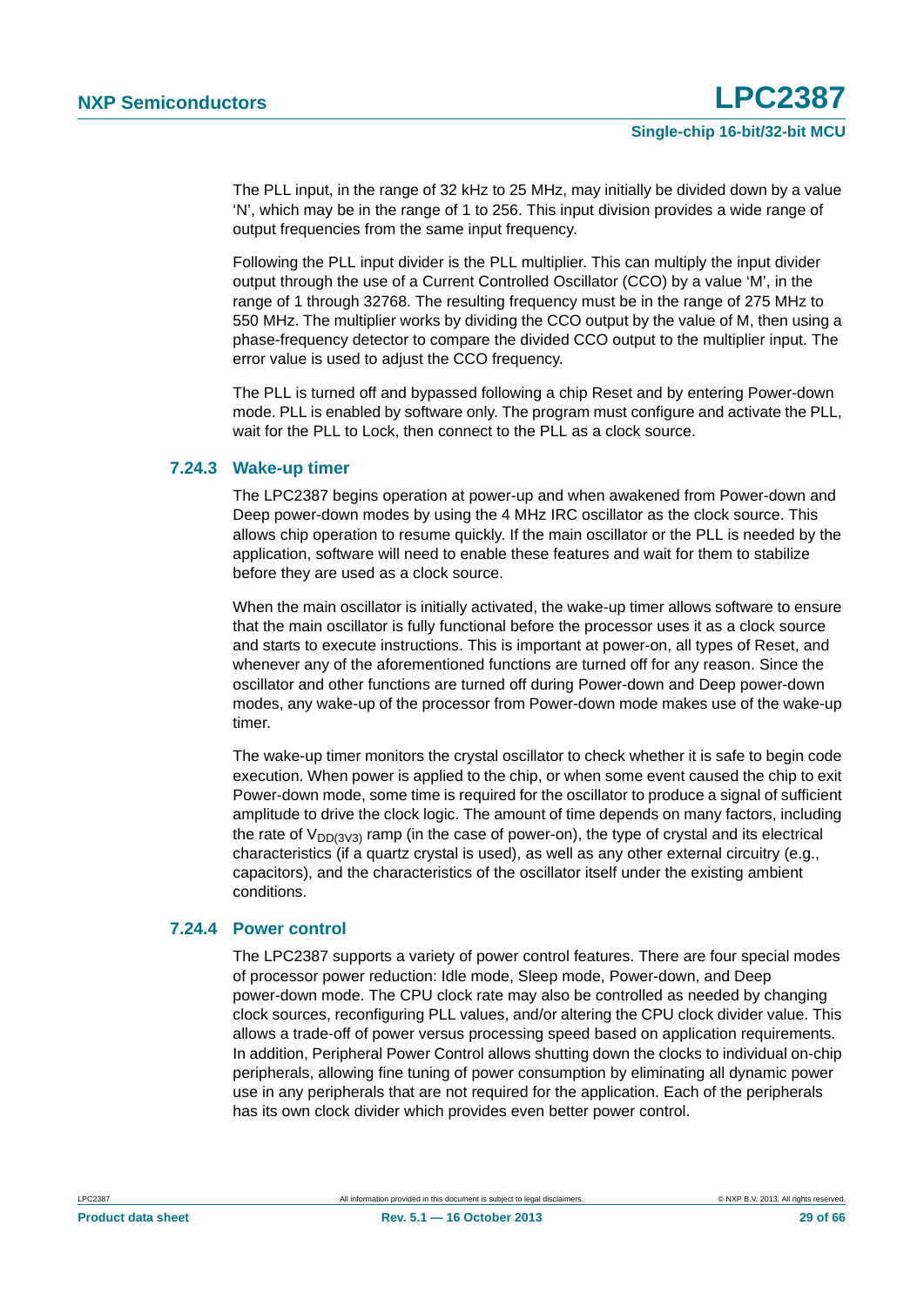The PLL input, in the range of 32 kHz to 25 MHz, may initially be divided down by a value ‘N’, which may be in the range of 1 to 256. This input division provides a wide range of output frequencies from the same input frequency.

Following the PLL input divider is the PLL multiplier. This can multiply the input divider output through the use of a Current Controlled Oscillator (CCO) by a value ‘M’, in the range of 1 through 32768. The resulting frequency must be in the range of 275 MHz to 550 MHz. The multiplier works by dividing the CCO output by the value of M, then using a phase-frequency detector to compare the divided CCO output to the multiplier input. The error value is used to adjust the CCO frequency.

The PLL is turned off and bypassed following a chip Reset and by entering Power-down mode. PLL is enabled by software only. The program must configure and activate the PLL, wait for the PLL to Lock, then connect to the PLL as a clock source.

### 7.24.3 Wake-up timer

The LPC2387 begins operation at power-up and when awakened from Power-down and Deep power-down modes by using the 4 MHz IRC oscillator as the clock source. This allows chip operation to resume quickly. If the main oscillator or the PLL is needed by the application, software will need to enable these features and wait for them to stabilize before they are used as a clock source.

When the main oscillator is initially activated, the wake-up timer allows software to ensure that the main oscillator is fully functional before the processor uses it as a clock source and starts to execute instructions. This is important at power-on, all types of Reset, and whenever any of the aforementioned functions are turned off for any reason. Since the oscillator and other functions are turned off during Power-down and Deep power-down modes, any wake-up of the processor from Power-down mode makes use of the wake-up timer.

The wake-up timer monitors the crystal oscillator to check whether it is safe to begin code execution. When power is applied to the chip, or when some event caused the chip to exit Power-down mode, some time is required for the oscillator to produce a signal of sufficient amplitude to drive the clock logic. The amount of time depends on many factors, including the rate of $V_{DD(3V3)}$ ramp (in the case of power-on), the type of crystal and its electrical characteristics (if a quartz crystal is used), as well as any other external circuitry (e.g., capacitors), and the characteristics of the oscillator itself under the existing ambient conditions.

### 7.24.4 Power control

The LPC2387 supports a variety of power control features. There are four special modes of processor power reduction: Idle mode, Sleep mode, Power-down, and Deep power-down mode. The CPU clock rate may also be controlled as needed by changing clock sources, reconfiguring PLL values, and/or altering the CPU clock divider value. This allows a trade-off of power versus processing speed based on application requirements. In addition, Peripheral Power Control allows shutting down the clocks to individual on-chip peripherals, allowing fine tuning of power consumption by eliminating all dynamic power use in any peripherals that are not required for the application. Each of the peripherals has its own clock divider which provides even better power control.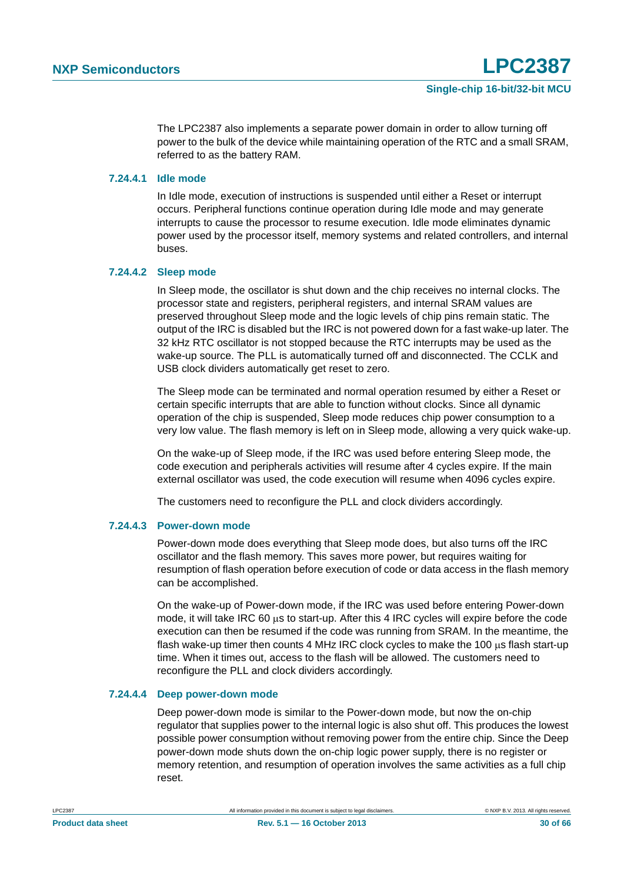The LPC2387 also implements a separate power domain in order to allow turning off power to the bulk of the device while maintaining operation of the RTC and a small SRAM, referred to as the battery RAM.

#### 7.24.4.1 Idle mode

In Idle mode, execution of instructions is suspended until either a Reset or interrupt occurs. Peripheral functions continue operation during Idle mode and may generate interrupts to cause the processor to resume execution. Idle mode eliminates dynamic power used by the processor itself, memory systems and related controllers, and internal buses.

#### 7.24.4.2 Sleep mode

In Sleep mode, the oscillator is shut down and the chip receives no internal clocks. The processor state and registers, peripheral registers, and internal SRAM values are preserved throughout Sleep mode and the logic levels of chip pins remain static. The output of the IRC is disabled but the IRC is not powered down for a fast wake-up later. The 32 kHz RTC oscillator is not stopped because the RTC interrupts may be used as the wake-up source. The PLL is automatically turned off and disconnected. The CCLK and USB clock dividers automatically get reset to zero.

The Sleep mode can be terminated and normal operation resumed by either a Reset or certain specific interrupts that are able to function without clocks. Since all dynamic operation of the chip is suspended, Sleep mode reduces chip power consumption to a very low value. The flash memory is left on in Sleep mode, allowing a very quick wake-up.

On the wake-up of Sleep mode, if the IRC was used before entering Sleep mode, the code execution and peripherals activities will resume after 4 cycles expire. If the main external oscillator was used, the code execution will resume when 4096 cycles expire.

The customers need to reconfigure the PLL and clock dividers accordingly.

#### 7.24.4.3 Power-down mode

Power-down mode does everything that Sleep mode does, but also turns off the IRC oscillator and the flash memory. This saves more power, but requires waiting for resumption of flash operation before execution of code or data access in the flash memory can be accomplished.

On the wake-up of Power-down mode, if the IRC was used before entering Power-down mode, it will take IRC 60 μs to start-up. After this 4 IRC cycles will expire before the code execution can then be resumed if the code was running from SRAM. In the meantime, the flash wake-up timer then counts 4 MHz IRC clock cycles to make the 100 μs flash start-up time. When it times out, access to the flash will be allowed. The customers need to reconfigure the PLL and clock dividers accordingly.

#### 7.24.4.4 Deep power-down mode

Deep power-down mode is similar to the Power-down mode, but now the on-chip regulator that supplies power to the internal logic is also shut off. This produces the lowest possible power consumption without removing power from the entire chip. Since the Deep power-down mode shuts down the on-chip logic power supply, there is no register or memory retention, and resumption of operation involves the same activities as a full chip reset.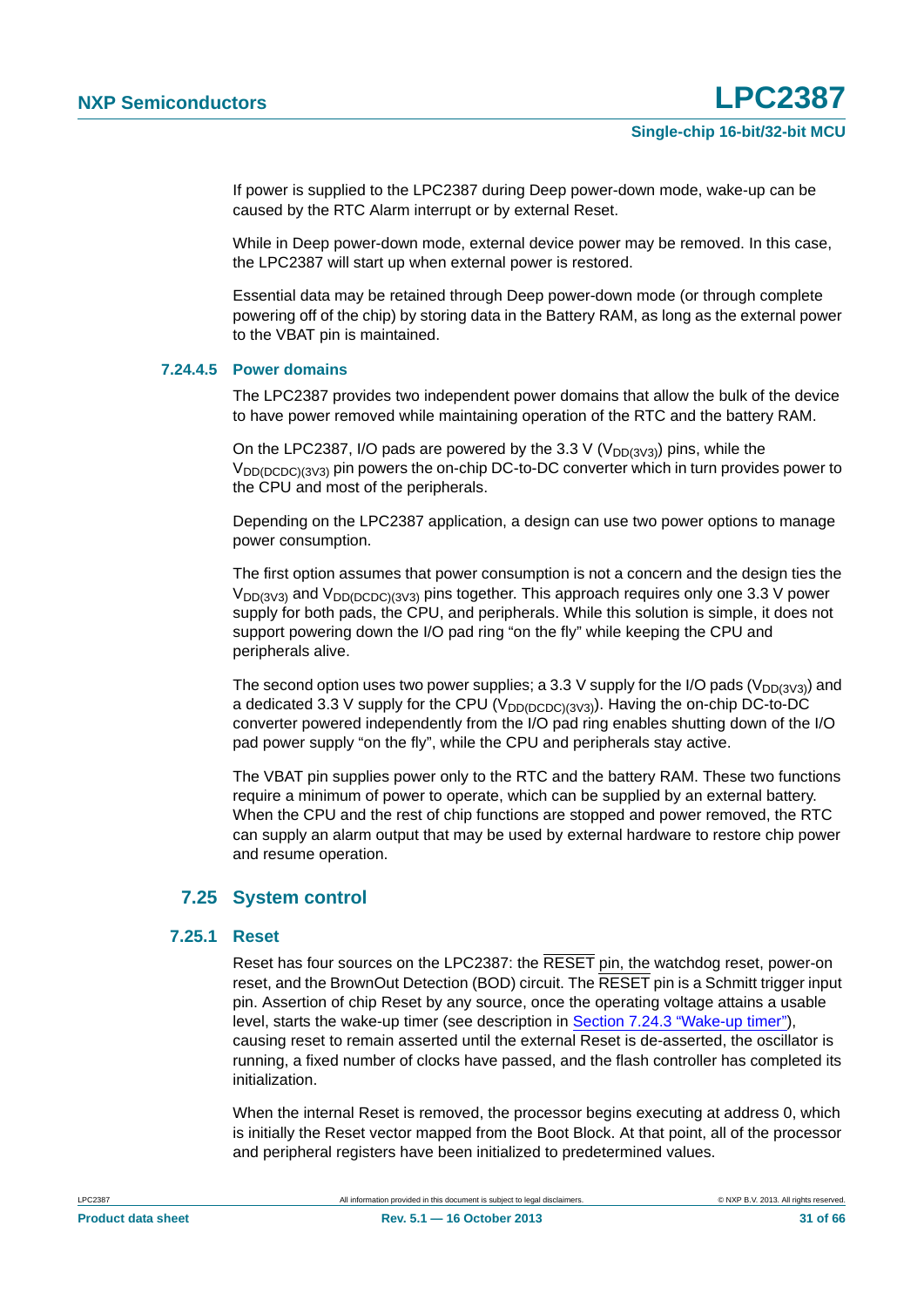If power is supplied to the LPC2387 during Deep power-down mode, wake-up can be caused by the RTC Alarm interrupt or by external Reset.

While in Deep power-down mode, external device power may be removed. In this case, the LPC2387 will start up when external power is restored.

Essential data may be retained through Deep power-down mode (or through complete powering off of the chip) by storing data in the Battery RAM, as long as the external power to the VBAT pin is maintained.

#### 7.24.4.5 Power domains

The LPC2387 provides two independent power domains that allow the bulk of the device to have power removed while maintaining operation of the RTC and the battery RAM.

On the LPC2387, I/O pads are powered by the 3.3 V ($V_{DD(3V3)}$) pins, while the $V_{DD(DCDC)(3V3)}$ pin powers the on-chip DC-to-DC converter which in turn provides power to the CPU and most of the peripherals.

Depending on the LPC2387 application, a design can use two power options to manage power consumption.

The first option assumes that power consumption is not a concern and the design ties the $V_{DD(3V3)}$ and $V_{DD(DCDC)(3V3)}$ pins together. This approach requires only one 3.3 V power supply for both pads, the CPU, and peripherals. While this solution is simple, it does not support powering down the I/O pad ring “on the fly” while keeping the CPU and peripherals alive.

The second option uses two power supplies; a 3.3 V supply for the I/O pads ($V_{DD(3V3)}$) and a dedicated 3.3 V supply for the CPU ($V_{DD(DCDC)(3V3)}$). Having the on-chip DC-to-DC converter powered independently from the I/O pad ring enables shutting down of the I/O pad power supply “on the fly”, while the CPU and peripherals stay active.

The VBAT pin supplies power only to the RTC and the battery RAM. These two functions require a minimum of power to operate, which can be supplied by an external battery. When the CPU and the rest of chip functions are stopped and power removed, the RTC can supply an alarm output that may be used by external hardware to restore chip power and resume operation.

## 7.25 System control

### 7.25.1 Reset

Reset has four sources on the LPC2387: the $\overline{\text{RESET}}$ pin, the watchdog reset, power-on reset, and the BrownOut Detection (BOD) circuit. The $\overline{\text{RESET}}$ pin is a Schmitt trigger input pin. Assertion of chip Reset by any source, once the operating voltage attains a usable level, starts the wake-up timer (see description in Section 7.24.3 “Wake-up timer”), causing reset to remain asserted until the external Reset is de-asserted, the oscillator is running, a fixed number of clocks have passed, and the flash controller has completed its initialization.

When the internal Reset is removed, the processor begins executing at address 0, which is initially the Reset vector mapped from the Boot Block. At that point, all of the processor and peripheral registers have been initialized to predetermined values.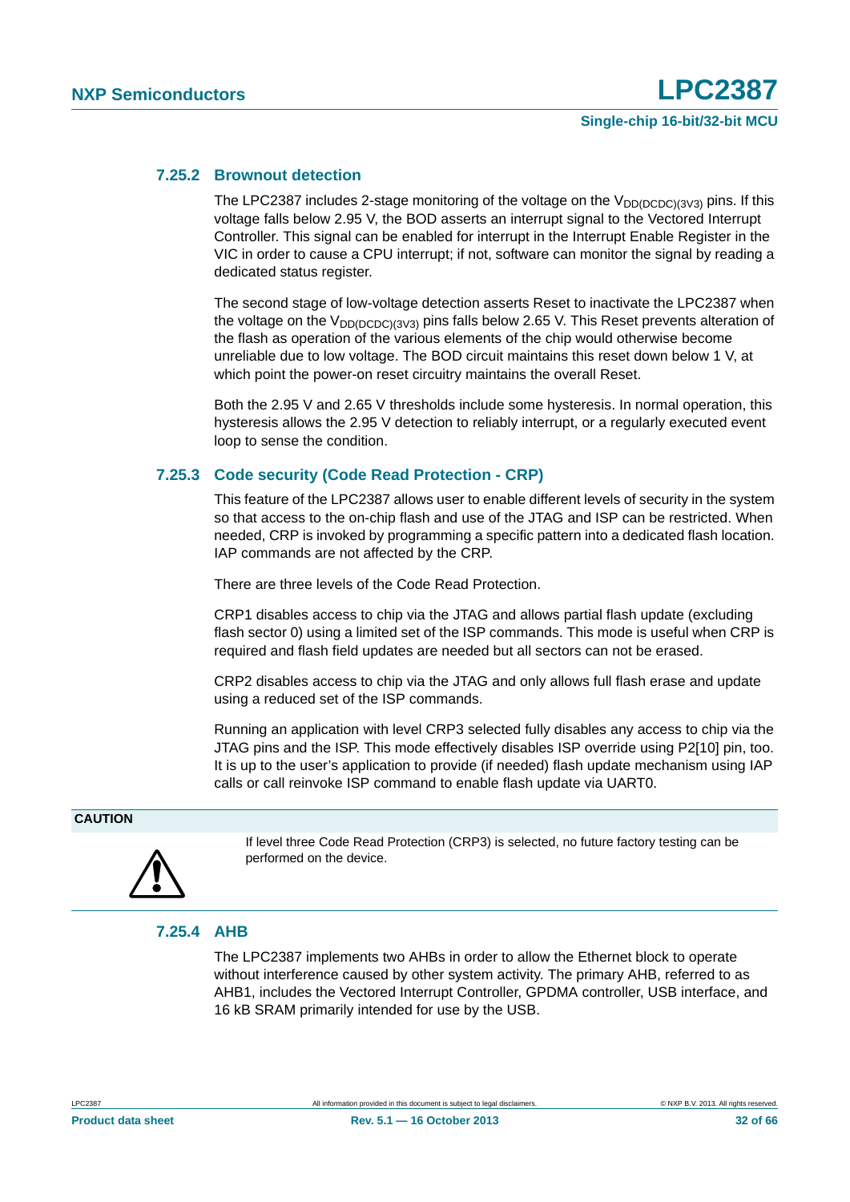### 7.25.2 Brownout detection

The LPC2387 includes 2-stage monitoring of the voltage on the $V_{DD(DCDC)(3V3)}$ pins. If this voltage falls below 2.95 V, the BOD asserts an interrupt signal to the Vectored Interrupt Controller. This signal can be enabled for interrupt in the Interrupt Enable Register in the VIC in order to cause a CPU interrupt; if not, software can monitor the signal by reading a dedicated status register.

The second stage of low-voltage detection asserts Reset to inactivate the LPC2387 when the voltage on the $V_{DD(DCDC)(3V3)}$ pins falls below 2.65 V. This Reset prevents alteration of the flash as operation of the various elements of the chip would otherwise become unreliable due to low voltage. The BOD circuit maintains this reset down below 1 V, at which point the power-on reset circuitry maintains the overall Reset.

Both the 2.95 V and 2.65 V thresholds include some hysteresis. In normal operation, this hysteresis allows the 2.95 V detection to reliably interrupt, or a regularly executed event loop to sense the condition.

### 7.25.3 Code security (Code Read Protection - CRP)

This feature of the LPC2387 allows user to enable different levels of security in the system so that access to the on-chip flash and use of the JTAG and ISP can be restricted. When needed, CRP is invoked by programming a specific pattern into a dedicated flash location. IAP commands are not affected by the CRP.

There are three levels of the Code Read Protection.

CRP1 disables access to chip via the JTAG and allows partial flash update (excluding flash sector 0) using a limited set of the ISP commands. This mode is useful when CRP is required and flash field updates are needed but all sectors can not be erased.

CRP2 disables access to chip via the JTAG and only allows full flash erase and update using a reduced set of the ISP commands.

Running an application with level CRP3 selected fully disables any access to chip via the JTAG pins and the ISP. This mode effectively disables ISP override using P2[10] pin, too. It is up to the user's application to provide (if needed) flash update mechanism using IAP calls or call reinvoke ISP command to enable flash update via UART0.

**CAUTION**

If level three Code Read Protection (CRP3) is selected, no future factory testing can be performed on the device.

### 7.25.4 AHB

The LPC2387 implements two AHBs in order to allow the Ethernet block to operate without interference caused by other system activity. The primary AHB, referred to as AHB1, includes the Vectored Interrupt Controller, GPDMA controller, USB interface, and 16 kB SRAM primarily intended for use by the USB.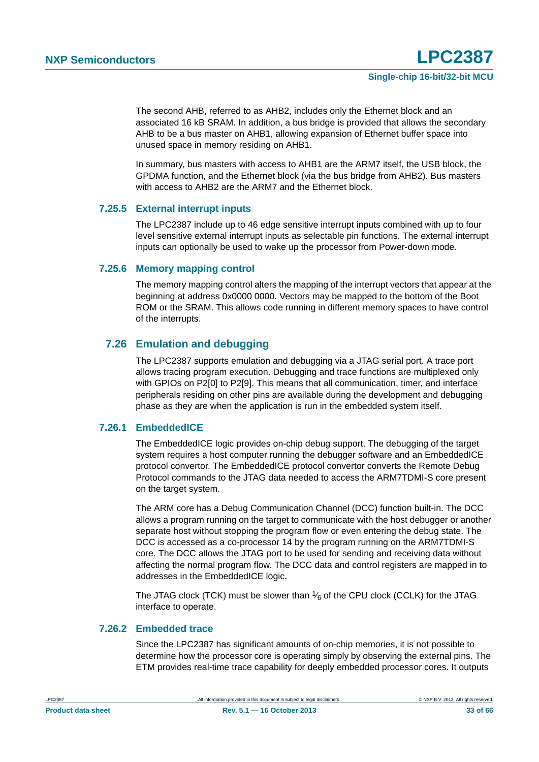The second AHB, referred to as AHB2, includes only the Ethernet block and an associated 16 kB SRAM. In addition, a bus bridge is provided that allows the secondary AHB to be a bus master on AHB1, allowing expansion of Ethernet buffer space into unused space in memory residing on AHB1.

In summary, bus masters with access to AHB1 are the ARM7 itself, the USB block, the GPDMA function, and the Ethernet block (via the bus bridge from AHB2). Bus masters with access to AHB2 are the ARM7 and the Ethernet block.

#### 7.25.5 External interrupt inputs

The LPC2387 include up to 46 edge sensitive interrupt inputs combined with up to four level sensitive external interrupt inputs as selectable pin functions. The external interrupt inputs can optionally be used to wake up the processor from Power-down mode.

#### 7.25.6 Memory mapping control

The memory mapping control alters the mapping of the interrupt vectors that appear at the beginning at address 0x0000 0000. Vectors may be mapped to the bottom of the Boot ROM or the SRAM. This allows code running in different memory spaces to have control of the interrupts.

### 7.26 Emulation and debugging

The LPC2387 supports emulation and debugging via a JTAG serial port. A trace port allows tracing program execution. Debugging and trace functions are multiplexed only with GPIOs on P2[0] to P2[9]. This means that all communication, timer, and interface peripherals residing on other pins are available during the development and debugging phase as they are when the application is run in the embedded system itself.

#### 7.26.1 EmbeddedICE

The EmbeddedICE logic provides on-chip debug support. The debugging of the target system requires a host computer running the debugger software and an EmbeddedICE protocol convertor. The EmbeddedICE protocol convertor converts the Remote Debug Protocol commands to the JTAG data needed to access the ARM7TDMI-S core present on the target system.

The ARM core has a Debug Communication Channel (DCC) function built-in. The DCC allows a program running on the target to communicate with the host debugger or another separate host without stopping the program flow or even entering the debug state. The DCC is accessed as a co-processor 14 by the program running on the ARM7TDMI-S core. The DCC allows the JTAG port to be used for sending and receiving data without affecting the normal program flow. The DCC data and control registers are mapped in to addresses in the EmbeddedICE logic.

The JTAG clock (TCK) must be slower than $\frac{1}{6}$ of the CPU clock (CCLK) for the JTAG interface to operate.

#### 7.26.2 Embedded trace

Since the LPC2387 has significant amounts of on-chip memories, it is not possible to determine how the processor core is operating simply by observing the external pins. The ETM provides real-time trace capability for deeply embedded processor cores. It outputs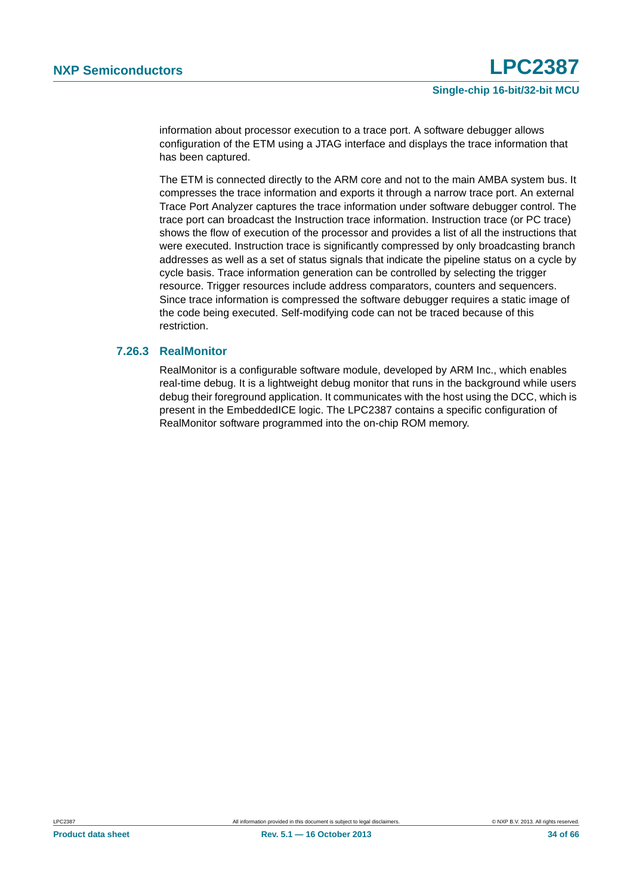information about processor execution to a trace port. A software debugger allows configuration of the ETM using a JTAG interface and displays the trace information that has been captured.

The ETM is connected directly to the ARM core and not to the main AMBA system bus. It compresses the trace information and exports it through a narrow trace port. An external Trace Port Analyzer captures the trace information under software debugger control. The trace port can broadcast the Instruction trace information. Instruction trace (or PC trace) shows the flow of execution of the processor and provides a list of all the instructions that were executed. Instruction trace is significantly compressed by only broadcasting branch addresses as well as a set of status signals that indicate the pipeline status on a cycle by cycle basis. Trace information generation can be controlled by selecting the trigger resource. Trigger resources include address comparators, counters and sequencers. Since trace information is compressed the software debugger requires a static image of the code being executed. Self-modifying code can not be traced because of this restriction.

### 7.26.3 RealMonitor

RealMonitor is a configurable software module, developed by ARM Inc., which enables real-time debug. It is a lightweight debug monitor that runs in the background while users debug their foreground application. It communicates with the host using the DCC, which is present in the EmbeddedICE logic. The LPC2387 contains a specific configuration of RealMonitor software programmed into the on-chip ROM memory.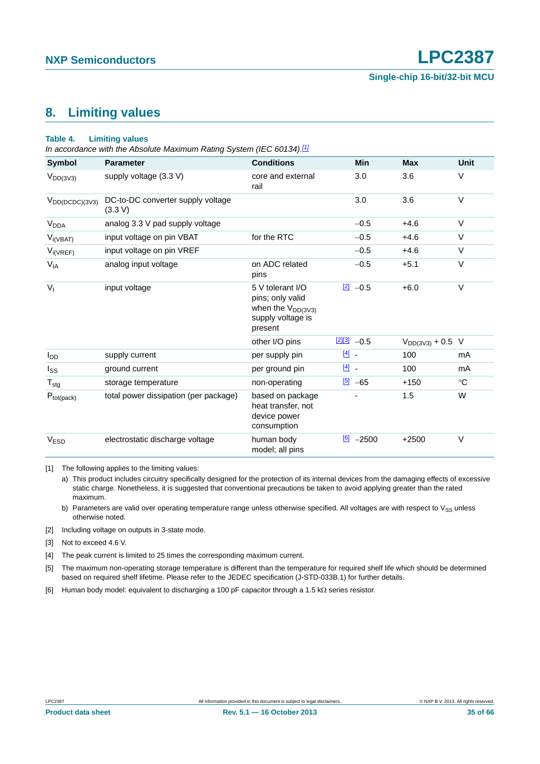## 8. Limiting values

**Table 4. Limiting values**

*In accordance with the Absolute Maximum Rating System (IEC 60134).*[1]

| Symbol | Parameter | Conditions | | Min | Max | Unit |
|---|---|---|---|---|---|---|
| $V_{DD(3V3)}$ | supply voltage (3.3 V) | core and external rail | | 3.0 | 3.6 | V |
| $V_{DD(DCDC)(3V3)}$ | DC-to-DC converter supply voltage (3.3 V) | | | 3.0 | 3.6 | V |
| $V_{DDA}$ | analog 3.3 V pad supply voltage | | | −0.5 | +4.6 | V |
| $V_{i(VBAT)}$ | input voltage on pin VBAT | for the RTC | | −0.5 | +4.6 | V |
| $V_{i(VREF)}$ | input voltage on pin VREF | | | −0.5 | +4.6 | V |
| $V_{IA}$ | analog input voltage | on ADC related pins | | −0.5 | +5.1 | V |
| $V_I$ | input voltage | 5 V tolerant I/O pins; only valid when the $V_{DD(3V3)}$ supply voltage is present | [2] | −0.5 | +6.0 | V |
| | | other I/O pins | [2][3] | −0.5 | $V_{DD(3V3)}$ + 0.5 | V |
| $I_{DD}$ | supply current | per supply pin | [4] | - | 100 | mA |
| $I_{SS}$ | ground current | per ground pin | [4] | - | 100 | mA |
| $T_{stg}$ | storage temperature | non-operating | [5] | −65 | +150 | °C |
| $P_{tot(pack)}$ | total power dissipation (per package) | based on package heat transfer, not device power consumption | | - | 1.5 | W |
| $V_{ESD}$ | electrostatic discharge voltage | human body model; all pins | [6] | −2500 | +2500 | V |

[1] The following applies to the limiting values:

a) This product includes circuitry specifically designed for the protection of its internal devices from the damaging effects of excessive static charge. Nonetheless, it is suggested that conventional precautions be taken to avoid applying greater than the rated maximum.

b) Parameters are valid over operating temperature range unless otherwise specified. All voltages are with respect to $V_{SS}$ unless otherwise noted.

[2] Including voltage on outputs in 3-state mode.

[3] Not to exceed 4.6 V.

[4] The peak current is limited to 25 times the corresponding maximum current.

[5] The maximum non-operating storage temperature is different than the temperature for required shelf life which should be determined based on required shelf lifetime. Please refer to the JEDEC specification (J-STD-033B.1) for further details.

[6] Human body model: equivalent to discharging a 100 pF capacitor through a 1.5 kΩ series resistor.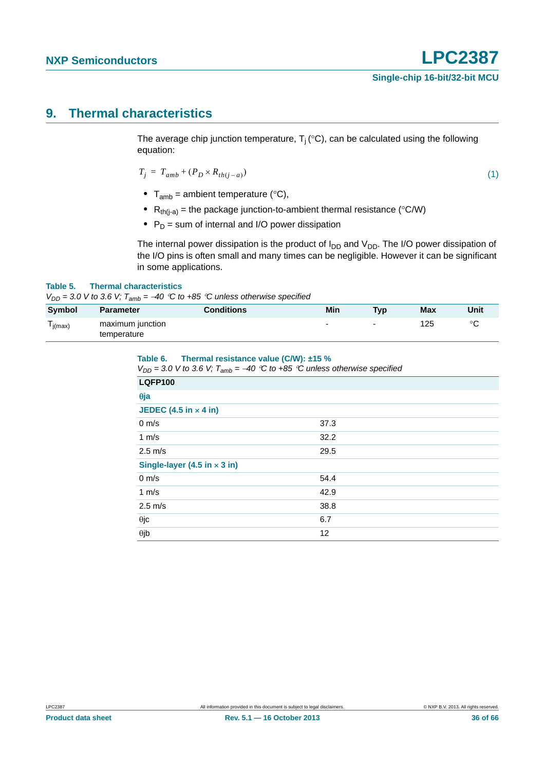# 9. Thermal characteristics

The average chip junction temperature, $T_j$ (°C), can be calculated using the following equation:

$$T_j = T_{amb} + (P_D \times R_{th(j-a)}) \tag{1}$$

- $T_{amb}$ = ambient temperature (°C),
- $R_{th(j-a)}$ = the package junction-to-ambient thermal resistance (°C/W)
- $P_D$ = sum of internal and I/O power dissipation

The internal power dissipation is the product of $I_{DD}$ and $V_{DD}$. The I/O power dissipation of the I/O pins is often small and many times can be negligible. However it can be significant in some applications.

**Table 5. Thermal characteristics**

*$V_{DD}$ = 3.0 V to 3.6 V; $T_{amb}$ = −40 °C to +85 °C unless otherwise specified*

| Symbol | Parameter | Conditions | Min | Typ | Max | Unit |
|---|---|---|---|---|---|---|
| $T_{j(max)}$ | maximum junction temperature | | - | - | 125 | °C |

**Table 6. Thermal resistance value (C/W): ±15 %**

*$V_{DD}$ = 3.0 V to 3.6 V; $T_{amb}$ = −40 °C to +85 °C unless otherwise specified*

| LQFP100 | |
|---|---|
| **θja** | |
| **JEDEC (4.5 in × 4 in)** | |
| 0 m/s | 37.3 |
| 1 m/s | 32.2 |
| 2.5 m/s | 29.5 |
| **Single-layer (4.5 in × 3 in)** | |
| 0 m/s | 54.4 |
| 1 m/s | 42.9 |
| 2.5 m/s | 38.8 |
| θjc | 6.7 |
| θjb | 12 |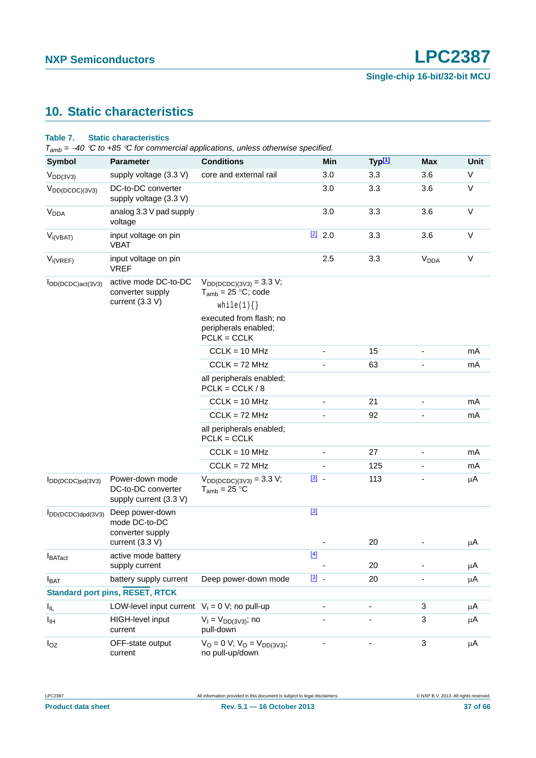## 10. Static characteristics

**Table 7. Static characteristics**

*$T_{amb}$ = −40 °C to +85 °C for commercial applications, unless otherwise specified.*

| Symbol | Parameter | Conditions | | Min | Typ[1] | Max | Unit |
|---|---|---|---|---|---|---|---|
| $V_{DD(3V3)}$ | supply voltage (3.3 V) | core and external rail | | 3.0 | 3.3 | 3.6 | V |
| $V_{DD(DCDC)(3V3)}$ | DC-to-DC converter supply voltage (3.3 V) | | | 3.0 | 3.3 | 3.6 | V |
| $V_{DDA}$ | analog 3.3 V pad supply voltage | | | 3.0 | 3.3 | 3.6 | V |
| $V_{i(VBAT)}$ | input voltage on pin VBAT | | [2] | 2.0 | 3.3 | 3.6 | V |
| $V_{i(VREF)}$ | input voltage on pin VREF | | | 2.5 | 3.3 | $V_{DDA}$ | V |
| $I_{DD(DCDC)act(3V3)}$ | active mode DC-to-DC converter supply current (3.3 V) | $V_{DD(DCDC)(3V3)}$ = 3.3 V; $T_{amb}$ = 25 °C; code `while(1){}` executed from flash; no peripherals enabled; PCLK = CCLK | | | | | |
| | | CCLK = 10 MHz | | - | 15 | - | mA |
| | | CCLK = 72 MHz | | - | 63 | - | mA |
| | | all peripherals enabled; PCLK = CCLK / 8 | | | | | |
| | | CCLK = 10 MHz | | - | 21 | - | mA |
| | | CCLK = 72 MHz | | - | 92 | - | mA |
| | | all peripherals enabled; PCLK = CCLK | | | | | |
| | | CCLK = 10 MHz | | - | 27 | - | mA |
| | | CCLK = 72 MHz | | - | 125 | - | mA |
| $I_{DD(DCDC)pd(3V3)}$ | Power-down mode DC-to-DC converter supply current (3.3 V) | $V_{DD(DCDC)(3V3)}$ = 3.3 V; $T_{amb}$ = 25 °C | [3] | - | 113 | - | μA |
| $I_{DD(DCDC)dpd(3V3)}$ | Deep power-down mode DC-to-DC converter supply current (3.3 V) | | [3] | - | 20 | - | μA |
| $I_{BATact}$ | active mode battery supply current | | [4] | - | 20 | - | μA |
| $I_{BAT}$ | battery supply current | Deep power-down mode | [3] | - | 20 | - | μA |
| **Standard port pins, RESET, RTCK** | | | | | | | |
| $I_{IL}$ | LOW-level input current | $V_I$ = 0 V; no pull-up | | - | - | 3 | μA |
| $I_{IH}$ | HIGH-level input current | $V_I$ = $V_{DD(3V3)}$; no pull-down | | - | - | 3 | μA |
| $I_{OZ}$ | OFF-state output current | $V_O$ = 0 V; $V_O$ = $V_{DD(3V3)}$; no pull-up/down | | - | - | 3 | μA |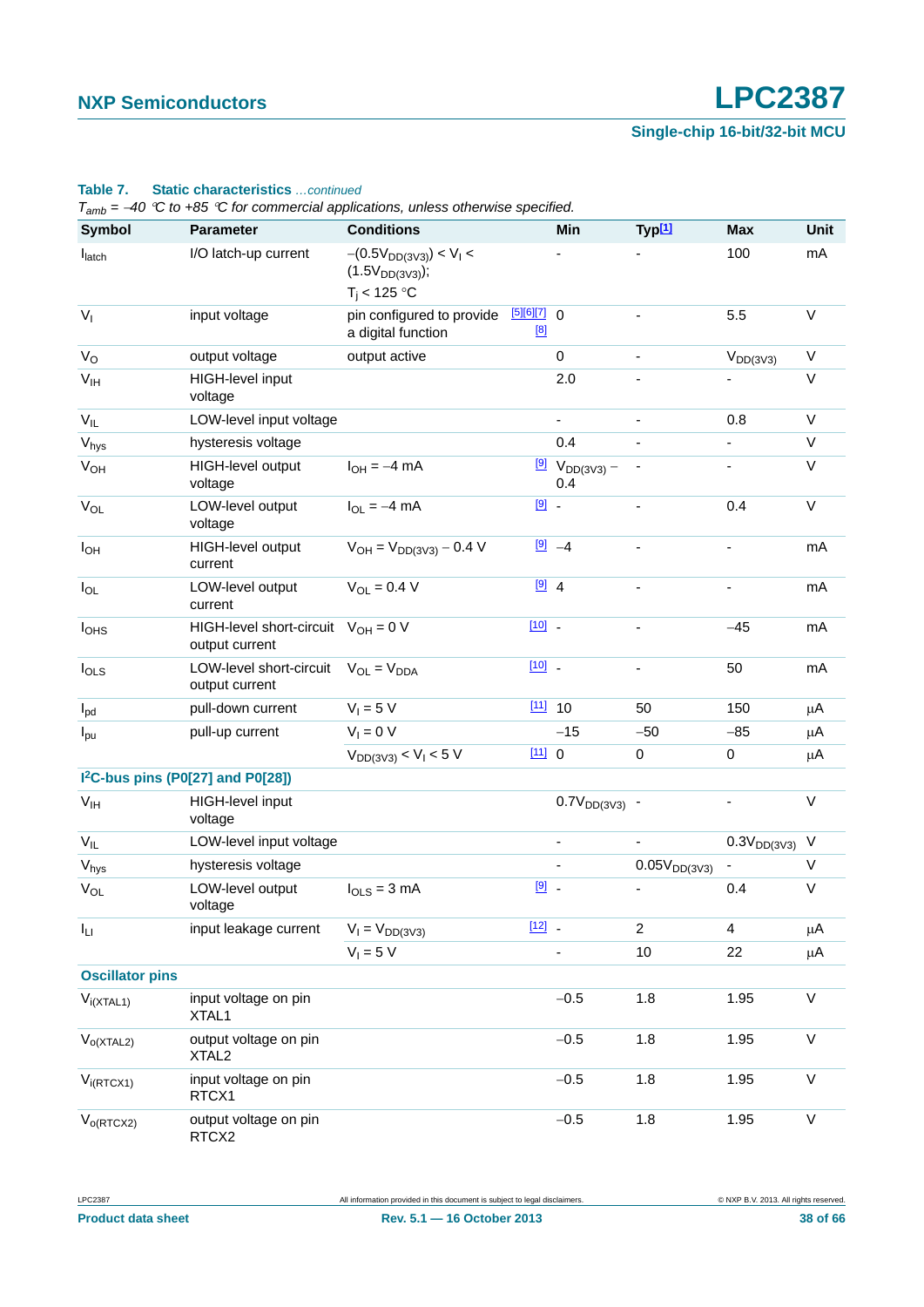**Table 7. Static characteristics** *...continued*

*$T_{amb}$ = –40 °C to +85 °C for commercial applications, unless otherwise specified.*

| Symbol | Parameter | Conditions | | Min | Typ[1] | Max | Unit |
|---|---|---|---|---|---|---|---|
| $I_{latch}$ | I/O latch-up current | $-(0.5V_{DD(3V3)}) < V_I < (1.5V_{DD(3V3)})$; $T_j < 125$ °C | | - | - | 100 | mA |
| $V_I$ | input voltage | pin configured to provide a digital function | [5][6][7] [8] | 0 | - | 5.5 | V |
| $V_O$ | output voltage | output active | | 0 | - | $V_{DD(3V3)}$ | V |
| $V_{IH}$ | HIGH-level input voltage | | | 2.0 | - | - | V |
| $V_{IL}$ | LOW-level input voltage | | | - | - | 0.8 | V |
| $V_{hys}$ | hysteresis voltage | | | 0.4 | - | - | V |
| $V_{OH}$ | HIGH-level output voltage | $I_{OH} = -4$ mA | [9] | $V_{DD(3V3)} - 0.4$ | - | - | V |
| $V_{OL}$ | LOW-level output voltage | $I_{OL} = -4$ mA | [9] | - | - | 0.4 | V |
| $I_{OH}$ | HIGH-level output current | $V_{OH} = V_{DD(3V3)} - 0.4$ V | [9] | −4 | - | - | mA |
| $I_{OL}$ | LOW-level output current | $V_{OL} = 0.4$ V | [9] | 4 | - | - | mA |
| $I_{OHS}$ | HIGH-level short-circuit output current | $V_{OH} = 0$ V | [10] | - | - | −45 | mA |
| $I_{OLS}$ | LOW-level short-circuit output current | $V_{OL} = V_{DDA}$ | [10] | - | - | 50 | mA |
| $I_{pd}$ | pull-down current | $V_I = 5$ V | [11] | 10 | 50 | 150 | µA |
| $I_{pu}$ | pull-up current | $V_I = 0$ V | | −15 | −50 | −85 | µA |
| | | $V_{DD(3V3)} < V_I < 5$ V | [11] | 0 | 0 | 0 | µA |
| **I²C-bus pins (P0[27] and P0[28])** | | | | | | | |
| $V_{IH}$ | HIGH-level input voltage | | | $0.7V_{DD(3V3)}$ | - | - | V |
| $V_{IL}$ | LOW-level input voltage | | | - | - | $0.3V_{DD(3V3)}$ | V |
| $V_{hys}$ | hysteresis voltage | | | - | $0.05V_{DD(3V3)}$ | - | V |
| $V_{OL}$ | LOW-level output voltage | $I_{OLS} = 3$ mA | [9] | - | - | 0.4 | V |
| $I_{LI}$ | input leakage current | $V_I = V_{DD(3V3)}$ | [12] | - | 2 | 4 | µA |
| | | $V_I = 5$ V | | - | 10 | 22 | µA |
| **Oscillator pins** | | | | | | | |
| $V_{i(XTAL1)}$ | input voltage on pin XTAL1 | | | −0.5 | 1.8 | 1.95 | V |
| $V_{o(XTAL2)}$ | output voltage on pin XTAL2 | | | −0.5 | 1.8 | 1.95 | V |
| $V_{i(RTCX1)}$ | input voltage on pin RTCX1 | | | −0.5 | 1.8 | 1.95 | V |
| $V_{o(RTCX2)}$ | output voltage on pin RTCX2 | | | −0.5 | 1.8 | 1.95 | V |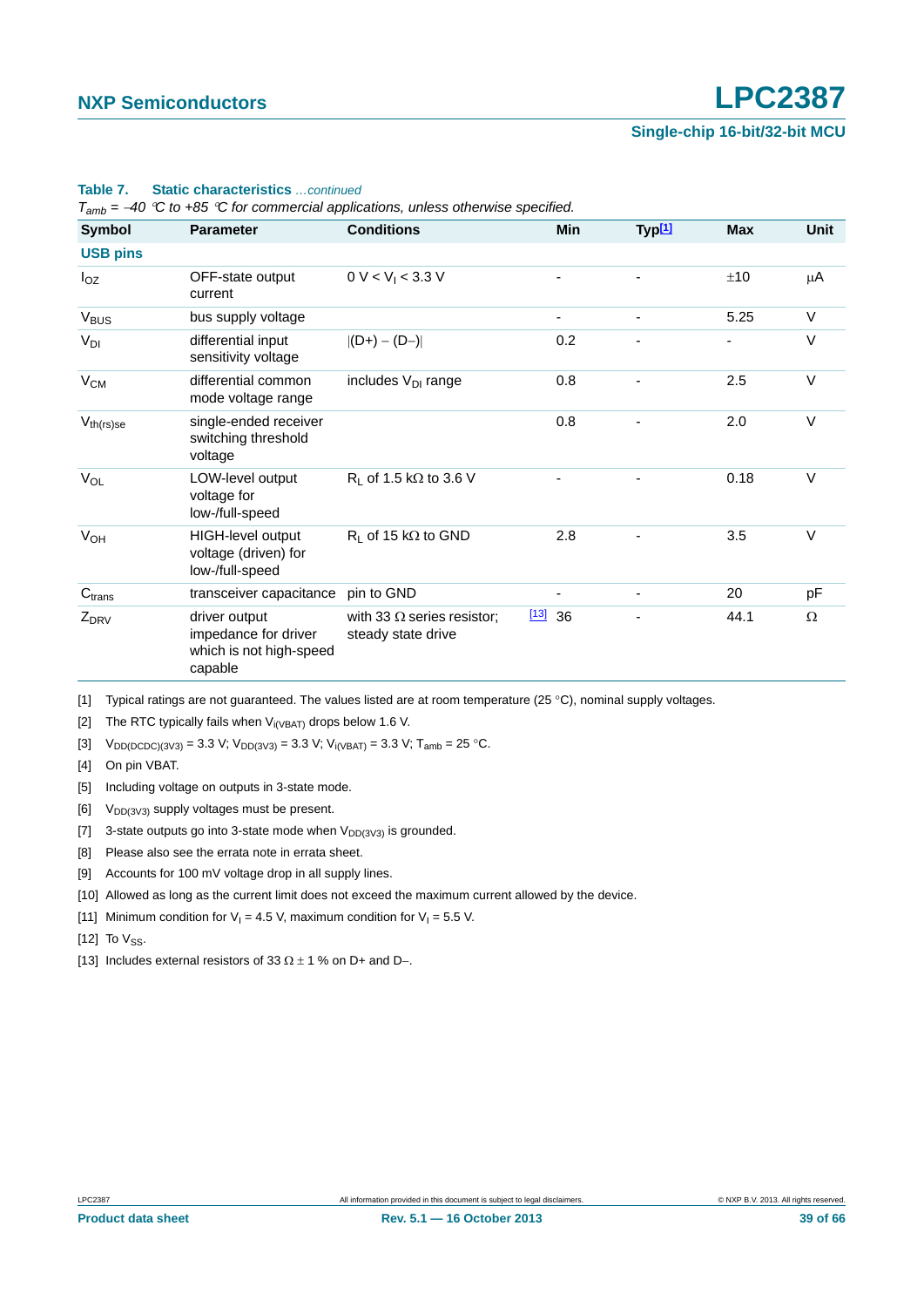**Table 7. Static characteristics** *...continued*

*$T_{amb}$ = −40 °C to +85 °C for commercial applications, unless otherwise specified.*

| Symbol | Parameter | Conditions | Min | Typ[1] | Max | Unit |
|---|---|---|---|---|---|---|
| **USB pins** | | | | | | |
| $I_{OZ}$ | OFF-state output current | 0 V < $V_I$ < 3.3 V | - | - | ±10 | μA |
| $V_{BUS}$ | bus supply voltage | | - | - | 5.25 | V |
| $V_{DI}$ | differential input sensitivity voltage | $\|(D+) - (D-)\|$ | 0.2 | - | - | V |
| $V_{CM}$ | differential common mode voltage range | includes $V_{DI}$ range | 0.8 | - | 2.5 | V |
| $V_{th(rs)se}$ | single-ended receiver switching threshold voltage | | 0.8 | - | 2.0 | V |
| $V_{OL}$ | LOW-level output voltage for low-/full-speed | $R_L$ of 1.5 kΩ to 3.6 V | - | - | 0.18 | V |
| $V_{OH}$ | HIGH-level output voltage (driven) for low-/full-speed | $R_L$ of 15 kΩ to GND | 2.8 | - | 3.5 | V |
| $C_{trans}$ | transceiver capacitance | pin to GND | - | - | 20 | pF |
| $Z_{DRV}$ | driver output impedance for driver which is not high-speed capable | with 33 Ω series resistor; steady state drive [13] | 36 | - | 44.1 | Ω |

[1] Typical ratings are not guaranteed. The values listed are at room temperature (25 °C), nominal supply voltages.

[2] The RTC typically fails when $V_{i(VBAT)}$ drops below 1.6 V.

[3] $V_{DD(DCDC)(3V3)}$ = 3.3 V; $V_{DD(3V3)}$ = 3.3 V; $V_{i(VBAT)}$ = 3.3 V; $T_{amb}$ = 25 °C.

[4] On pin VBAT.

[5] Including voltage on outputs in 3-state mode.

[6] $V_{DD(3V3)}$ supply voltages must be present.

[7] 3-state outputs go into 3-state mode when $V_{DD(3V3)}$ is grounded.

[8] Please also see the errata note in errata sheet.

[9] Accounts for 100 mV voltage drop in all supply lines.

[10] Allowed as long as the current limit does not exceed the maximum current allowed by the device.

[11] Minimum condition for $V_I$ = 4.5 V, maximum condition for $V_I$ = 5.5 V.

[12] To $V_{SS}$.

[13] Includes external resistors of 33 Ω ± 1 % on D+ and D−.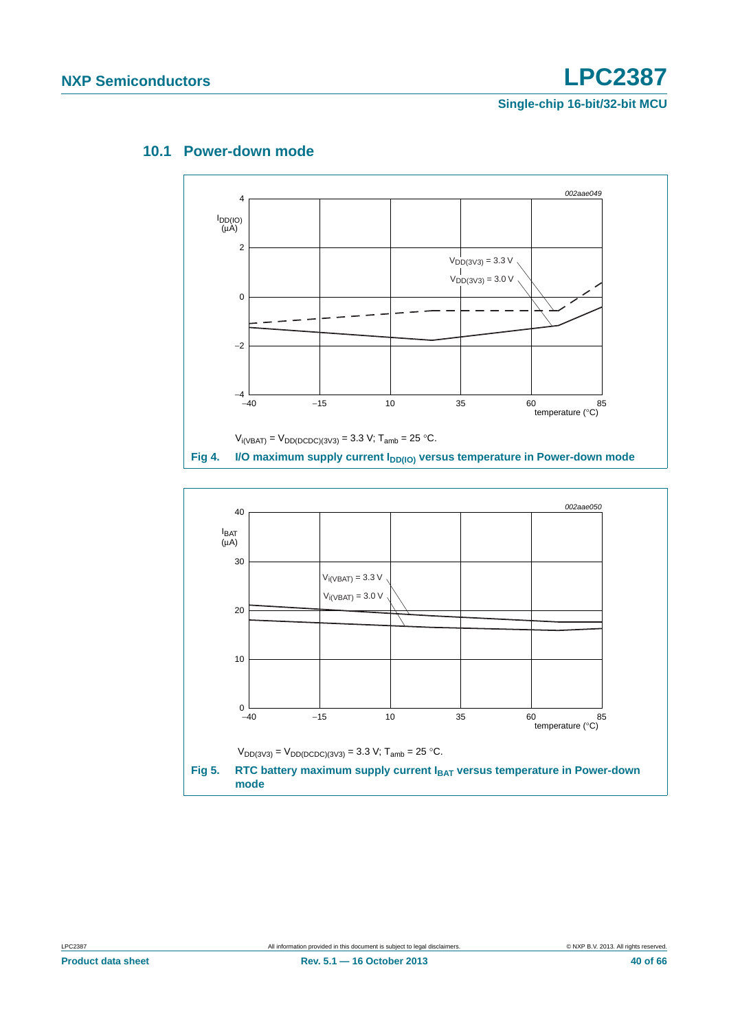### 10.1 Power-down mode

$V_{i(VBAT)} = V_{DD(DCDC)(3V3)} = 3.3$ V; $T_{amb} = 25$ °C.

**Fig 4. I/O maximum supply current $I_{DD(IO)}$ versus temperature in Power-down mode**

$V_{DD(3V3)} = V_{DD(DCDC)(3V3)} = 3.3$ V; $T_{amb} = 25$ °C.

**Fig 5. RTC battery maximum supply current $I_{BAT}$ versus temperature in Power-down mode**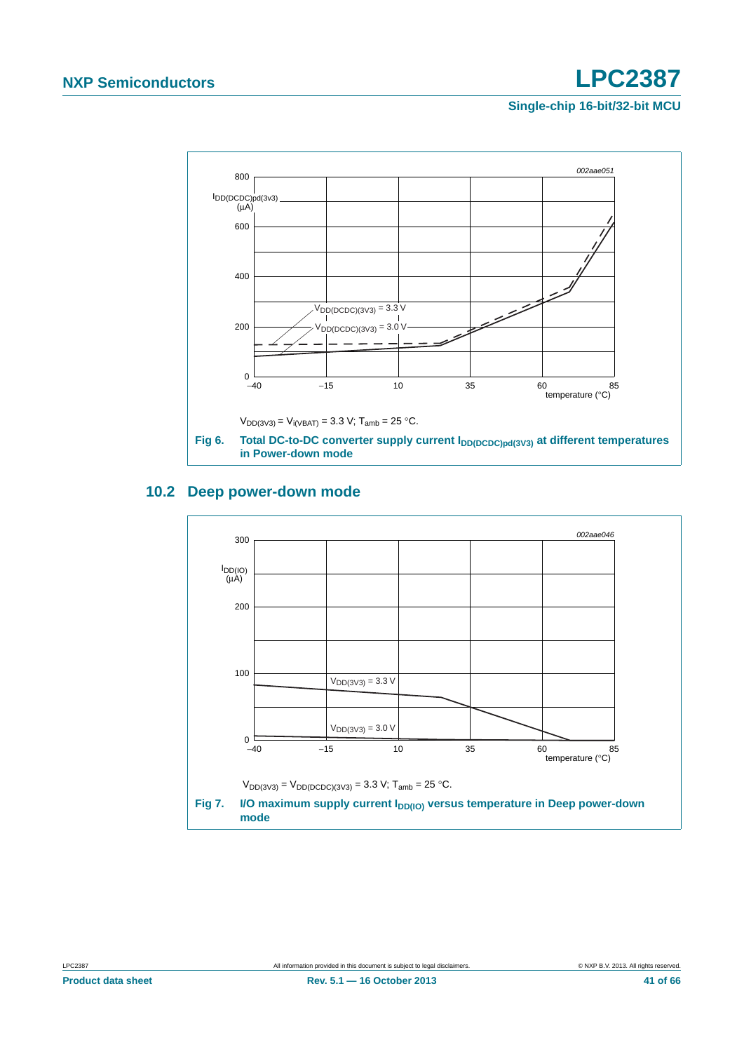$V_{DD(3V3)} = V_{i(VBAT)} = 3.3$ V; $T_{amb} = 25$ °C.

**Fig 6. Total DC-to-DC converter supply current $I_{DD(DCDC)pd(3V3)}$ at different temperatures in Power-down mode**

## 10.2 Deep power-down mode

$V_{DD(3V3)} = V_{DD(DCDC)(3V3)} = 3.3$ V; $T_{amb} = 25$ °C.

**Fig 7. I/O maximum supply current $I_{DD(IO)}$ versus temperature in Deep power-down mode**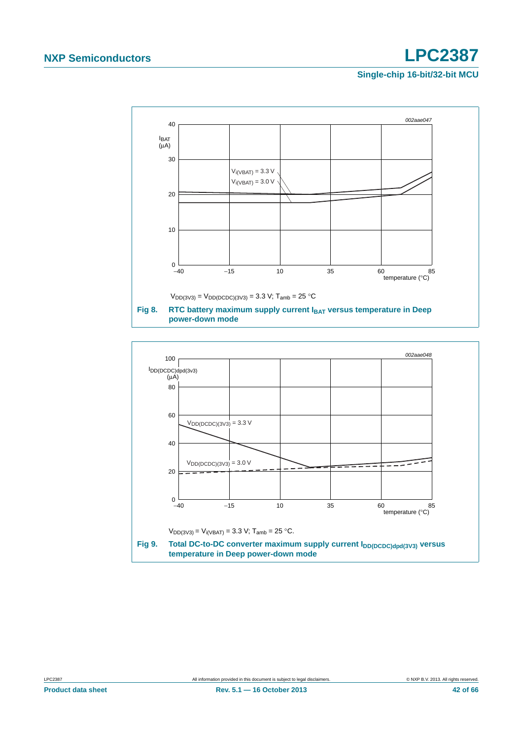002aae047

$I_{BAT}$ (μA)

$V_{i(VBAT)}$ = 3.3 V

$V_{i(VBAT)}$ = 3.0 V

temperature (°C)

$V_{DD(3V3)} = V_{DD(DCDC)(3V3)}$ = 3.3 V; $T_{amb}$ = 25 °C

**Fig 8. RTC battery maximum supply current $I_{BAT}$ versus temperature in Deep power-down mode**

002aae048

$I_{DD(DCDC)dpd(3v3)}$ (μA)

$V_{DD(DCDC)(3V3)}$ = 3.3 V

$V_{DD(DCDC)(3V3)}$ = 3.0 V

temperature (°C)

$V_{DD(3V3)} = V_{i(VBAT)}$ = 3.3 V; $T_{amb}$ = 25 °C.

**Fig 9. Total DC-to-DC converter maximum supply current $I_{DD(DCDC)dpd(3V3)}$ versus temperature in Deep power-down mode**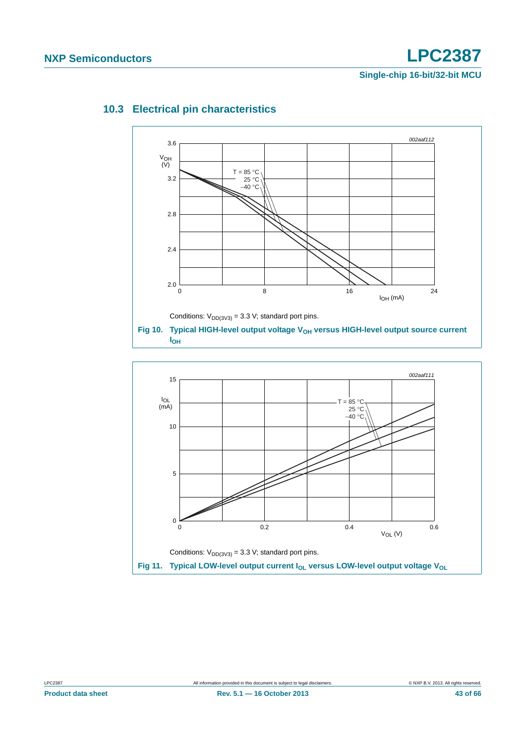### 10.3 Electrical pin characteristics

Conditions: $V_{DD(3V3)}$ = 3.3 V; standard port pins.

**Fig 10. Typical HIGH-level output voltage $V_{OH}$ versus HIGH-level output source current $I_{OH}$**

Conditions: $V_{DD(3V3)}$ = 3.3 V; standard port pins.

**Fig 11. Typical LOW-level output current $I_{OL}$ versus LOW-level output voltage $V_{OL}$**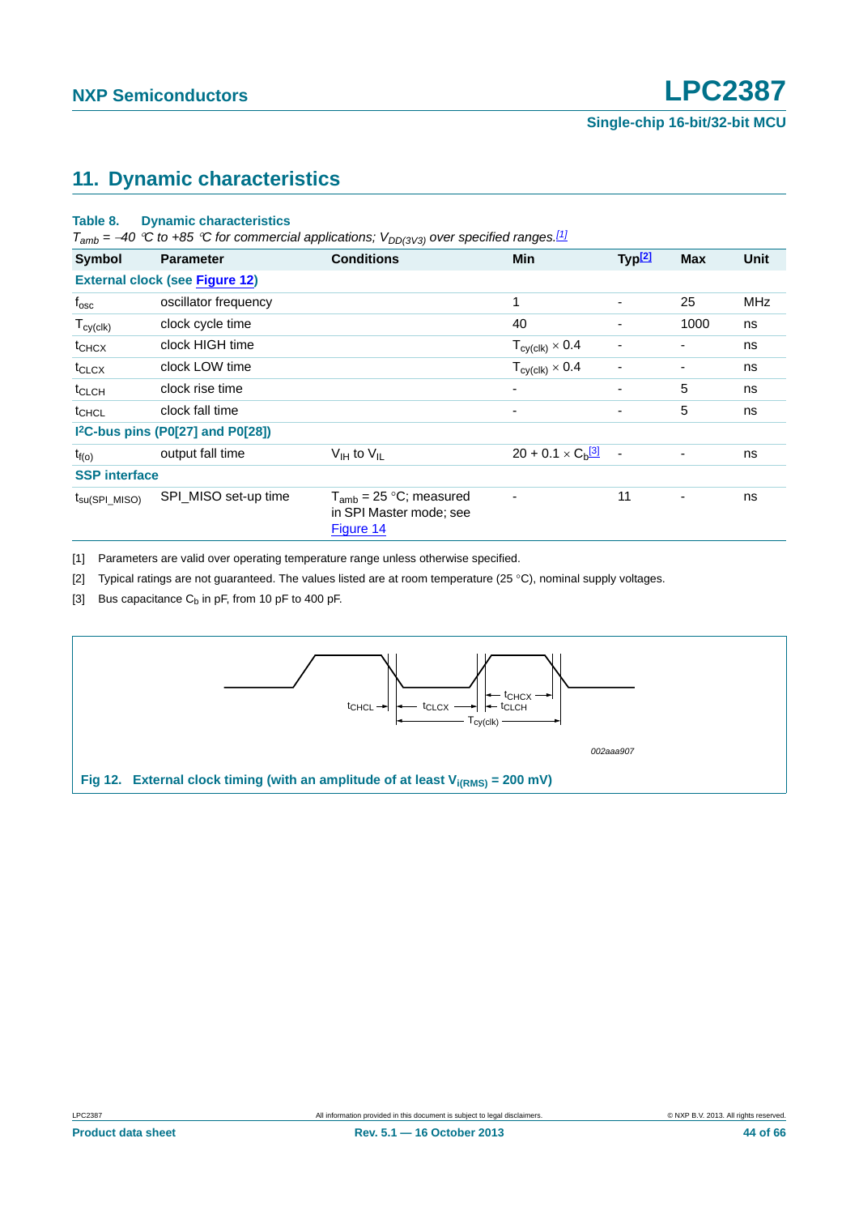## 11. Dynamic characteristics

**Table 8. Dynamic characteristics**

*$T_{amb}$ = −40 °C to +85 °C for commercial applications; $V_{DD(3V3)}$ over specified ranges.*[1]

| Symbol | Parameter | Conditions | Min | Typ[2] | Max | Unit |
|---|---|---|---|---|---|---|
| **External clock (see Figure 12)** | | | | | | |
| $f_{osc}$ | oscillator frequency | | 1 | - | 25 | MHz |
| $T_{cy(clk)}$ | clock cycle time | | 40 | - | 1000 | ns |
| $t_{CHCX}$ | clock HIGH time | | $T_{cy(clk)} \times 0.4$ | - | - | ns |
| $t_{CLCX}$ | clock LOW time | | $T_{cy(clk)} \times 0.4$ | - | - | ns |
| $t_{CLCH}$ | clock rise time | | - | - | 5 | ns |
| $t_{CHCL}$ | clock fall time | | - | - | 5 | ns |
| **I²C-bus pins (P0[27] and P0[28])** | | | | | | |
| $t_{f(o)}$ | output fall time | $V_{IH}$ to $V_{IL}$ | $20 + 0.1 \times C_b$[3] | - | - | ns |
| **SSP interface** | | | | | | |
| $t_{su(SPI\_MISO)}$ | SPI_MISO set-up time | $T_{amb}$ = 25 °C; measured in SPI Master mode; see Figure 14 | - | 11 | - | ns |

[1] Parameters are valid over operating temperature range unless otherwise specified.

[2] Typical ratings are not guaranteed. The values listed are at room temperature (25 °C), nominal supply voltages.

[3] Bus capacitance $C_b$ in pF, from 10 pF to 400 pF.

**Fig 12. External clock timing (with an amplitude of at least $V_{i(RMS)}$ = 200 mV)**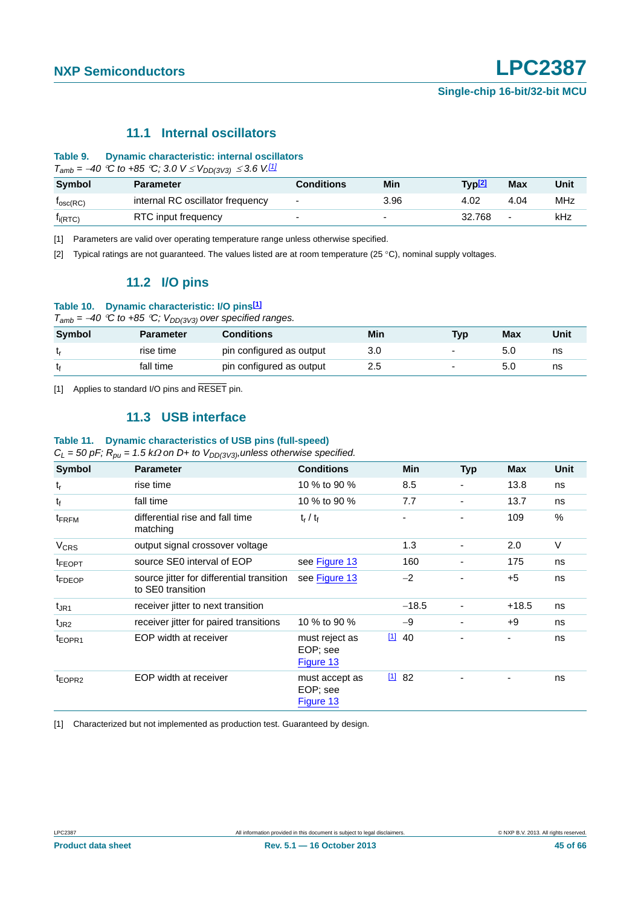## 11.1 Internal oscillators

**Table 9. Dynamic characteristic: internal oscillators**

*$T_{amb}$ = −40 °C to +85 °C; 3.0 V ≤ $V_{DD(3V3)}$ ≤ 3.6 V.*[1]

| Symbol | Parameter | Conditions | Min | Typ[2] | Max | Unit |
|---|---|---|---|---|---|---|
| $f_{osc(RC)}$ | internal RC oscillator frequency | - | 3.96 | 4.02 | 4.04 | MHz |
| $f_{i(RTC)}$ | RTC input frequency | - | - | 32.768 | - | kHz |

[1] Parameters are valid over operating temperature range unless otherwise specified.

[2] Typical ratings are not guaranteed. The values listed are at room temperature (25 °C), nominal supply voltages.

## 11.2 I/O pins

**Table 10. Dynamic characteristic: I/O pins**[1]

*$T_{amb}$ = −40 °C to +85 °C; $V_{DD(3V3)}$ over specified ranges.*

| Symbol | Parameter | Conditions | Min | Typ | Max | Unit |
|---|---|---|---|---|---|---|
| $t_r$ | rise time | pin configured as output | 3.0 | - | 5.0 | ns |
| $t_f$ | fall time | pin configured as output | 2.5 | - | 5.0 | ns |

[1] Applies to standard I/O pins and $\overline{\text{RESET}}$ pin.

## 11.3 USB interface

**Table 11. Dynamic characteristics of USB pins (full-speed)**

*$C_L$ = 50 pF; $R_{pu}$ = 1.5 kΩ on D+ to $V_{DD(3V3)}$, unless otherwise specified.*

| Symbol | Parameter | Conditions | Min | Typ | Max | Unit |
|---|---|---|---|---|---|---|
| $t_r$ | rise time | 10 % to 90 % | 8.5 | - | 13.8 | ns |
| $t_f$ | fall time | 10 % to 90 % | 7.7 | - | 13.7 | ns |
| $t_{FRFM}$ | differential rise and fall time matching | $t_r$ / $t_f$ | - | - | 109 | % |
| $V_{CRS}$ | output signal crossover voltage | | 1.3 | - | 2.0 | V |
| $t_{FEOPT}$ | source SE0 interval of EOP | see Figure 13 | 160 | - | 175 | ns |
| $t_{FDEOP}$ | source jitter for differential transition to SE0 transition | see Figure 13 | −2 | - | +5 | ns |
| $t_{JR1}$ | receiver jitter to next transition | | −18.5 | - | +18.5 | ns |
| $t_{JR2}$ | receiver jitter for paired transitions | 10 % to 90 % | −9 | - | +9 | ns |
| $t_{EOPR1}$ | EOP width at receiver | must reject as EOP; see Figure 13 | [1] 40 | - | - | ns |
| $t_{EOPR2}$ | EOP width at receiver | must accept as EOP; see Figure 13 | [1] 82 | - | - | ns |

[1] Characterized but not implemented as production test. Guaranteed by design.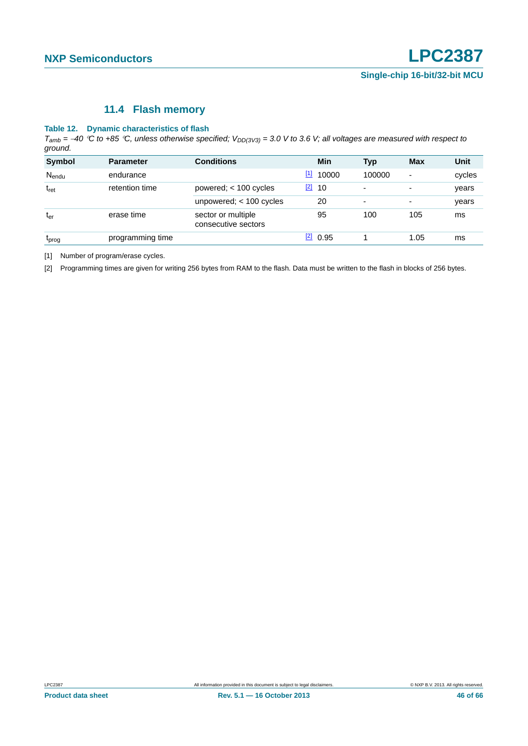### 11.4 Flash memory

**Table 12. Dynamic characteristics of flash**

*$T_{amb}$ = −40 °C to +85 °C, unless otherwise specified; $V_{DD(3V3)}$ = 3.0 V to 3.6 V; all voltages are measured with respect to ground.*

| Symbol | Parameter | Conditions | | Min | Typ | Max | Unit |
|---|---|---|---|---|---|---|---|
| $N_{endu}$ | endurance | | [1] | 10000 | 100000 | - | cycles |
| $t_{ret}$ | retention time | powered; < 100 cycles | [2] | 10 | - | - | years |
| | | unpowered; < 100 cycles | | 20 | - | - | years |
| $t_{er}$ | erase time | sector or multiple consecutive sectors | | 95 | 100 | 105 | ms |
| $t_{prog}$ | programming time | | [2] | 0.95 | 1 | 1.05 | ms |

[1] Number of program/erase cycles.

[2] Programming times are given for writing 256 bytes from RAM to the flash. Data must be written to the flash in blocks of 256 bytes.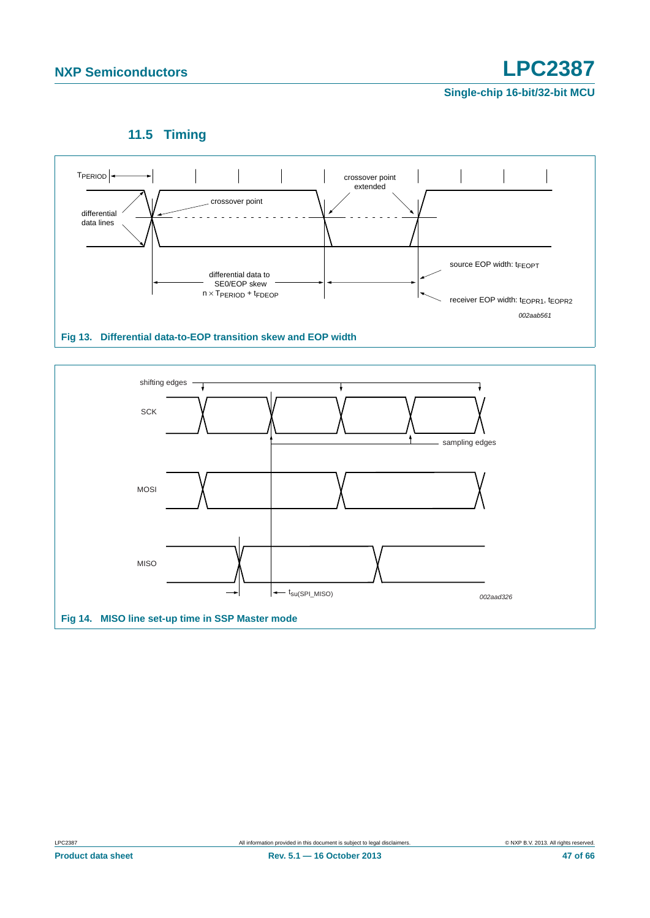### 11.5 Timing

Fig 13. Differential data-to-EOP transition skew and EOP width

Fig 14. MISO line set-up time in SSP Master mode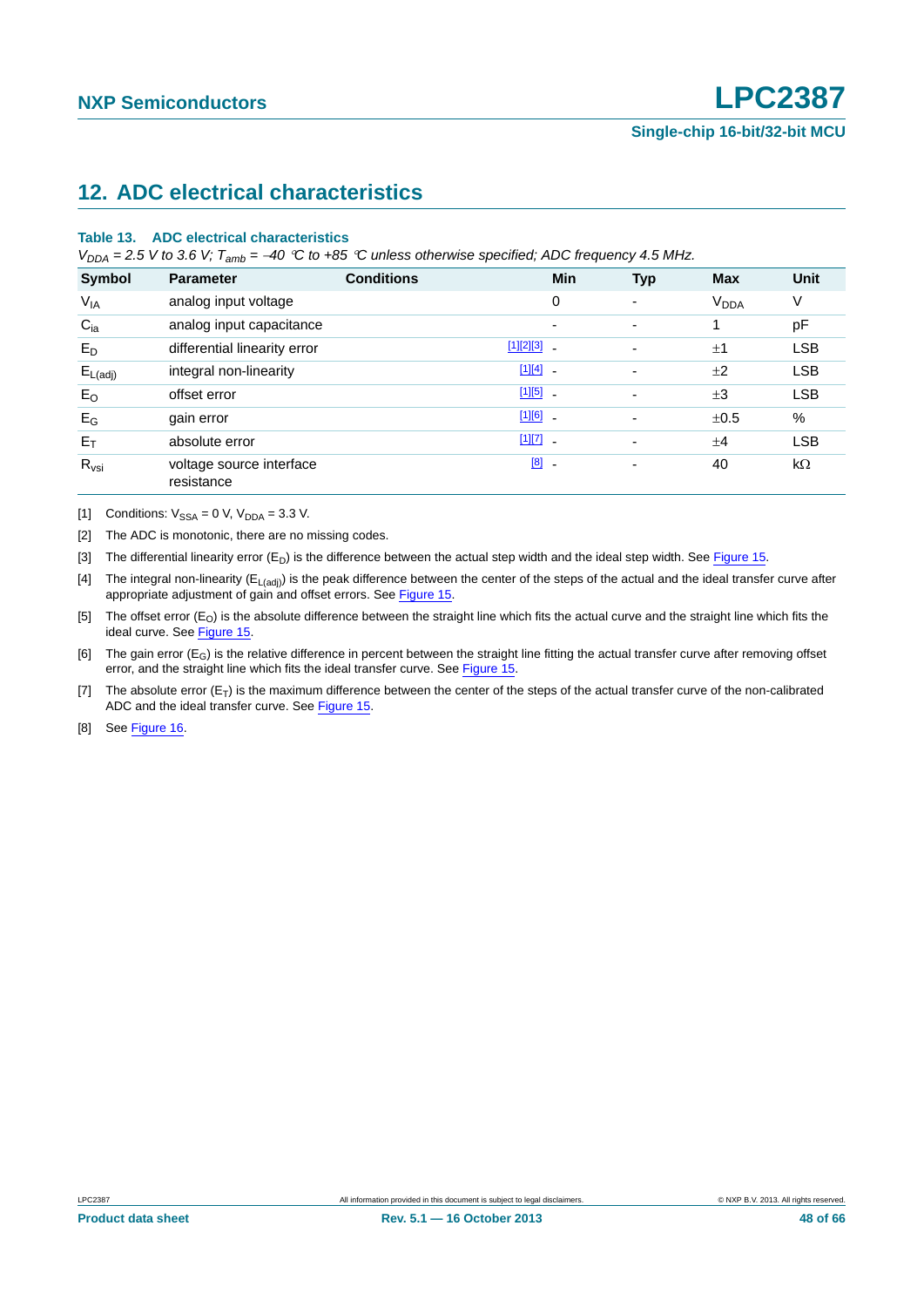## 12. ADC electrical characteristics

**Table 13. ADC electrical characteristics**

*$V_{DDA}$ = 2.5 V to 3.6 V; $T_{amb}$ = −40 °C to +85 °C unless otherwise specified; ADC frequency 4.5 MHz.*

| Symbol | Parameter | Conditions | Min | Typ | Max | Unit |
|---|---|---|---|---|---|---|
| $V_{IA}$ | analog input voltage | | 0 | - | $V_{DDA}$ | V |
| $C_{ia}$ | analog input capacitance | | - | - | 1 | pF |
| $E_D$ | differential linearity error | [1][2][3] | - | - | ±1 | LSB |
| $E_{L(adj)}$ | integral non-linearity | [1][4] | - | - | ±2 | LSB |
| $E_O$ | offset error | [1][5] | - | - | ±3 | LSB |
| $E_G$ | gain error | [1][6] | - | - | ±0.5 | % |
| $E_T$ | absolute error | [1][7] | - | - | ±4 | LSB |
| $R_{vsi}$ | voltage source interface resistance | [8] | - | - | 40 | kΩ |

[1] Conditions: $V_{SSA}$ = 0 V, $V_{DDA}$ = 3.3 V.

[2] The ADC is monotonic, there are no missing codes.

[3] The differential linearity error ($E_D$) is the difference between the actual step width and the ideal step width. See Figure 15.

[4] The integral non-linearity ($E_{L(adj)}$) is the peak difference between the center of the steps of the actual and the ideal transfer curve after appropriate adjustment of gain and offset errors. See Figure 15.

[5] The offset error ($E_O$) is the absolute difference between the straight line which fits the actual curve and the straight line which fits the ideal curve. See Figure 15.

[6] The gain error ($E_G$) is the relative difference in percent between the straight line fitting the actual transfer curve after removing offset error, and the straight line which fits the ideal transfer curve. See Figure 15.

[7] The absolute error ($E_T$) is the maximum difference between the center of the steps of the actual transfer curve of the non-calibrated ADC and the ideal transfer curve. See Figure 15.

[8] See Figure 16.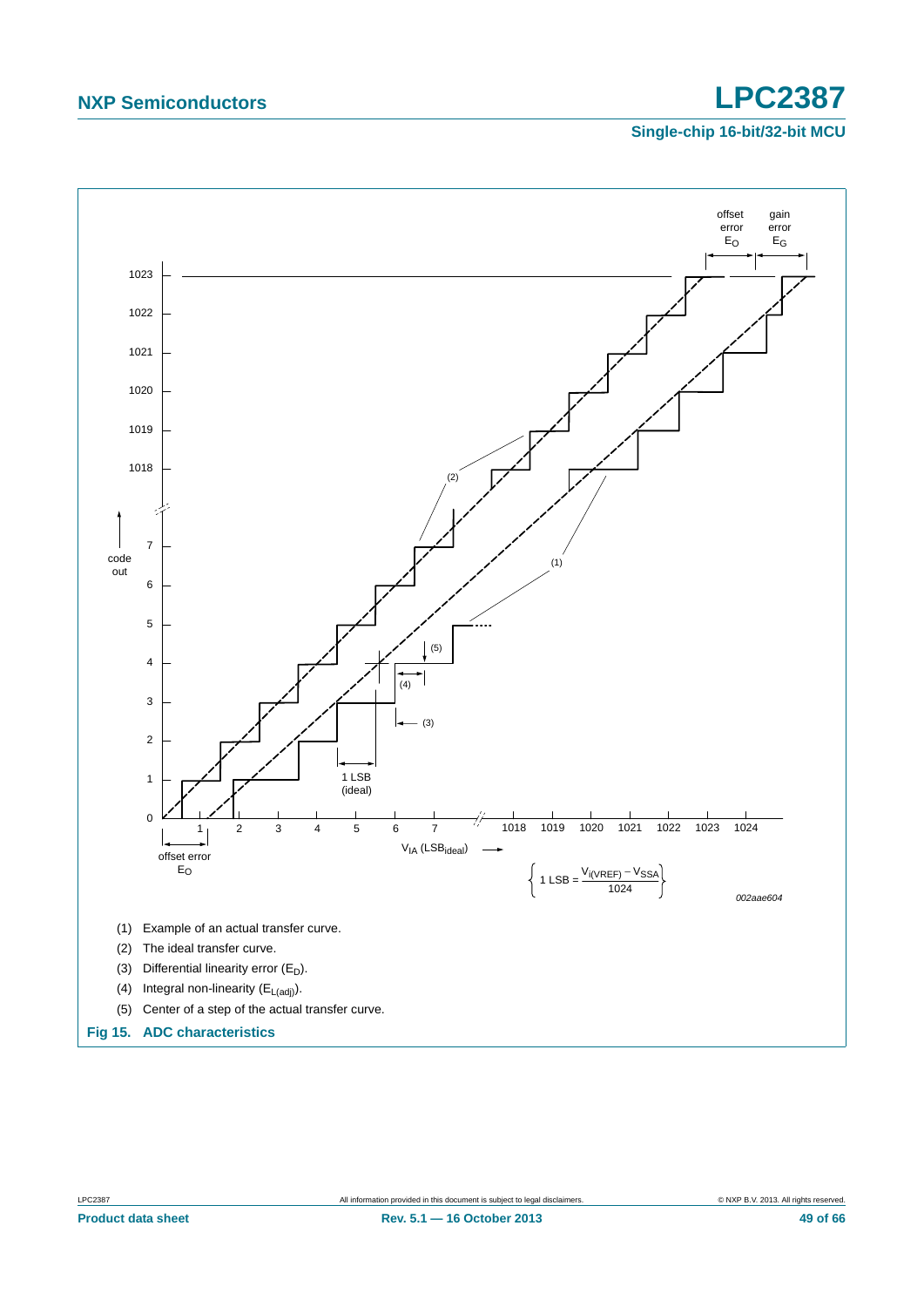(1) Example of an actual transfer curve.

(2) The ideal transfer curve.

(3) Differential linearity error ($E_D$).

(4) Integral non-linearity ($E_{L(adj)}$).

(5) Center of a step of the actual transfer curve.

**Fig 15. ADC characteristics**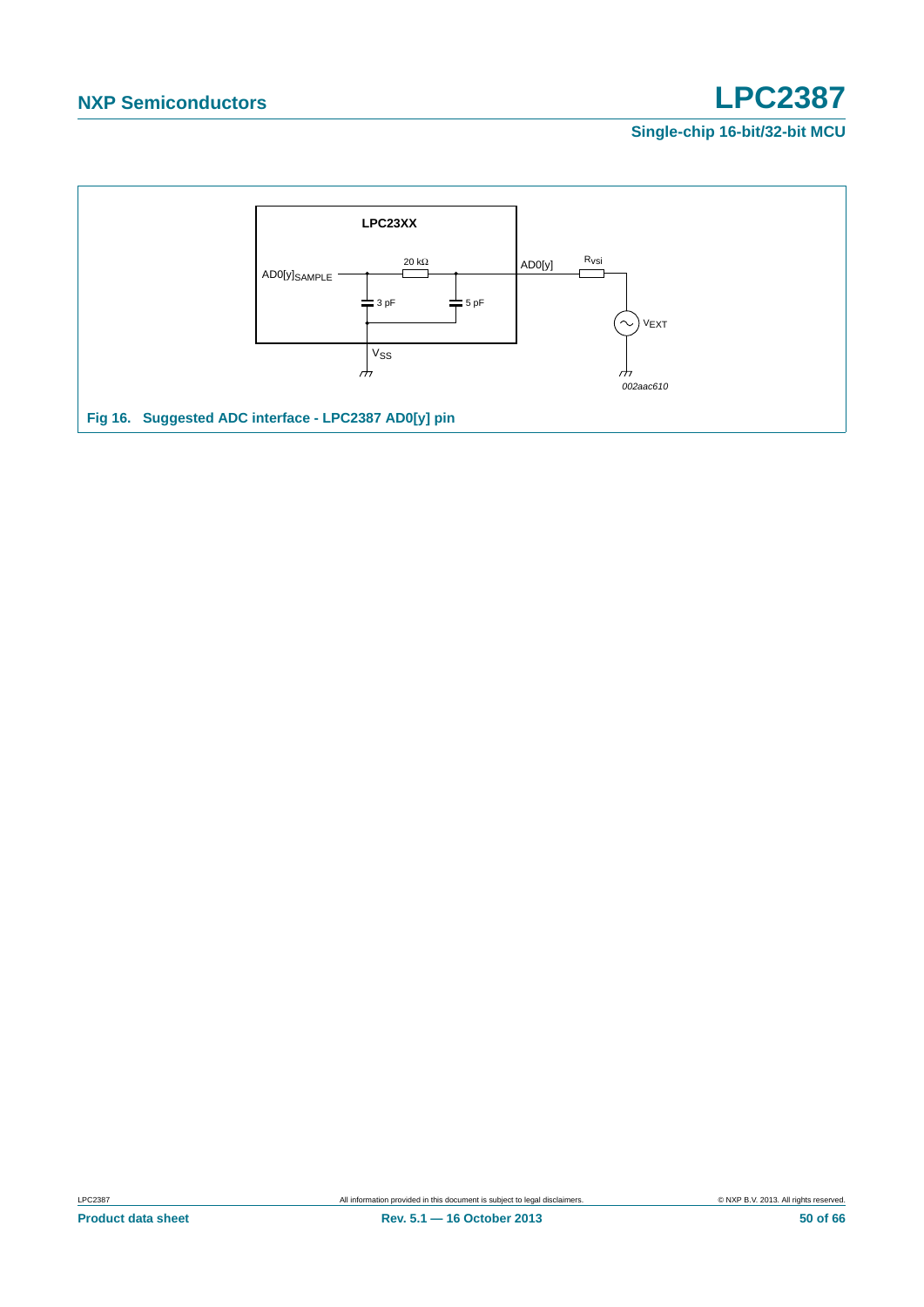LPC23XX

$AD0[y]_{SAMPLE}$

20 kΩ

3 pF

5 pF

$V_{SS}$

AD0[y]

$R_{vsi}$

$V_{EXT}$

*002aac610*

**Fig 16. Suggested ADC interface - LPC2387 AD0[y] pin**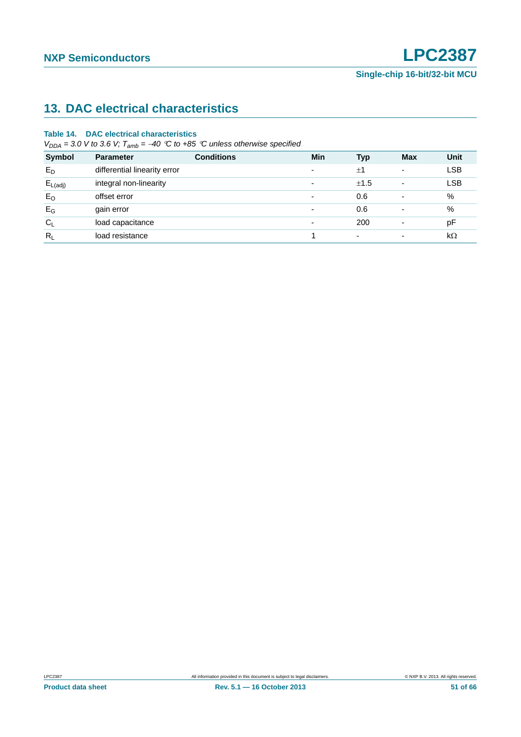## 13. DAC electrical characteristics

**Table 14. DAC electrical characteristics**

*$V_{DDA}$ = 3.0 V to 3.6 V; $T_{amb}$ = −40 °C to +85 °C unless otherwise specified*

| Symbol | Parameter | Conditions | Min | Typ | Max | Unit |
|---|---|---|---|---|---|---|
| $E_D$ | differential linearity error | | - | ±1 | - | LSB |
| $E_{L(adj)}$ | integral non-linearity | | - | ±1.5 | - | LSB |
| $E_O$ | offset error | | - | 0.6 | - | % |
| $E_G$ | gain error | | - | 0.6 | - | % |
| $C_L$ | load capacitance | | - | 200 | - | pF |
| $R_L$ | load resistance | | 1 | - | - | kΩ |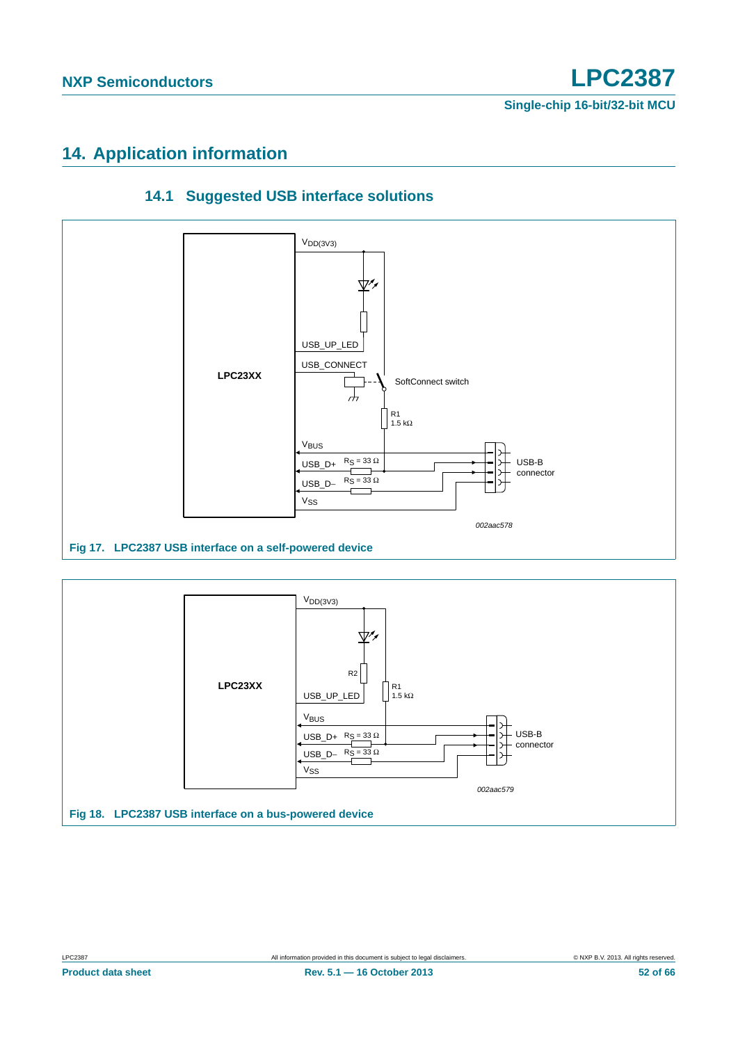# 14. Application information

## 14.1 Suggested USB interface solutions

Fig 17. LPC2387 USB interface on a self-powered device

Fig 18. LPC2387 USB interface on a bus-powered device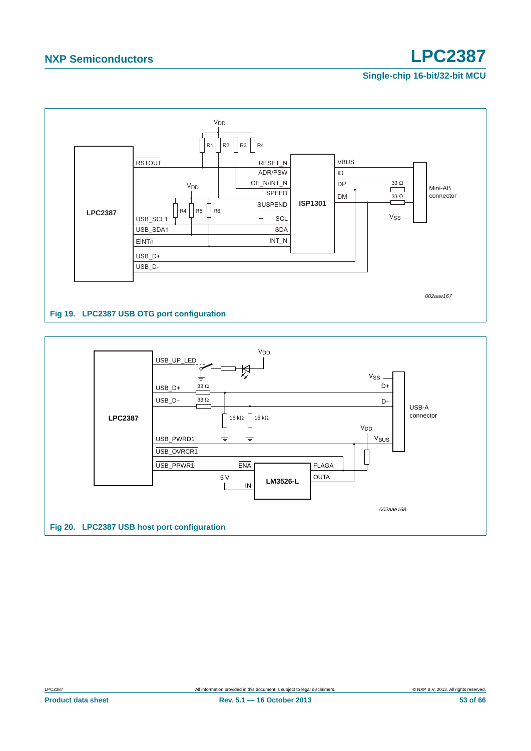**Fig 19. LPC2387 USB OTG port configuration**

**Fig 20. LPC2387 USB host port configuration**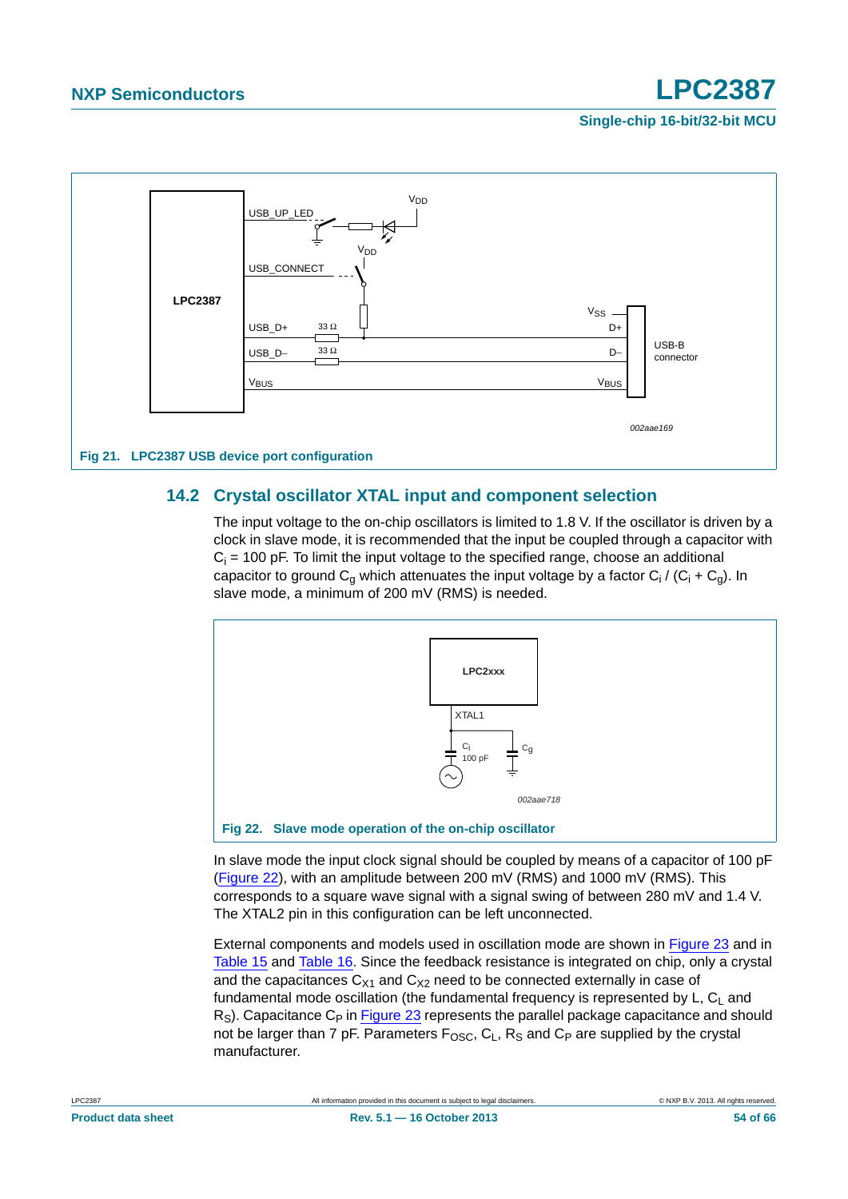Fig 21. LPC2387 USB device port configuration

## 14.2 Crystal oscillator XTAL input and component selection

The input voltage to the on-chip oscillators is limited to 1.8 V. If the oscillator is driven by a clock in slave mode, it is recommended that the input be coupled through a capacitor with $C_i$ = 100 pF. To limit the input voltage to the specified range, choose an additional capacitor to ground $C_g$ which attenuates the input voltage by a factor $C_i / (C_i + C_g)$. In slave mode, a minimum of 200 mV (RMS) is needed.

Fig 22. Slave mode operation of the on-chip oscillator

In slave mode the input clock signal should be coupled by means of a capacitor of 100 pF (Figure 22), with an amplitude between 200 mV (RMS) and 1000 mV (RMS). This corresponds to a square wave signal with a signal swing of between 280 mV and 1.4 V. The XTAL2 pin in this configuration can be left unconnected.

External components and models used in oscillation mode are shown in Figure 23 and in Table 15 and Table 16. Since the feedback resistance is integrated on chip, only a crystal and the capacitances $C_{X1}$ and $C_{X2}$ need to be connected externally in case of fundamental mode oscillation (the fundamental frequency is represented by L, $C_L$ and $R_S$). Capacitance $C_P$ in Figure 23 represents the parallel package capacitance and should not be larger than 7 pF. Parameters $F_{OSC}$, $C_L$, $R_S$ and $C_P$ are supplied by the crystal manufacturer.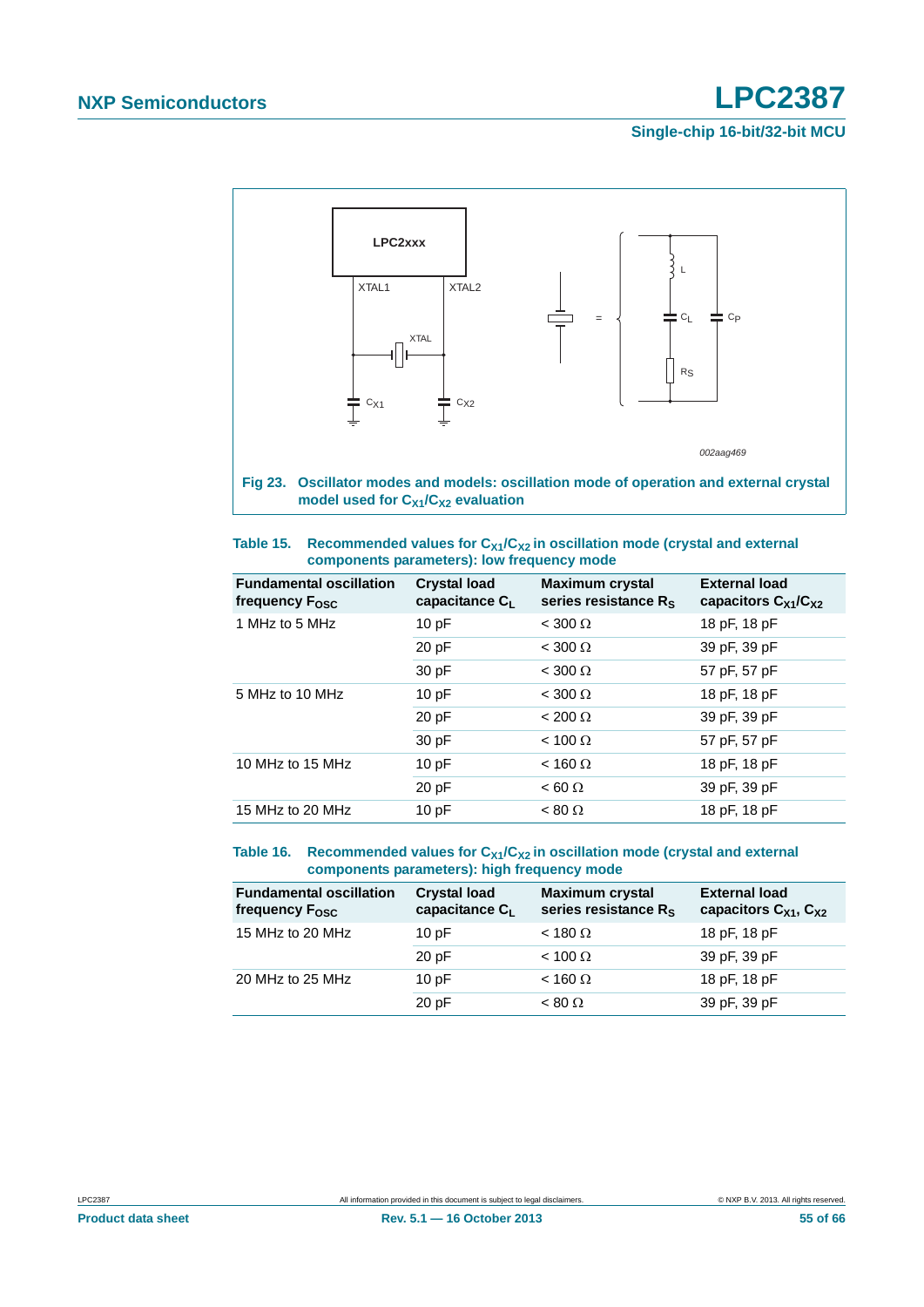**Fig 23. Oscillator modes and models: oscillation mode of operation and external crystal model used for $C_{X1}/C_{X2}$ evaluation**

**Table 15. Recommended values for $C_{X1}/C_{X2}$ in oscillation mode (crystal and external components parameters): low frequency mode**

| Fundamental oscillation frequency $F_{OSC}$ | Crystal load capacitance $C_L$ | Maximum crystal series resistance $R_S$ | External load capacitors $C_{X1}/C_{X2}$ |
|---|---|---|---|
| 1 MHz to 5 MHz | 10 pF | < 300 Ω | 18 pF, 18 pF |
| | 20 pF | < 300 Ω | 39 pF, 39 pF |
| | 30 pF | < 300 Ω | 57 pF, 57 pF |
| 5 MHz to 10 MHz | 10 pF | < 300 Ω | 18 pF, 18 pF |
| | 20 pF | < 200 Ω | 39 pF, 39 pF |
| | 30 pF | < 100 Ω | 57 pF, 57 pF |
| 10 MHz to 15 MHz | 10 pF | < 160 Ω | 18 pF, 18 pF |
| | 20 pF | < 60 Ω | 39 pF, 39 pF |
| 15 MHz to 20 MHz | 10 pF | < 80 Ω | 18 pF, 18 pF |

**Table 16. Recommended values for $C_{X1}/C_{X2}$ in oscillation mode (crystal and external components parameters): high frequency mode**

| Fundamental oscillation frequency $F_{OSC}$ | Crystal load capacitance $C_L$ | Maximum crystal series resistance $R_S$ | External load capacitors $C_{X1}$, $C_{X2}$ |
|---|---|---|---|
| 15 MHz to 20 MHz | 10 pF | < 180 Ω | 18 pF, 18 pF |
| | 20 pF | < 100 Ω | 39 pF, 39 pF |
| 20 MHz to 25 MHz | 10 pF | < 160 Ω | 18 pF, 18 pF |
| | 20 pF | < 80 Ω | 39 pF, 39 pF |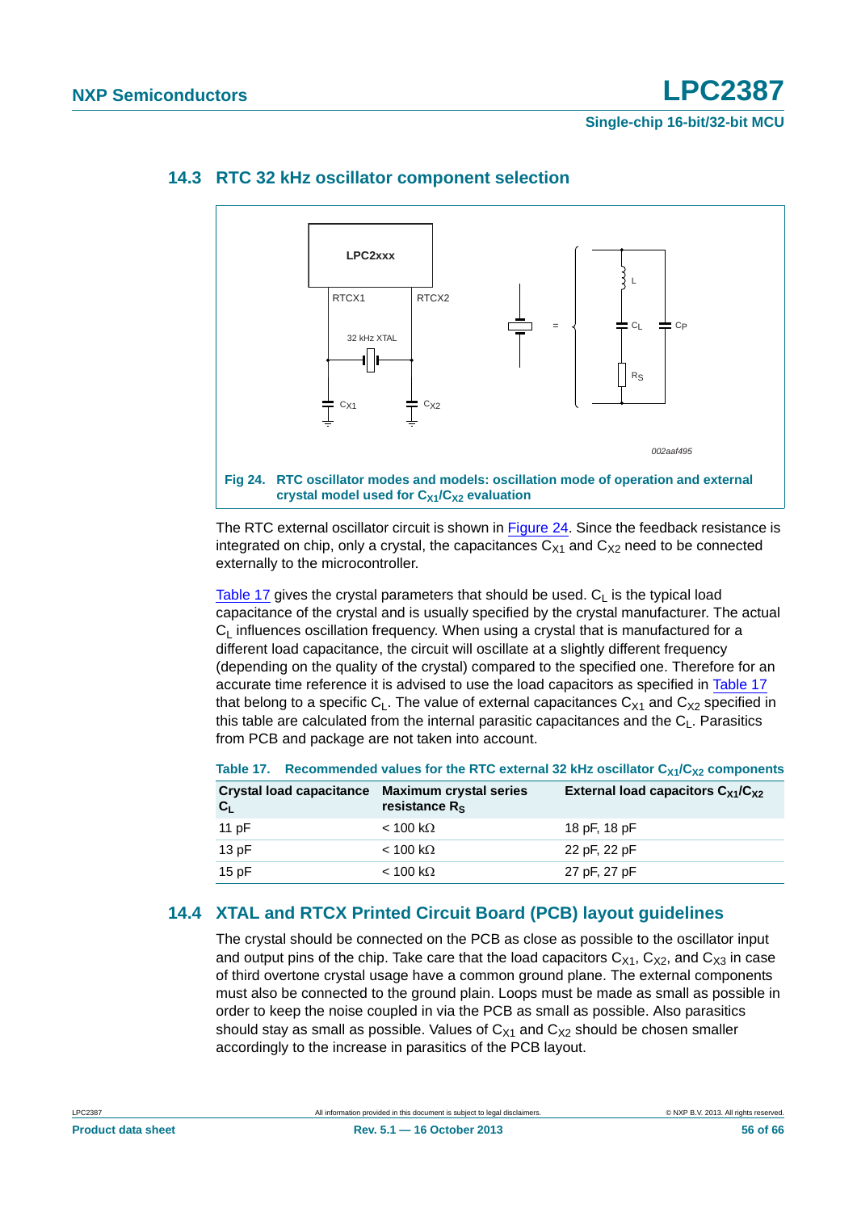## 14.3 RTC 32 kHz oscillator component selection

Fig 24. RTC oscillator modes and models: oscillation mode of operation and external crystal model used for $C_{X1}/C_{X2}$ evaluation

The RTC external oscillator circuit is shown in Figure 24. Since the feedback resistance is integrated on chip, only a crystal, the capacitances $C_{X1}$ and $C_{X2}$ need to be connected externally to the microcontroller.

Table 17 gives the crystal parameters that should be used. $C_L$ is the typical load capacitance of the crystal and is usually specified by the crystal manufacturer. The actual $C_L$ influences oscillation frequency. When using a crystal that is manufactured for a different load capacitance, the circuit will oscillate at a slightly different frequency (depending on the quality of the crystal) compared to the specified one. Therefore for an accurate time reference it is advised to use the load capacitors as specified in Table 17 that belong to a specific $C_L$. The value of external capacitances $C_{X1}$ and $C_{X2}$ specified in this table are calculated from the internal parasitic capacitances and the $C_L$. Parasitics from PCB and package are not taken into account.

**Table 17. Recommended values for the RTC external 32 kHz oscillator $C_{X1}/C_{X2}$ components**

| Crystal load capacitance $C_L$ | Maximum crystal series resistance $R_S$ | External load capacitors $C_{X1}/C_{X2}$ |
|---|---|---|
| 11 pF | < 100 kΩ | 18 pF, 18 pF |
| 13 pF | < 100 kΩ | 22 pF, 22 pF |
| 15 pF | < 100 kΩ | 27 pF, 27 pF |

## 14.4 XTAL and RTCX Printed Circuit Board (PCB) layout guidelines

The crystal should be connected on the PCB as close as possible to the oscillator input and output pins of the chip. Take care that the load capacitors $C_{X1}$, $C_{X2}$, and $C_{X3}$ in case of third overtone crystal usage have a common ground plane. The external components must also be connected to the ground plain. Loops must be made as small as possible in order to keep the noise coupled in via the PCB as small as possible. Also parasitics should stay as small as possible. Values of $C_{X1}$ and $C_{X2}$ should be chosen smaller accordingly to the increase in parasitics of the PCB layout.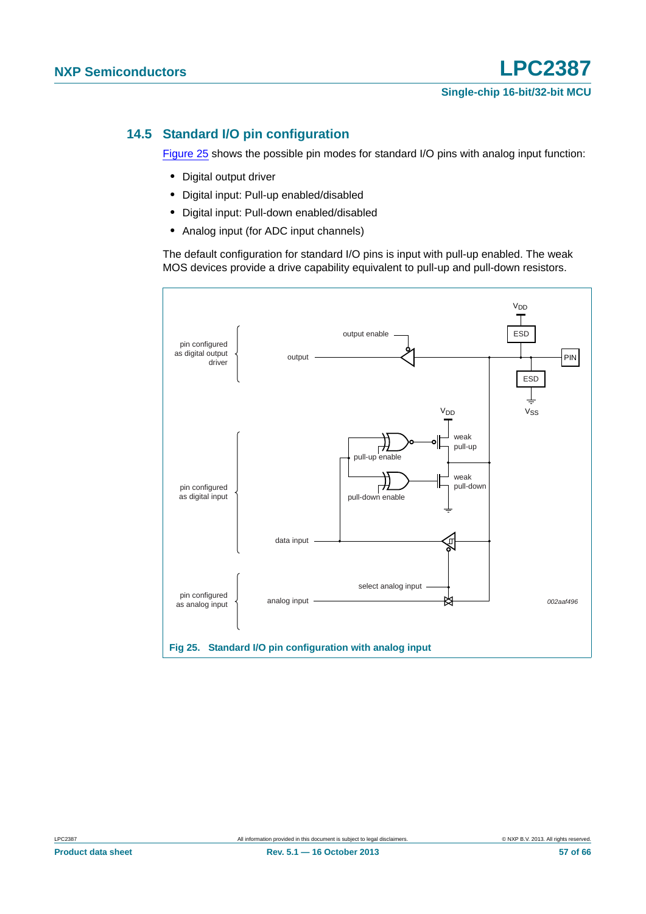## 14.5 Standard I/O pin configuration

Figure 25 shows the possible pin modes for standard I/O pins with analog input function:

- Digital output driver
- Digital input: Pull-up enabled/disabled
- Digital input: Pull-down enabled/disabled
- Analog input (for ADC input channels)

The default configuration for standard I/O pins is input with pull-up enabled. The weak MOS devices provide a drive capability equivalent to pull-up and pull-down resistors.

**Fig 25. Standard I/O pin configuration with analog input**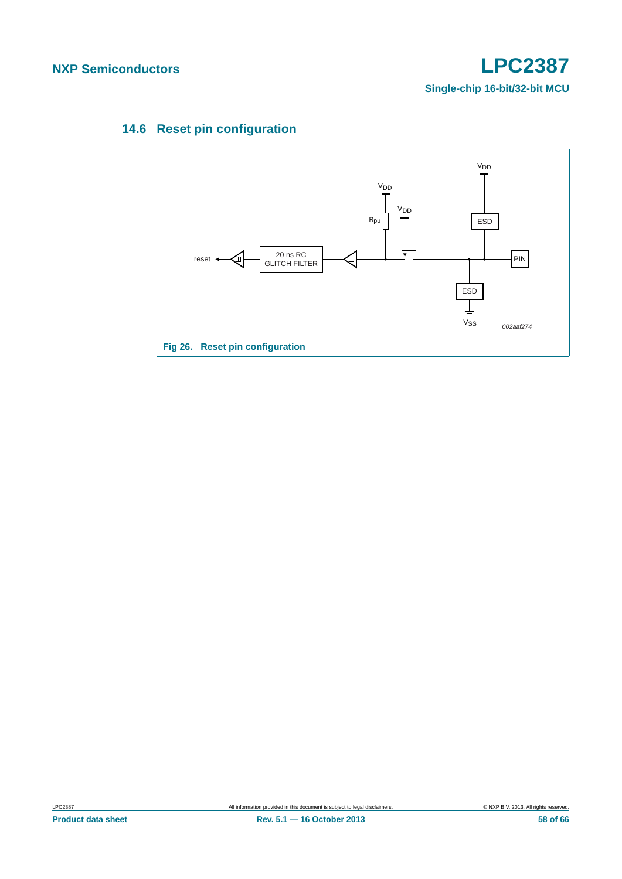### 14.6 Reset pin configuration

Fig 26. Reset pin configuration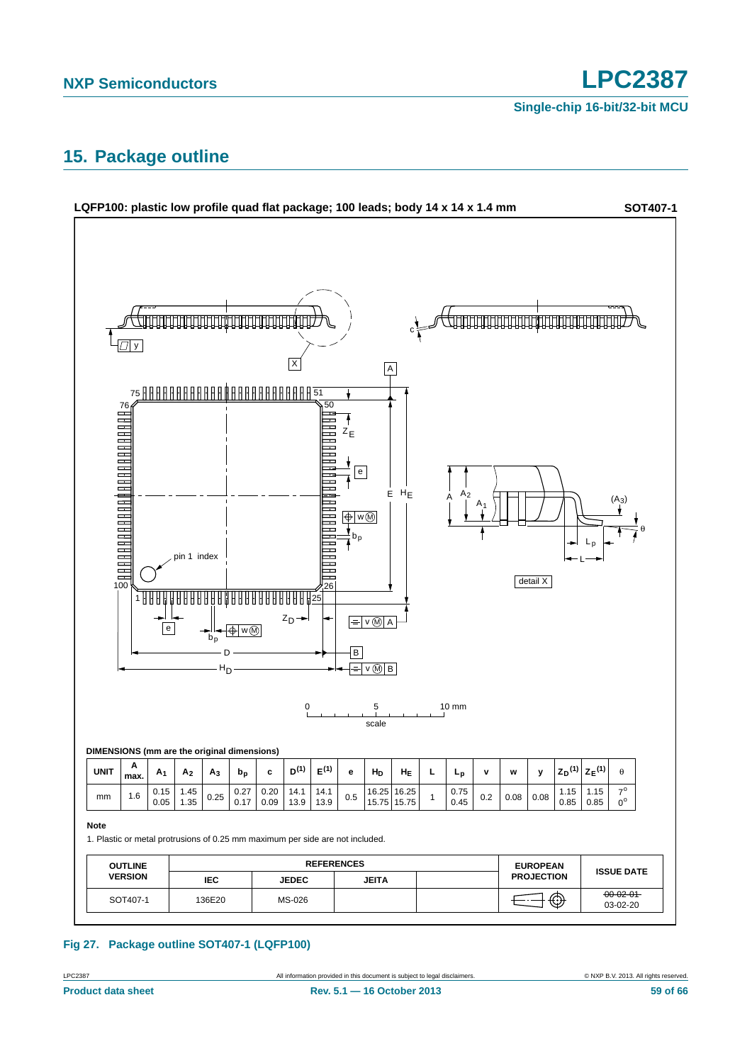## 15. Package outline

**LQFP100: plastic low profile quad flat package; 100 leads; body 14 x 14 x 1.4 mm** **SOT407-1**

**DIMENSIONS (mm are the original dimensions)**

| UNIT | A max. | $A_1$ | $A_2$ | $A_3$ | $b_p$ | c | $D^{(1)}$ | $E^{(1)}$ | e | $H_D$ | $H_E$ | L | $L_p$ | v | w | y | $Z_D^{(1)}$ | $Z_E^{(1)}$ | θ |
|---|---|---|---|---|---|---|---|---|---|---|---|---|---|---|---|---|---|---|---|
| mm | 1.6 | 0.15<br>0.05 | 1.45<br>1.35 | 0.25 | 0.27<br>0.17 | 0.20<br>0.09 | 14.1<br>13.9 | 14.1<br>13.9 | 0.5 | 16.25<br>15.75 | 16.25<br>15.75 | 1 | 0.75<br>0.45 | 0.2 | 0.08 | 0.08 | 1.15<br>0.85 | 1.15<br>0.85 | 7°<br>0° |

**Note**

1. Plastic or metal protrusions of 0.25 mm maximum per side are not included.

| OUTLINE VERSION | REFERENCES | | | | EUROPEAN PROJECTION | ISSUE DATE |
|---|---|---|---|---|---|---|
| | IEC | JEDEC | JEITA | | | |
| SOT407-1 | 136E20 | MS-026 | | | | ~~00-02-01~~<br>03-02-20 |

**Fig 27. Package outline SOT407-1 (LQFP100)**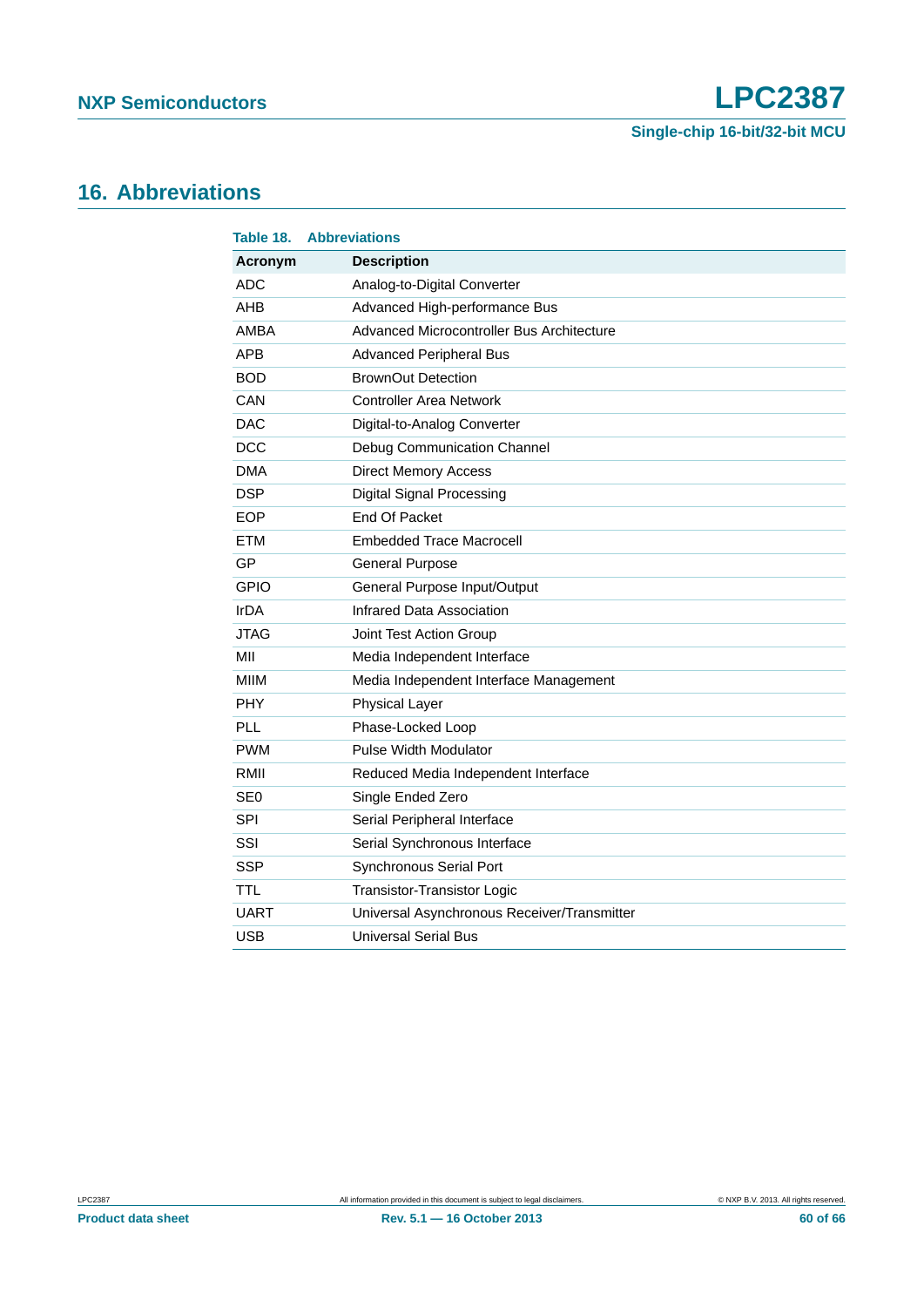## 16. Abbreviations

**Table 18. Abbreviations**

| Acronym | Description |
|---|---|
| ADC | Analog-to-Digital Converter |
| AHB | Advanced High-performance Bus |
| AMBA | Advanced Microcontroller Bus Architecture |
| APB | Advanced Peripheral Bus |
| BOD | BrownOut Detection |
| CAN | Controller Area Network |
| DAC | Digital-to-Analog Converter |
| DCC | Debug Communication Channel |
| DMA | Direct Memory Access |
| DSP | Digital Signal Processing |
| EOP | End Of Packet |
| ETM | Embedded Trace Macrocell |
| GP | General Purpose |
| GPIO | General Purpose Input/Output |
| IrDA | Infrared Data Association |
| JTAG | Joint Test Action Group |
| MII | Media Independent Interface |
| MIIM | Media Independent Interface Management |
| PHY | Physical Layer |
| PLL | Phase-Locked Loop |
| PWM | Pulse Width Modulator |
| RMII | Reduced Media Independent Interface |
| SE0 | Single Ended Zero |
| SPI | Serial Peripheral Interface |
| SSI | Serial Synchronous Interface |
| SSP | Synchronous Serial Port |
| TTL | Transistor-Transistor Logic |
| UART | Universal Asynchronous Receiver/Transmitter |
| USB | Universal Serial Bus |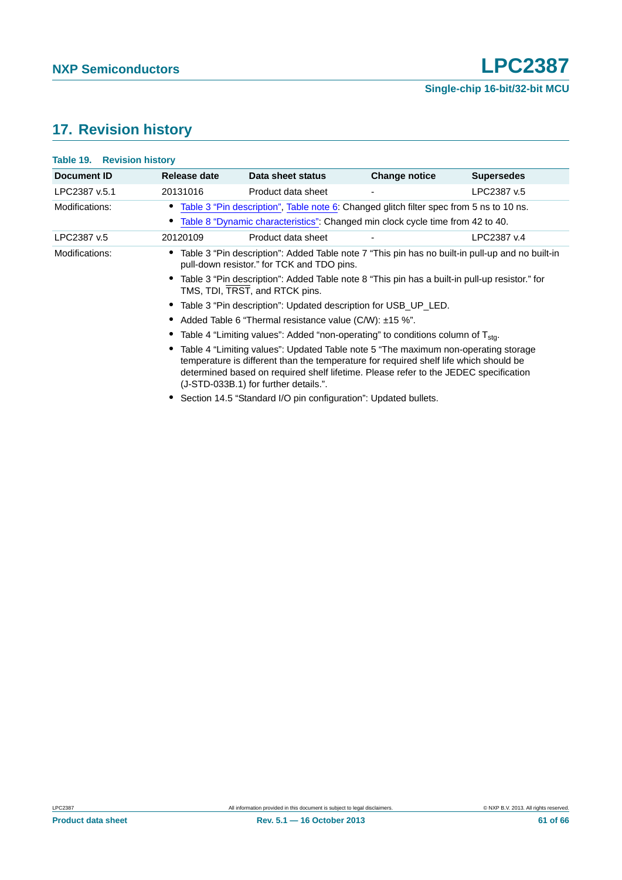## 17. Revision history

**Table 19. Revision history**

| Document ID | Release date | Data sheet status | Change notice | Supersedes |
|---|---|---|---|---|
| LPC2387 v.5.1 | 20131016 | Product data sheet | - | LPC2387 v.5 |
| Modifications: | • Table 3 "Pin description", Table note 6: Changed glitch filter spec from 5 ns to 10 ns. • Table 8 "Dynamic characteristics": Changed min clock cycle time from 42 to 40. | | | |
| LPC2387 v.5 | 20120109 | Product data sheet | - | LPC2387 v.4 |
| Modifications: | • Table 3 "Pin description": Added Table note 7 "This pin has no built-in pull-up and no built-in pull-down resistor." for TCK and TDO pins. • Table 3 "Pin description": Added Table note 8 "This pin has a built-in pull-up resistor." for TMS, TDI, TRST, and RTCK pins. • Table 3 "Pin description": Updated description for USB_UP_LED. • Added Table 6 "Thermal resistance value (C/W): ±15 %". • Table 4 "Limiting values": Added "non-operating" to conditions column of $T_{stg}$. • Table 4 "Limiting values": Updated Table note 5 "The maximum non-operating storage temperature is different than the temperature for required shelf life which should be determined based on required shelf lifetime. Please refer to the JEDEC specification (J-STD-033B.1) for further details.". • Section 14.5 "Standard I/O pin configuration": Updated bullets. | | | |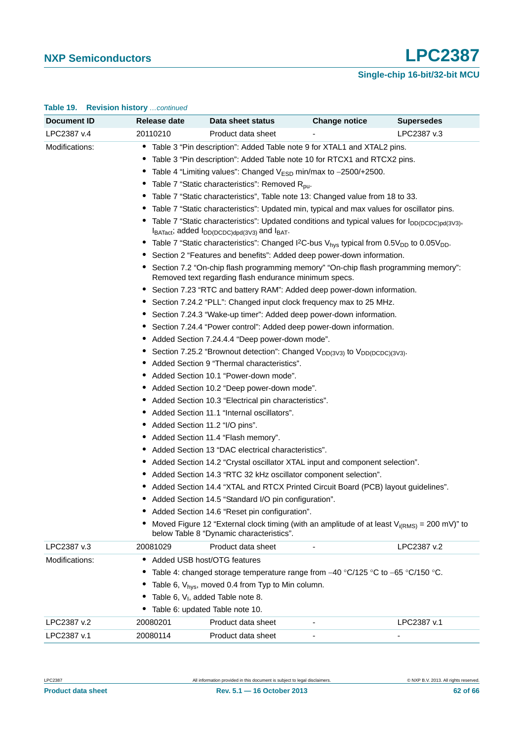**Table 19. Revision history** *...continued*

| Document ID | Release date | Data sheet status | Change notice | Supersedes |
|---|---|---|---|---|
| LPC2387 v.4 | 20110210 | Product data sheet | - | LPC2387 v.3 |
| Modifications: | • Table 3 “Pin description”: Added Table note 9 for XTAL1 and XTAL2 pins.<br>• Table 3 “Pin description”: Added Table note 10 for RTCX1 and RTCX2 pins.<br>• Table 4 “Limiting values”: Changed $V_{ESD}$ min/max to −2500/+2500.<br>• Table 7 “Static characteristics”: Removed $R_{pu}$.<br>• Table 7 “Static characteristics”, Table note 13: Changed value from 18 to 33.<br>• Table 7 “Static characteristics”: Updated min, typical and max values for oscillator pins.<br>• Table 7 “Static characteristics”: Updated conditions and typical values for $I_{DD(DCDC)pd(3V3)}$, $I_{BATact}$; added $I_{DD(DCDC)dpd(3V3)}$ and $I_{BAT}$.<br>• Table 7 “Static characteristics”: Changed I²C-bus $V_{hys}$ typical from $0.5V_{DD}$ to $0.05V_{DD}$.<br>• Section 2 “Features and benefits”: Added deep power-down information.<br>• Section 7.2 “On-chip flash programming memory” “On-chip flash programming memory”: Removed text regarding flash endurance minimum specs.<br>• Section 7.23 “RTC and battery RAM”: Added deep power-down information.<br>• Section 7.24.2 “PLL”: Changed input clock frequency max to 25 MHz.<br>• Section 7.24.3 “Wake-up timer”: Added deep power-down information.<br>• Section 7.24.4 “Power control”: Added deep power-down information.<br>• Added Section 7.24.4.4 “Deep power-down mode”.<br>• Section 7.25.2 “Brownout detection”: Changed $V_{DD(3V3)}$ to $V_{DD(DCDC)(3V3)}$.<br>• Added Section 9 “Thermal characteristics”.<br>• Added Section 10.1 “Power-down mode”.<br>• Added Section 10.2 “Deep power-down mode”.<br>• Added Section 10.3 “Electrical pin characteristics”.<br>• Added Section 11.1 “Internal oscillators”.<br>• Added Section 11.2 “I/O pins”.<br>• Added Section 11.4 “Flash memory”.<br>• Added Section 13 “DAC electrical characteristics”.<br>• Added Section 14.2 “Crystal oscillator XTAL input and component selection”.<br>• Added Section 14.3 “RTC 32 kHz oscillator component selection”.<br>• Added Section 14.4 “XTAL and RTCX Printed Circuit Board (PCB) layout guidelines”.<br>• Added Section 14.5 “Standard I/O pin configuration”.<br>• Added Section 14.6 “Reset pin configuration”.<br>• Moved Figure 12 “External clock timing (with an amplitude of at least $V_{i(RMS)}$ = 200 mV)” to below Table 8 “Dynamic characteristics”. | | | |
| LPC2387 v.3 | 20081029 | Product data sheet | - | LPC2387 v.2 |
| Modifications: | • Added USB host/OTG features<br>• Table 4: changed storage temperature range from −40 °C/125 °C to −65 °C/150 °C.<br>• Table 6, $V_{hys}$, moved 0.4 from Typ to Min column.<br>• Table 6, $V_I$, added Table note 8.<br>• Table 6: updated Table note 10. | | | |
| LPC2387 v.2 | 20080201 | Product data sheet | - | LPC2387 v.1 |
| LPC2387 v.1 | 20080114 | Product data sheet | - | - |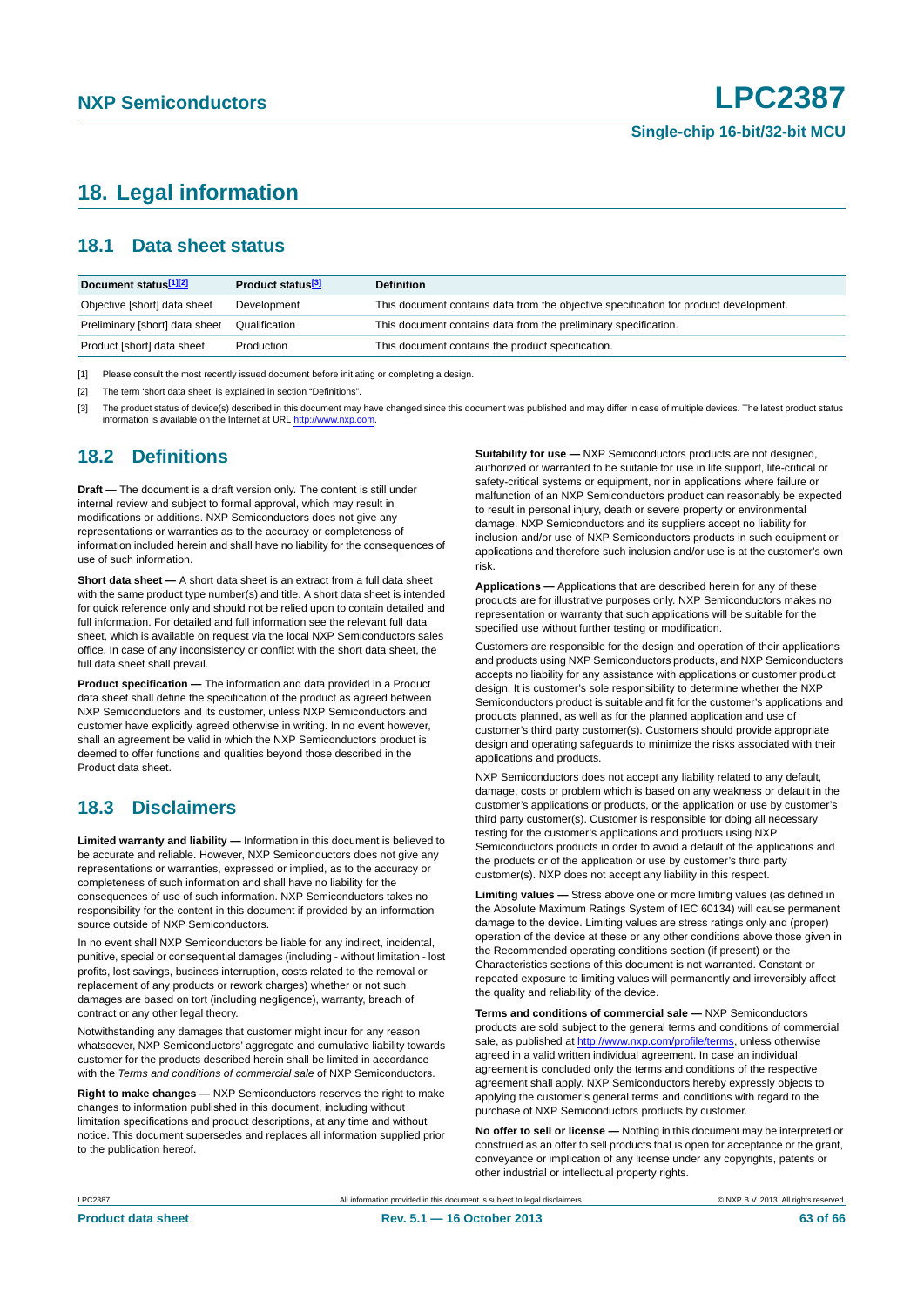# 18. Legal information

## 18.1 Data sheet status

| Document status[1][2] | Product status[3] | Definition |
|---|---|---|
| Objective [short] data sheet | Development | This document contains data from the objective specification for product development. |
| Preliminary [short] data sheet | Qualification | This document contains data from the preliminary specification. |
| Product [short] data sheet | Production | This document contains the product specification. |

[1] Please consult the most recently issued document before initiating or completing a design.

[2] The term 'short data sheet' is explained in section "Definitions".

[3] The product status of device(s) described in this document may have changed since this document was published and may differ in case of multiple devices. The latest product status information is available on the Internet at URL http://www.nxp.com.

## 18.2 Definitions

**Draft —** The document is a draft version only. The content is still under internal review and subject to formal approval, which may result in modifications or additions. NXP Semiconductors does not give any representations or warranties as to the accuracy or completeness of information included herein and shall have no liability for the consequences of use of such information.

**Short data sheet —** A short data sheet is an extract from a full data sheet with the same product type number(s) and title. A short data sheet is intended for quick reference only and should not be relied upon to contain detailed and full information. For detailed and full information see the relevant full data sheet, which is available on request via the local NXP Semiconductors sales office. In case of any inconsistency or conflict with the short data sheet, the full data sheet shall prevail.

**Product specification —** The information and data provided in a Product data sheet shall define the specification of the product as agreed between NXP Semiconductors and its customer, unless NXP Semiconductors and customer have explicitly agreed otherwise in writing. In no event however, shall an agreement be valid in which the NXP Semiconductors product is deemed to offer functions and qualities beyond those described in the Product data sheet.

## 18.3 Disclaimers

**Limited warranty and liability —** Information in this document is believed to be accurate and reliable. However, NXP Semiconductors does not give any representations or warranties, expressed or implied, as to the accuracy or completeness of such information and shall have no liability for the consequences of use of such information. NXP Semiconductors takes no responsibility for the content in this document if provided by an information source outside of NXP Semiconductors.

In no event shall NXP Semiconductors be liable for any indirect, incidental, punitive, special or consequential damages (including - without limitation - lost profits, lost savings, business interruption, costs related to the removal or replacement of any products or rework charges) whether or not such damages are based on tort (including negligence), warranty, breach of contract or any other legal theory.

Notwithstanding any damages that customer might incur for any reason whatsoever, NXP Semiconductors' aggregate and cumulative liability towards customer for the products described herein shall be limited in accordance with the *Terms and conditions of commercial sale* of NXP Semiconductors.

**Right to make changes —** NXP Semiconductors reserves the right to make changes to information published in this document, including without limitation specifications and product descriptions, at any time and without notice. This document supersedes and replaces all information supplied prior to the publication hereof.

**Suitability for use —** NXP Semiconductors products are not designed, authorized or warranted to be suitable for use in life support, life-critical or safety-critical systems or equipment, nor in applications where failure or malfunction of an NXP Semiconductors product can reasonably be expected to result in personal injury, death or severe property or environmental damage. NXP Semiconductors and its suppliers accept no liability for inclusion and/or use of NXP Semiconductors products in such equipment or applications and therefore such inclusion and/or use is at the customer's own risk.

**Applications —** Applications that are described herein for any of these products are for illustrative purposes only. NXP Semiconductors makes no representation or warranty that such applications will be suitable for the specified use without further testing or modification.

Customers are responsible for the design and operation of their applications and products using NXP Semiconductors products, and NXP Semiconductors accepts no liability for any assistance with applications or customer product design. It is customer's sole responsibility to determine whether the NXP Semiconductors product is suitable and fit for the customer's applications and products planned, as well as for the planned application and use of customer's third party customer(s). Customers should provide appropriate design and operating safeguards to minimize the risks associated with their applications and products.

NXP Semiconductors does not accept any liability related to any default, damage, costs or problem which is based on any weakness or default in the customer's applications or products, or the application or use by customer's third party customer(s). Customer is responsible for doing all necessary testing for the customer's applications and products using NXP Semiconductors products in order to avoid a default of the applications and the products or of the application or use by customer's third party customer(s). NXP does not accept any liability in this respect.

**Limiting values —** Stress above one or more limiting values (as defined in the Absolute Maximum Ratings System of IEC 60134) will cause permanent damage to the device. Limiting values are stress ratings only and (proper) operation of the device at these or any other conditions above those given in the Recommended operating conditions section (if present) or the Characteristics sections of this document is not warranted. Constant or repeated exposure to limiting values will permanently and irreversibly affect the quality and reliability of the device.

**Terms and conditions of commercial sale —** NXP Semiconductors products are sold subject to the general terms and conditions of commercial sale, as published at http://www.nxp.com/profile/terms, unless otherwise agreed in a valid written individual agreement. In case an individual agreement is concluded only the terms and conditions of the respective agreement shall apply. NXP Semiconductors hereby expressly objects to applying the customer's general terms and conditions with regard to the purchase of NXP Semiconductors products by customer.

**No offer to sell or license —** Nothing in this document may be interpreted or construed as an offer to sell products that is open for acceptance or the grant, conveyance or implication of any license under any copyrights, patents or other industrial or intellectual property rights.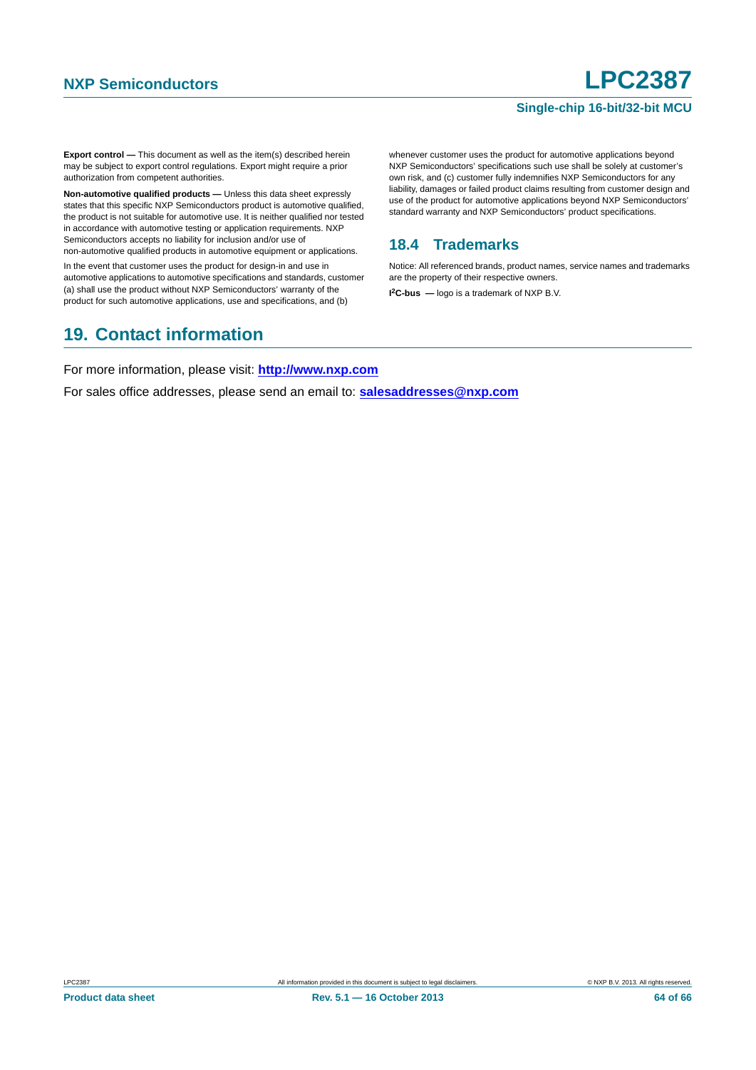**Export control —** This document as well as the item(s) described herein may be subject to export control regulations. Export might require a prior authorization from competent authorities.

**Non-automotive qualified products —** Unless this data sheet expressly states that this specific NXP Semiconductors product is automotive qualified, the product is not suitable for automotive use. It is neither qualified nor tested in accordance with automotive testing or application requirements. NXP Semiconductors accepts no liability for inclusion and/or use of non-automotive qualified products in automotive equipment or applications.

In the event that customer uses the product for design-in and use in automotive applications to automotive specifications and standards, customer (a) shall use the product without NXP Semiconductors' warranty of the product for such automotive applications, use and specifications, and (b) whenever customer uses the product for automotive applications beyond NXP Semiconductors' specifications such use shall be solely at customer's own risk, and (c) customer fully indemnifies NXP Semiconductors for any liability, damages or failed product claims resulting from customer design and use of the product for automotive applications beyond NXP Semiconductors' standard warranty and NXP Semiconductors' product specifications.

### 18.4 Trademarks

Notice: All referenced brands, product names, service names and trademarks are the property of their respective owners.

**I²C-bus —** logo is a trademark of NXP B.V.

## 19. Contact information

For more information, please visit: **http://www.nxp.com**

For sales office addresses, please send an email to: **salesaddresses@nxp.com**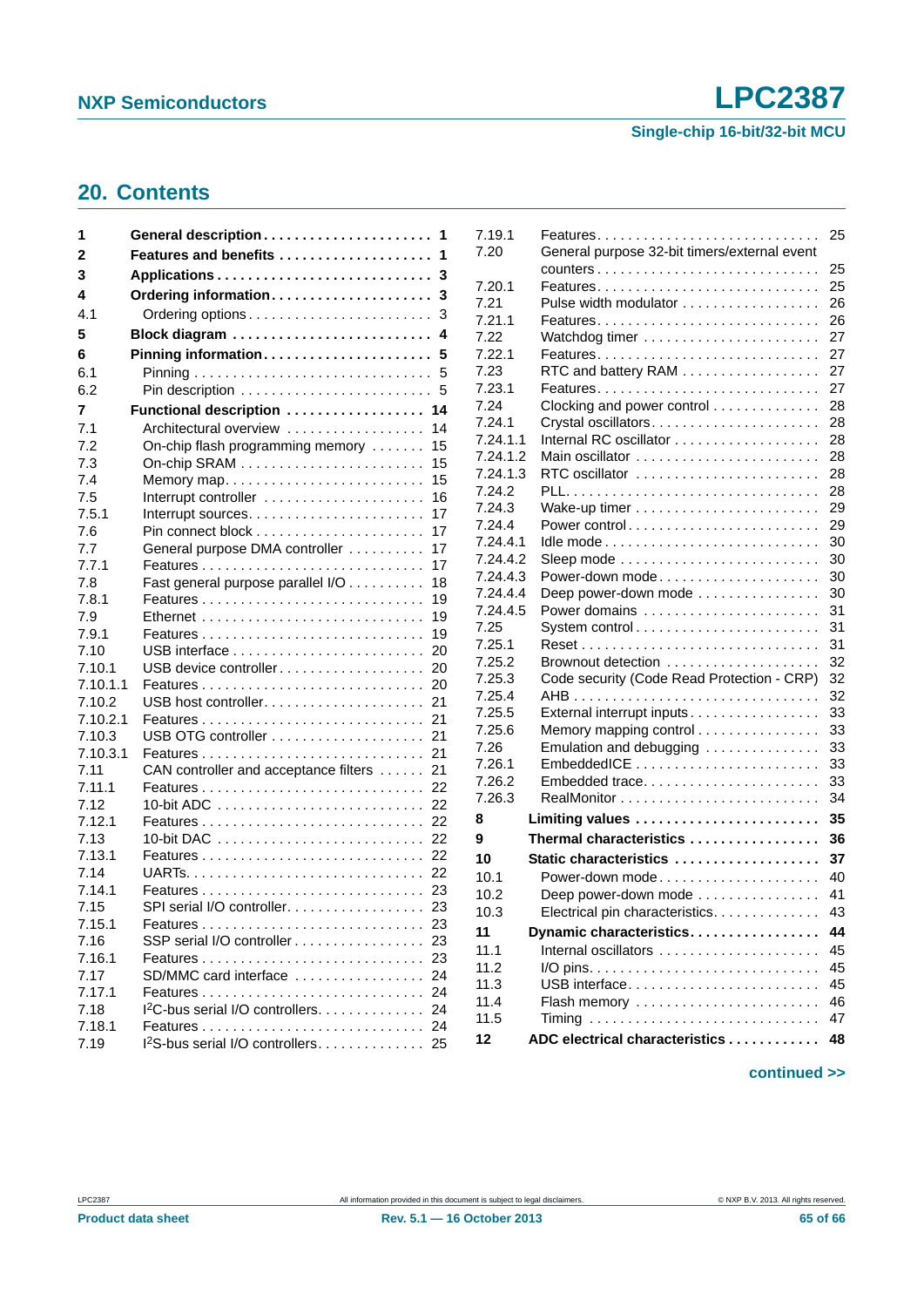## 20. Contents

| | | |
|---|---|---|
| **1** | **General description** | **1** |
| **2** | **Features and benefits** | **1** |
| **3** | **Applications** | **3** |
| **4** | **Ordering information** | **3** |
| 4.1 | Ordering options | 3 |
| **5** | **Block diagram** | **4** |
| **6** | **Pinning information** | **5** |
| 6.1 | Pinning | 5 |
| 6.2 | Pin description | 5 |
| **7** | **Functional description** | **14** |
| 7.1 | Architectural overview | 14 |
| 7.2 | On-chip flash programming memory | 15 |
| 7.3 | On-chip SRAM | 15 |
| 7.4 | Memory map | 15 |
| 7.5 | Interrupt controller | 16 |
| 7.5.1 | Interrupt sources | 17 |
| 7.6 | Pin connect block | 17 |
| 7.7 | General purpose DMA controller | 17 |
| 7.7.1 | Features | 17 |
| 7.8 | Fast general purpose parallel I/O | 18 |
| 7.8.1 | Features | 19 |
| 7.9 | Ethernet | 19 |
| 7.9.1 | Features | 19 |
| 7.10 | USB interface | 20 |
| 7.10.1 | USB device controller | 20 |
| 7.10.1.1 | Features | 20 |
| 7.10.2 | USB host controller | 21 |
| 7.10.2.1 | Features | 21 |
| 7.10.3 | USB OTG controller | 21 |
| 7.10.3.1 | Features | 21 |
| 7.11 | CAN controller and acceptance filters | 21 |
| 7.11.1 | Features | 22 |
| 7.12 | 10-bit ADC | 22 |
| 7.12.1 | Features | 22 |
| 7.13 | 10-bit DAC | 22 |
| 7.13.1 | Features | 22 |
| 7.14 | UARTs | 22 |
| 7.14.1 | Features | 23 |
| 7.15 | SPI serial I/O controller | 23 |
| 7.15.1 | Features | 23 |
| 7.16 | SSP serial I/O controller | 23 |
| 7.16.1 | Features | 23 |
| 7.17 | SD/MMC card interface | 24 |
| 7.17.1 | Features | 24 |
| 7.18 | I²C-bus serial I/O controllers | 24 |
| 7.18.1 | Features | 24 |
| 7.19 | I²S-bus serial I/O controllers | 25 |
| 7.19.1 | Features | 25 |
| 7.20 | General purpose 32-bit timers/external event counters | 25 |
| 7.20.1 | Features | 25 |
| 7.21 | Pulse width modulator | 26 |
| 7.21.1 | Features | 26 |
| 7.22 | Watchdog timer | 27 |
| 7.22.1 | Features | 27 |
| 7.23 | RTC and battery RAM | 27 |
| 7.23.1 | Features | 27 |
| 7.24 | Clocking and power control | 28 |
| 7.24.1 | Crystal oscillators | 28 |
| 7.24.1.1 | Internal RC oscillator | 28 |
| 7.24.1.2 | Main oscillator | 28 |
| 7.24.1.3 | RTC oscillator | 28 |
| 7.24.2 | PLL | 28 |
| 7.24.3 | Wake-up timer | 29 |
| 7.24.4 | Power control | 29 |
| 7.24.4.1 | Idle mode | 30 |
| 7.24.4.2 | Sleep mode | 30 |
| 7.24.4.3 | Power-down mode | 30 |
| 7.24.4.4 | Deep power-down mode | 30 |
| 7.24.4.5 | Power domains | 31 |
| 7.25 | System control | 31 |
| 7.25.1 | Reset | 31 |
| 7.25.2 | Brownout detection | 32 |
| 7.25.3 | Code security (Code Read Protection - CRP) | 32 |
| 7.25.4 | AHB | 32 |
| 7.25.5 | External interrupt inputs | 33 |
| 7.25.6 | Memory mapping control | 33 |
| 7.26 | Emulation and debugging | 33 |
| 7.26.1 | EmbeddedICE | 33 |
| 7.26.2 | Embedded trace | 33 |
| 7.26.3 | RealMonitor | 34 |
| **8** | **Limiting values** | **35** |
| **9** | **Thermal characteristics** | **36** |
| **10** | **Static characteristics** | **37** |
| 10.1 | Power-down mode | 40 |
| 10.2 | Deep power-down mode | 41 |
| 10.3 | Electrical pin characteristics | 43 |
| **11** | **Dynamic characteristics** | **44** |
| 11.1 | Internal oscillators | 45 |
| 11.2 | I/O pins | 45 |
| 11.3 | USB interface | 45 |
| 11.4 | Flash memory | 46 |
| 11.5 | Timing | 47 |
| **12** | **ADC electrical characteristics** | **48** |

continued >>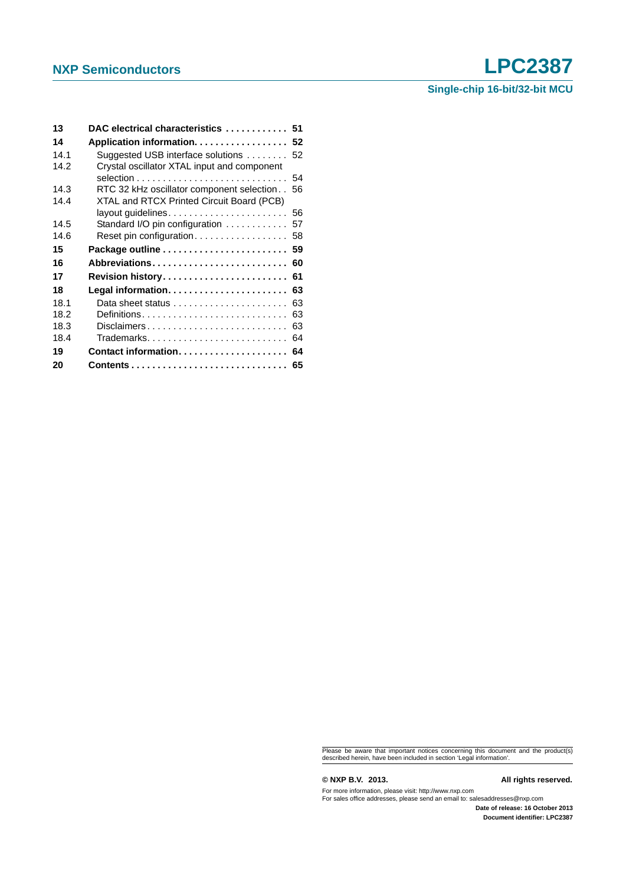| | | |
|---|---|---|
| **13** | **DAC electrical characteristics** | **51** |
| **14** | **Application information** | **52** |
| 14.1 | Suggested USB interface solutions | 52 |
| 14.2 | Crystal oscillator XTAL input and component selection | 54 |
| 14.3 | RTC 32 kHz oscillator component selection | 56 |
| 14.4 | XTAL and RTCX Printed Circuit Board (PCB) layout guidelines | 56 |
| 14.5 | Standard I/O pin configuration | 57 |
| 14.6 | Reset pin configuration | 58 |
| **15** | **Package outline** | **59** |
| **16** | **Abbreviations** | **60** |
| **17** | **Revision history** | **61** |
| **18** | **Legal information** | **63** |
| 18.1 | Data sheet status | 63 |
| 18.2 | Definitions | 63 |
| 18.3 | Disclaimers | 63 |
| 18.4 | Trademarks | 64 |
| **19** | **Contact information** | **64** |
| **20** | **Contents** | **65** |

Please be aware that important notices concerning this document and the product(s) described herein, have been included in section 'Legal information'.

**© NXP B.V. 2013. All rights reserved.**

For more information, please visit: http://www.nxp.com
For sales office addresses, please send an email to: salesaddresses@nxp.com

**Date of release: 16 October 2013**
**Document identifier: LPC2387**